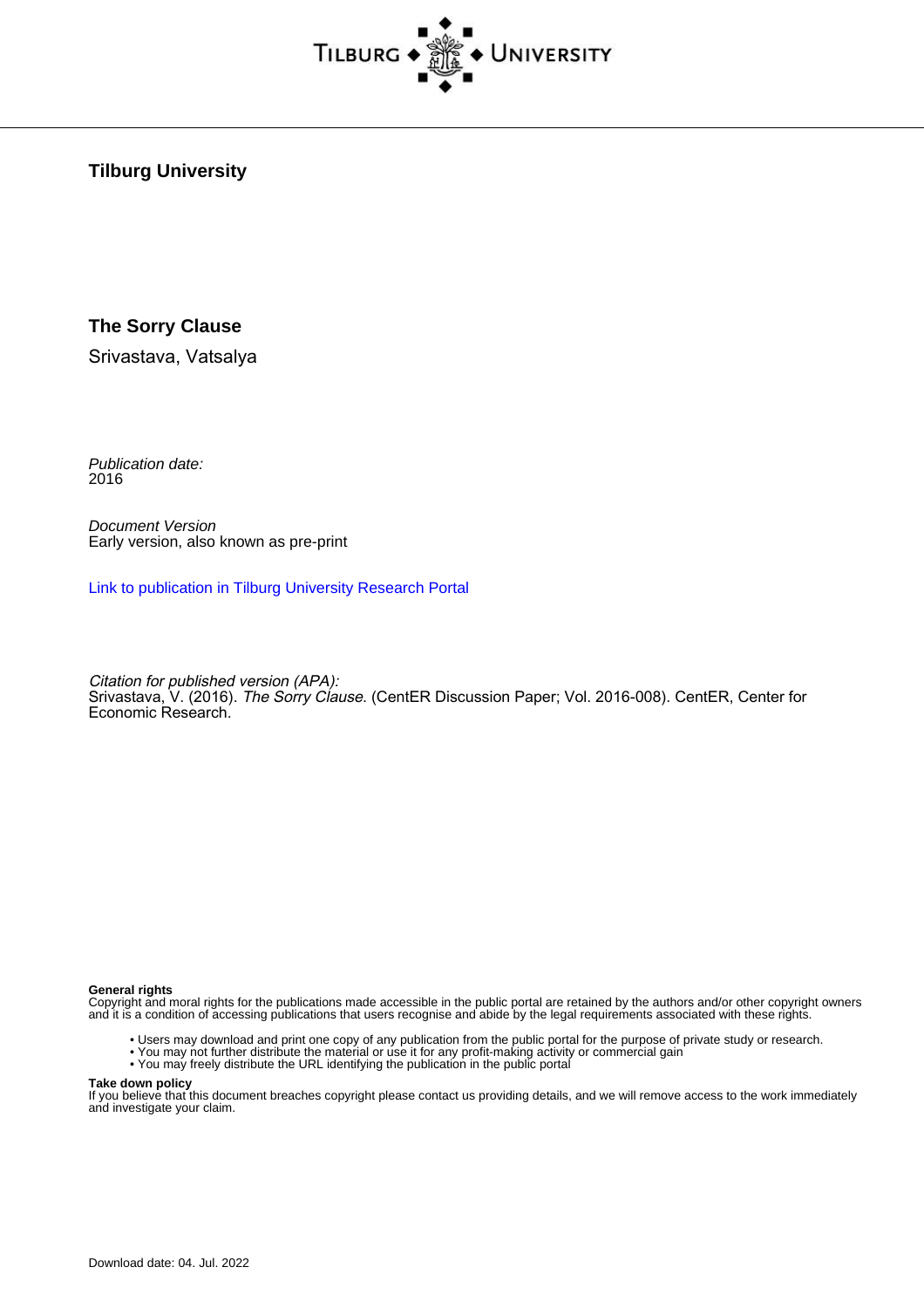Tilburg University

# The Sorry Clause

Srivastava, Vatsalya

*Publication date:*
2016

*Document Version*
Early version, also known as pre-print

Link to publication in Tilburg University Research Portal

*Citation for published version (APA):*
Srivastava, V. (2016). *The Sorry Clause*. (CentER Discussion Paper; Vol. 2016-008). CentER, Center for Economic Research.

**General rights**
Copyright and moral rights for the publications made accessible in the public portal are retained by the authors and/or other copyright owners and it is a condition of accessing publications that users recognise and abide by the legal requirements associated with these rights.

- Users may download and print one copy of any publication from the public portal for the purpose of private study or research.
- You may not further distribute the material or use it for any profit-making activity or commercial gain
- You may freely distribute the URL identifying the publication in the public portal

**Take down policy**
If you believe that this document breaches copyright please contact us providing details, and we will remove access to the work immediately and investigate your claim.

Download date: 04. Jul. 2022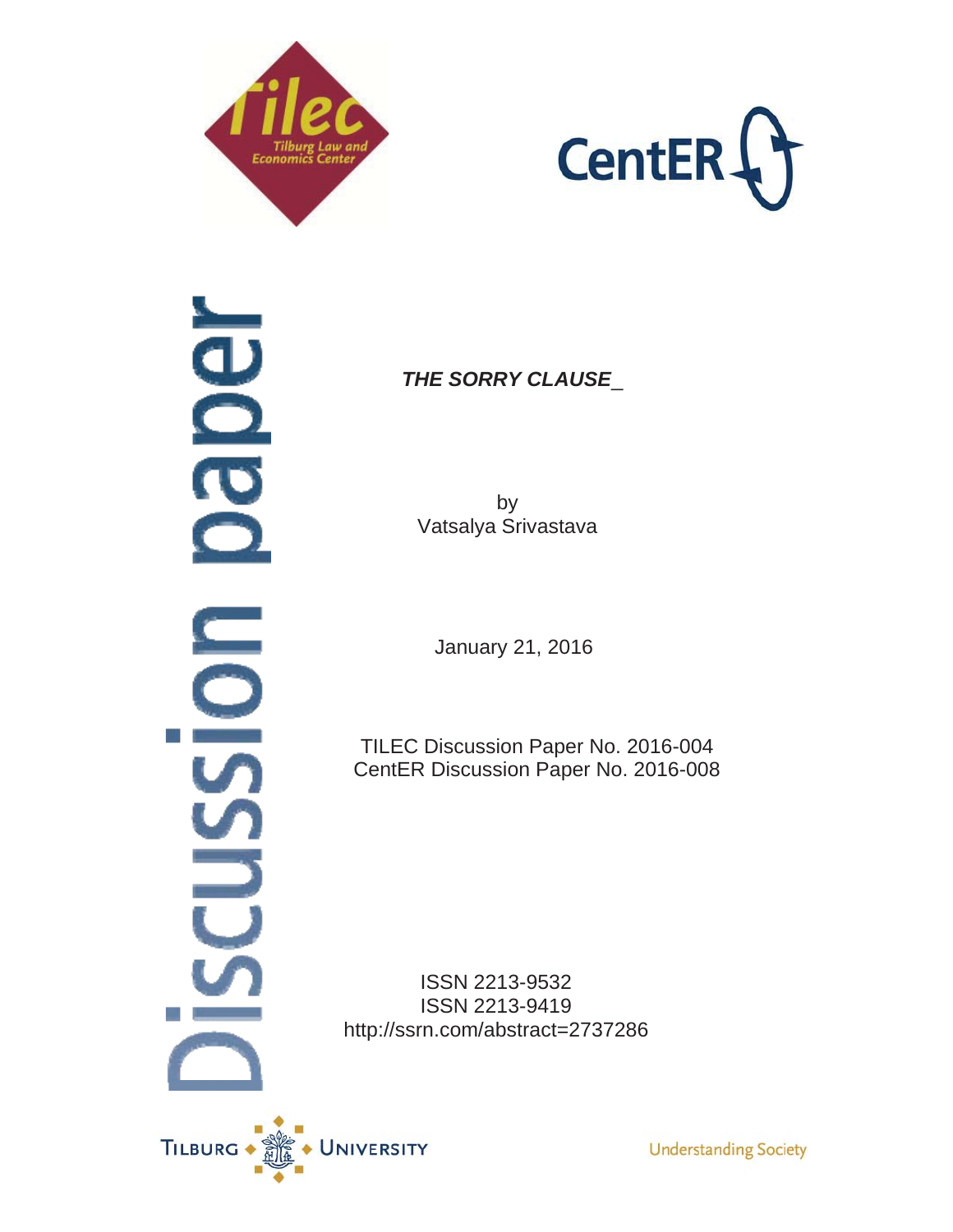***THE SORRY CLAUSE_***

by
Vatsalya Srivastava

January 21, 2016

TILEC Discussion Paper No. 2016-004
CentER Discussion Paper No. 2016-008

ISSN 2213-9532
ISSN 2213-9419
http://ssrn.com/abstract=2737286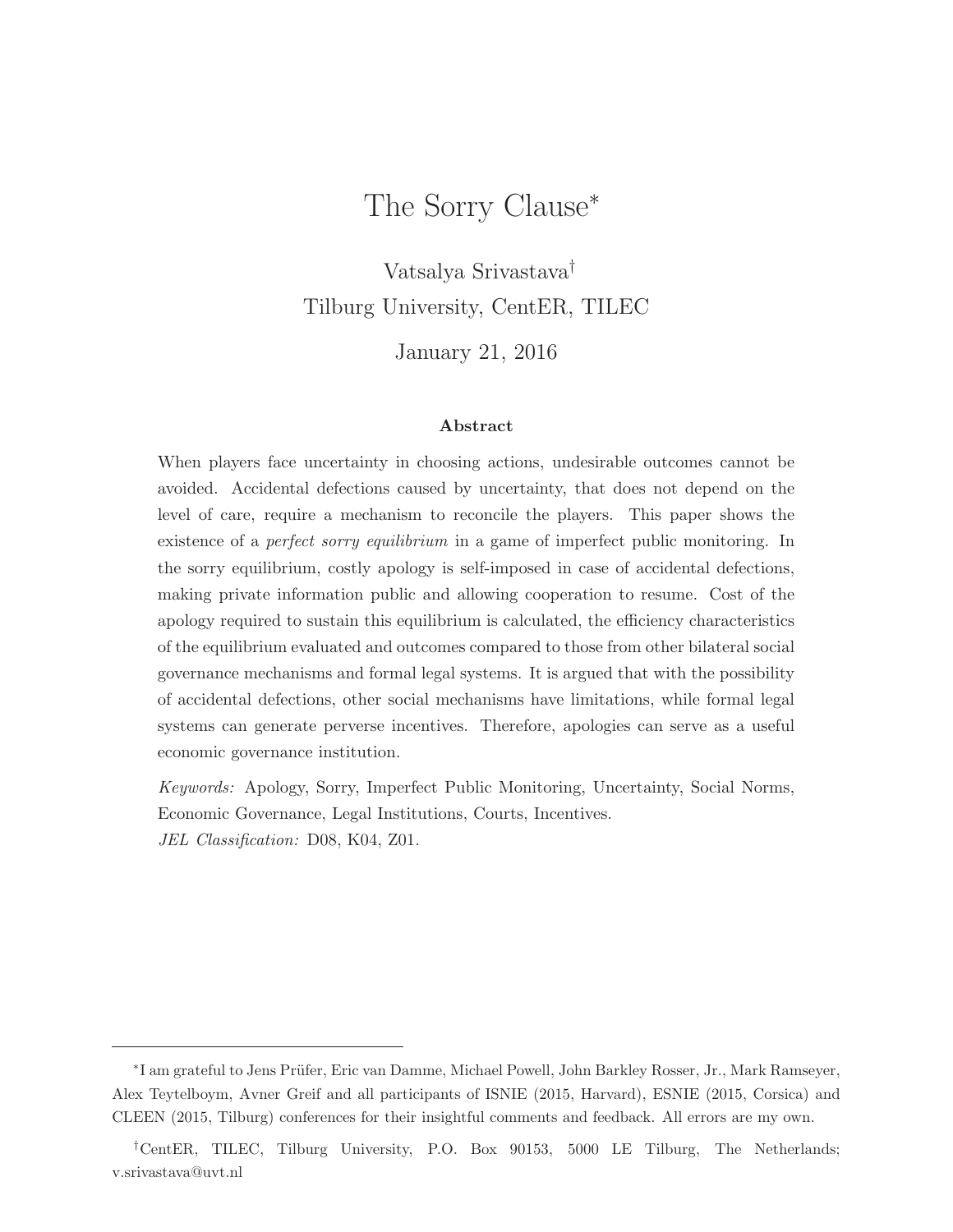# The Sorry Clause*

Vatsalya Srivastava†
Tilburg University, CentER, TILEC

January 21, 2016

### Abstract

When players face uncertainty in choosing actions, undesirable outcomes cannot be avoided. Accidental defections caused by uncertainty, that does not depend on the level of care, require a mechanism to reconcile the players. This paper shows the existence of a *perfect sorry equilibrium* in a game of imperfect public monitoring. In the sorry equilibrium, costly apology is self-imposed in case of accidental defections, making private information public and allowing cooperation to resume. Cost of the apology required to sustain this equilibrium is calculated, the efficiency characteristics of the equilibrium evaluated and outcomes compared to those from other bilateral social governance mechanisms and formal legal systems. It is argued that with the possibility of accidental defections, other social mechanisms have limitations, while formal legal systems can generate perverse incentives. Therefore, apologies can serve as a useful economic governance institution.

*Keywords:* Apology, Sorry, Imperfect Public Monitoring, Uncertainty, Social Norms, Economic Governance, Legal Institutions, Courts, Incentives.
*JEL Classification:* D08, K04, Z01.

---

*I am grateful to Jens Prüfer, Eric van Damme, Michael Powell, John Barkley Rosser, Jr., Mark Ramseyer, Alex Teytelboym, Avner Greif and all participants of ISNIE (2015, Harvard), ESNIE (2015, Corsica) and CLEEN (2015, Tilburg) conferences for their insightful comments and feedback. All errors are my own.

†CentER, TILEC, Tilburg University, P.O. Box 90153, 5000 LE Tilburg, The Netherlands; v.srivastava@uvt.nl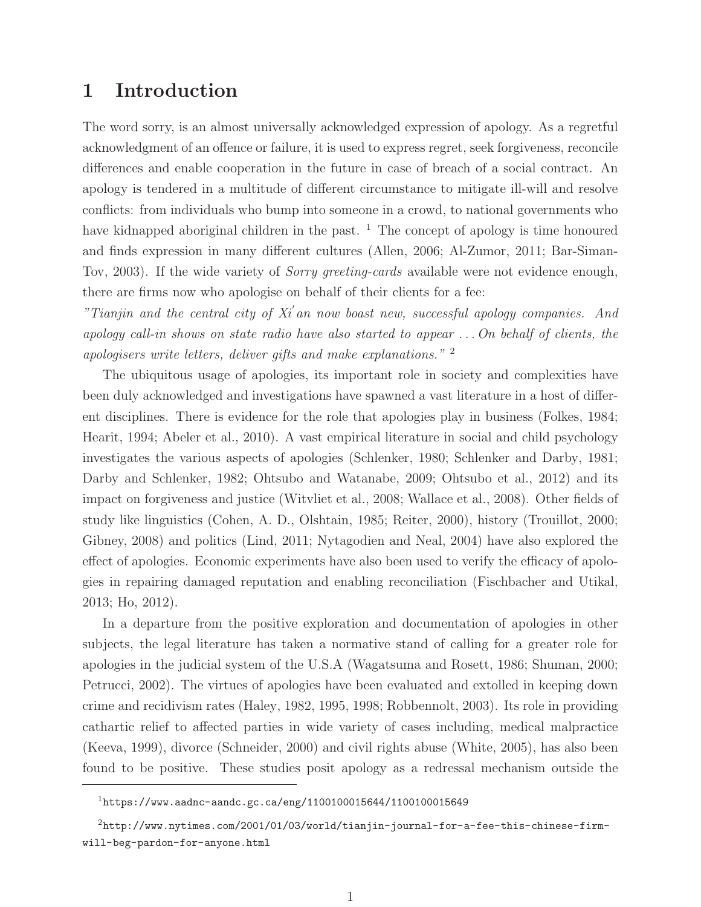# 1 Introduction

The word sorry, is an almost universally acknowledged expression of apology. As a regretful acknowledgment of an offence or failure, it is used to express regret, seek forgiveness, reconcile differences and enable cooperation in the future in case of breach of a social contract. An apology is tendered in a multitude of different circumstance to mitigate ill-will and resolve conflicts: from individuals who bump into someone in a crowd, to national governments who have kidnapped aboriginal children in the past. [1] The concept of apology is time honoured and finds expression in many different cultures (Allen, 2006; Al-Zumor, 2011; Bar-Siman-Tov, 2003). If the wide variety of *Sorry greeting-cards* available were not evidence enough, there are firms now who apologise on behalf of their clients for a fee:

*"Tianjin and the central city of Xi′an now boast new, successful apology companies. And apology call-in shows on state radio have also started to appear . . . On behalf of clients, the apologisers write letters, deliver gifts and make explanations."* [2]

The ubiquitous usage of apologies, its important role in society and complexities have been duly acknowledged and investigations have spawned a vast literature in a host of different disciplines. There is evidence for the role that apologies play in business (Folkes, 1984; Hearit, 1994; Abeler et al., 2010). A vast empirical literature in social and child psychology investigates the various aspects of apologies (Schlenker, 1980; Schlenker and Darby, 1981; Darby and Schlenker, 1982; Ohtsubo and Watanabe, 2009; Ohtsubo et al., 2012) and its impact on forgiveness and justice (Witvliet et al., 2008; Wallace et al., 2008). Other fields of study like linguistics (Cohen, A. D., Olshtain, 1985; Reiter, 2000), history (Trouillot, 2000; Gibney, 2008) and politics (Lind, 2011; Nytagodien and Neal, 2004) have also explored the effect of apologies. Economic experiments have also been used to verify the efficacy of apologies in repairing damaged reputation and enabling reconciliation (Fischbacher and Utikal, 2013; Ho, 2012).

In a departure from the positive exploration and documentation of apologies in other subjects, the legal literature has taken a normative stand of calling for a greater role for apologies in the judicial system of the U.S.A (Wagatsuma and Rosett, 1986; Shuman, 2000; Petrucci, 2002). The virtues of apologies have been evaluated and extolled in keeping down crime and recidivism rates (Haley, 1982, 1995, 1998; Robbennolt, 2003). Its role in providing cathartic relief to affected parties in wide variety of cases including, medical malpractice (Keeva, 1999), divorce (Schneider, 2000) and civil rights abuse (White, 2005), has also been found to be positive. These studies posit apology as a redressal mechanism outside the

---

[1] https://www.aadnc-aandc.gc.ca/eng/1100100015644/1100100015649

[2] http://www.nytimes.com/2001/01/03/world/tianjin-journal-for-a-fee-this-chinese-firm-will-beg-pardon-for-anyone.html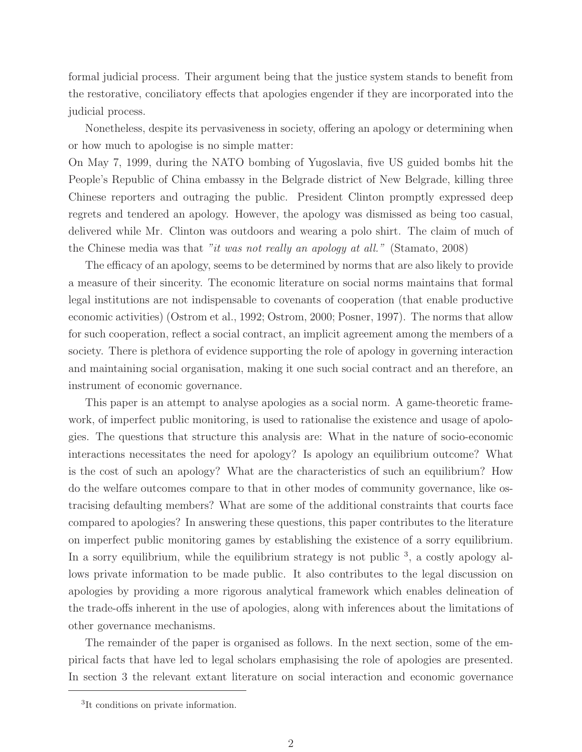formal judicial process. Their argument being that the justice system stands to benefit from the restorative, conciliatory effects that apologies engender if they are incorporated into the judicial process.

Nonetheless, despite its pervasiveness in society, offering an apology or determining when or how much to apologise is no simple matter:

On May 7, 1999, during the NATO bombing of Yugoslavia, five US guided bombs hit the People's Republic of China embassy in the Belgrade district of New Belgrade, killing three Chinese reporters and outraging the public. President Clinton promptly expressed deep regrets and tendered an apology. However, the apology was dismissed as being too casual, delivered while Mr. Clinton was outdoors and wearing a polo shirt. The claim of much of the Chinese media was that *"it was not really an apology at all."* (Stamato, 2008)

The efficacy of an apology, seems to be determined by norms that are also likely to provide a measure of their sincerity. The economic literature on social norms maintains that formal legal institutions are not indispensable to covenants of cooperation (that enable productive economic activities) (Ostrom et al., 1992; Ostrom, 2000; Posner, 1997). The norms that allow for such cooperation, reflect a social contract, an implicit agreement among the members of a society. There is plethora of evidence supporting the role of apology in governing interaction and maintaining social organisation, making it one such social contract and an therefore, an instrument of economic governance.

This paper is an attempt to analyse apologies as a social norm. A game-theoretic framework, of imperfect public monitoring, is used to rationalise the existence and usage of apologies. The questions that structure this analysis are: What in the nature of socio-economic interactions necessitates the need for apology? Is apology an equilibrium outcome? What is the cost of such an apology? What are the characteristics of such an equilibrium? How do the welfare outcomes compare to that in other modes of community governance, like ostracising defaulting members? What are some of the additional constraints that courts face compared to apologies? In answering these questions, this paper contributes to the literature on imperfect public monitoring games by establishing the existence of a sorry equilibrium. In a sorry equilibrium, while the equilibrium strategy is not public [3], a costly apology allows private information to be made public. It also contributes to the legal discussion on apologies by providing a more rigorous analytical framework which enables delineation of the trade-offs inherent in the use of apologies, along with inferences about the limitations of other governance mechanisms.

The remainder of the paper is organised as follows. In the next section, some of the empirical facts that have led to legal scholars emphasising the role of apologies are presented. In section 3 the relevant extant literature on social interaction and economic governance

[3] It conditions on private information.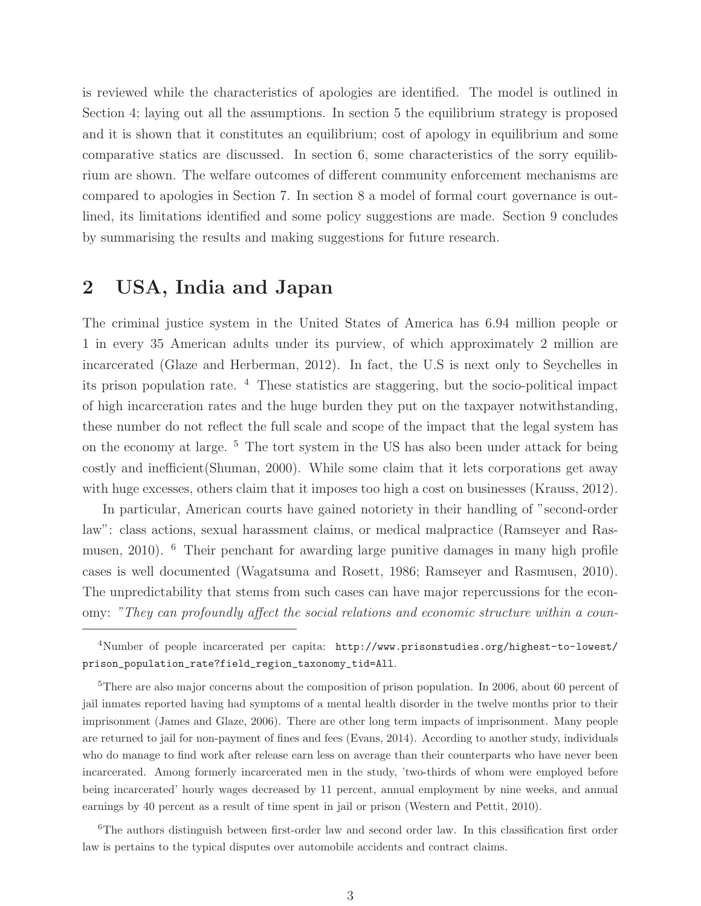is reviewed while the characteristics of apologies are identified. The model is outlined in Section 4; laying out all the assumptions. In section 5 the equilibrium strategy is proposed and it is shown that it constitutes an equilibrium; cost of apology in equilibrium and some comparative statics are discussed. In section 6, some characteristics of the sorry equilibrium are shown. The welfare outcomes of different community enforcement mechanisms are compared to apologies in Section 7. In section 8 a model of formal court governance is outlined, its limitations identified and some policy suggestions are made. Section 9 concludes by summarising the results and making suggestions for future research.

## 2 USA, India and Japan

The criminal justice system in the United States of America has 6.94 million people or 1 in every 35 American adults under its purview, of which approximately 2 million are incarcerated (Glaze and Herberman, 2012). In fact, the U.S is next only to Seychelles in its prison population rate. [4] These statistics are staggering, but the socio-political impact of high incarceration rates and the huge burden they put on the taxpayer notwithstanding, these number do not reflect the full scale and scope of the impact that the legal system has on the economy at large. [5] The tort system in the US has also been under attack for being costly and inefficient(Shuman, 2000). While some claim that it lets corporations get away with huge excesses, others claim that it imposes too high a cost on businesses (Krauss, 2012).

In particular, American courts have gained notoriety in their handling of "second-order law": class actions, sexual harassment claims, or medical malpractice (Ramseyer and Rasmusen, 2010). [6] Their penchant for awarding large punitive damages in many high profile cases is well documented (Wagatsuma and Rosett, 1986; Ramseyer and Rasmusen, 2010). The unpredictability that stems from such cases can have major repercussions for the economy: *"They can profoundly affect the social relations and economic structure within a coun-*

---

[4] Number of people incarcerated per capita: `http://www.prisonstudies.org/highest-to-lowest/prison_population_rate?field_region_taxonomy_tid=All`.

[5] There are also major concerns about the composition of prison population. In 2006, about 60 percent of jail inmates reported having had symptoms of a mental health disorder in the twelve months prior to their imprisonment (James and Glaze, 2006). There are other long term impacts of imprisonment. Many people are returned to jail for non-payment of fines and fees (Evans, 2014). According to another study, individuals who do manage to find work after release earn less on average than their counterparts who have never been incarcerated. Among formerly incarcerated men in the study, 'two-thirds of whom were employed before being incarcerated' hourly wages decreased by 11 percent, annual employment by nine weeks, and annual earnings by 40 percent as a result of time spent in jail or prison (Western and Pettit, 2010).

[6] The authors distinguish between first-order law and second order law. In this classification first order law is pertains to the typical disputes over automobile accidents and contract claims.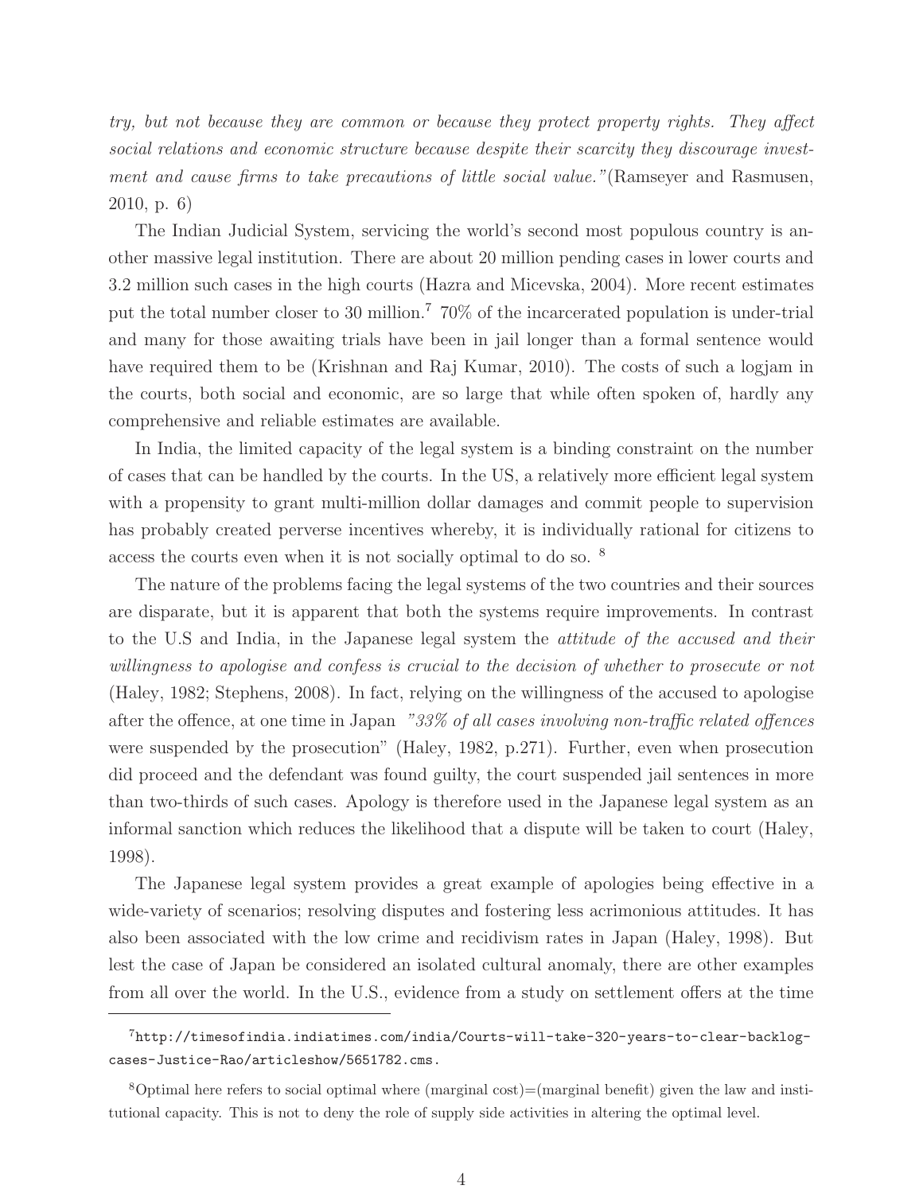*try, but not because they are common or because they protect property rights. They affect social relations and economic structure because despite their scarcity they discourage investment and cause firms to take precautions of little social value."*(Ramseyer and Rasmusen, 2010, p. 6)

The Indian Judicial System, servicing the world's second most populous country is another massive legal institution. There are about 20 million pending cases in lower courts and 3.2 million such cases in the high courts (Hazra and Micevska, 2004). More recent estimates put the total number closer to 30 million.[7] 70% of the incarcerated population is under-trial and many for those awaiting trials have been in jail longer than a formal sentence would have required them to be (Krishnan and Raj Kumar, 2010). The costs of such a logjam in the courts, both social and economic, are so large that while often spoken of, hardly any comprehensive and reliable estimates are available.

In India, the limited capacity of the legal system is a binding constraint on the number of cases that can be handled by the courts. In the US, a relatively more efficient legal system with a propensity to grant multi-million dollar damages and commit people to supervision has probably created perverse incentives whereby, it is individually rational for citizens to access the courts even when it is not socially optimal to do so. [8]

The nature of the problems facing the legal systems of the two countries and their sources are disparate, but it is apparent that both the systems require improvements. In contrast to the U.S and India, in the Japanese legal system the *attitude of the accused and their willingness to apologise and confess is crucial to the decision of whether to prosecute or not* (Haley, 1982; Stephens, 2008). In fact, relying on the willingness of the accused to apologise after the offence, at one time in Japan *"33% of all cases involving non-traffic related offences* were suspended by the prosecution" (Haley, 1982, p.271). Further, even when prosecution did proceed and the defendant was found guilty, the court suspended jail sentences in more than two-thirds of such cases. Apology is therefore used in the Japanese legal system as an informal sanction which reduces the likelihood that a dispute will be taken to court (Haley, 1998).

The Japanese legal system provides a great example of apologies being effective in a wide-variety of scenarios; resolving disputes and fostering less acrimonious attitudes. It has also been associated with the low crime and recidivism rates in Japan (Haley, 1998). But lest the case of Japan be considered an isolated cultural anomaly, there are other examples from all over the world. In the U.S., evidence from a study on settlement offers at the time

---

[7] http://timesofindia.indiatimes.com/india/Courts-will-take-320-years-to-clear-backlog-cases-Justice-Rao/articleshow/5651782.cms.

[8] Optimal here refers to social optimal where (marginal cost)=(marginal benefit) given the law and institutional capacity. This is not to deny the role of supply side activities in altering the optimal level.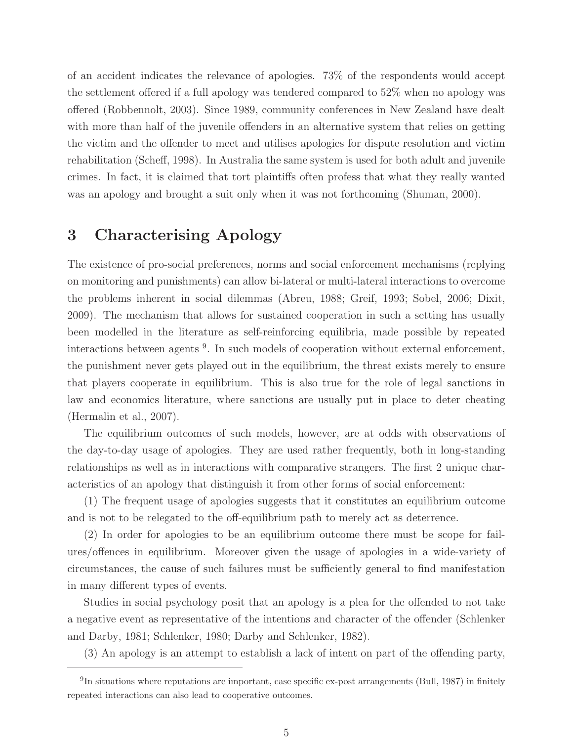of an accident indicates the relevance of apologies. 73% of the respondents would accept the settlement offered if a full apology was tendered compared to 52% when no apology was offered (Robbennolt, 2003). Since 1989, community conferences in New Zealand have dealt with more than half of the juvenile offenders in an alternative system that relies on getting the victim and the offender to meet and utilises apologies for dispute resolution and victim rehabilitation (Scheff, 1998). In Australia the same system is used for both adult and juvenile crimes. In fact, it is claimed that tort plaintiffs often profess that what they really wanted was an apology and brought a suit only when it was not forthcoming (Shuman, 2000).

# 3 Characterising Apology

The existence of pro-social preferences, norms and social enforcement mechanisms (replying on monitoring and punishments) can allow bi-lateral or multi-lateral interactions to overcome the problems inherent in social dilemmas (Abreu, 1988; Greif, 1993; Sobel, 2006; Dixit, 2009). The mechanism that allows for sustained cooperation in such a setting has usually been modelled in the literature as self-reinforcing equilibria, made possible by repeated interactions between agents [9]. In such models of cooperation without external enforcement, the punishment never gets played out in the equilibrium, the threat exists merely to ensure that players cooperate in equilibrium. This is also true for the role of legal sanctions in law and economics literature, where sanctions are usually put in place to deter cheating (Hermalin et al., 2007).

The equilibrium outcomes of such models, however, are at odds with observations of the day-to-day usage of apologies. They are used rather frequently, both in long-standing relationships as well as in interactions with comparative strangers. The first 2 unique characteristics of an apology that distinguish it from other forms of social enforcement:

(1) The frequent usage of apologies suggests that it constitutes an equilibrium outcome and is not to be relegated to the off-equilibrium path to merely act as deterrence.

(2) In order for apologies to be an equilibrium outcome there must be scope for failures/offences in equilibrium. Moreover given the usage of apologies in a wide-variety of circumstances, the cause of such failures must be sufficiently general to find manifestation in many different types of events.

Studies in social psychology posit that an apology is a plea for the offended to not take a negative event as representative of the intentions and character of the offender (Schlenker and Darby, 1981; Schlenker, 1980; Darby and Schlenker, 1982).

(3) An apology is an attempt to establish a lack of intent on part of the offending party,

[9] In situations where reputations are important, case specific ex-post arrangements (Bull, 1987) in finitely repeated interactions can also lead to cooperative outcomes.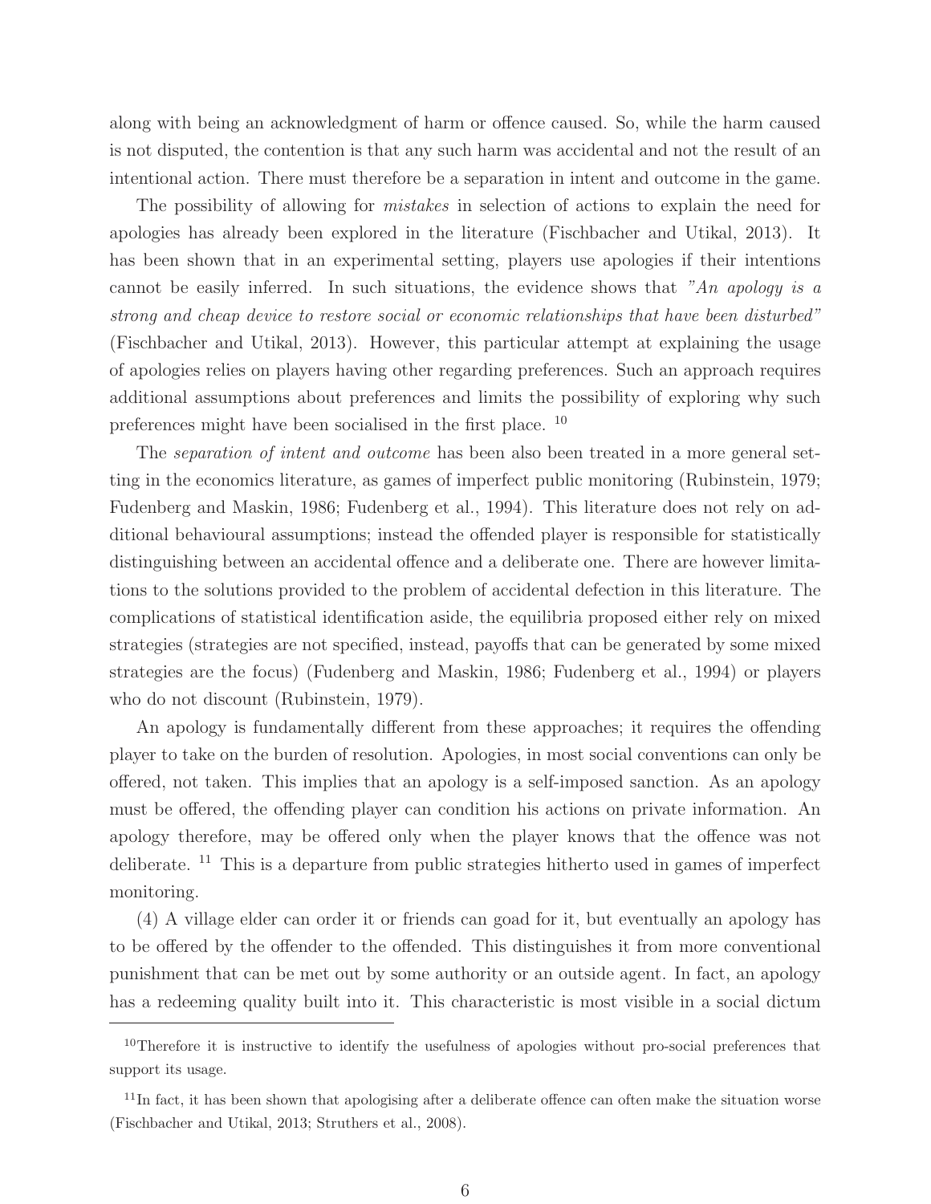along with being an acknowledgment of harm or offence caused. So, while the harm caused is not disputed, the contention is that any such harm was accidental and not the result of an intentional action. There must therefore be a separation in intent and outcome in the game.

The possibility of allowing for *mistakes* in selection of actions to explain the need for apologies has already been explored in the literature (Fischbacher and Utikal, 2013). It has been shown that in an experimental setting, players use apologies if their intentions cannot be easily inferred. In such situations, the evidence shows that *"An apology is a strong and cheap device to restore social or economic relationships that have been disturbed"* (Fischbacher and Utikal, 2013). However, this particular attempt at explaining the usage of apologies relies on players having other regarding preferences. Such an approach requires additional assumptions about preferences and limits the possibility of exploring why such preferences might have been socialised in the first place. [10]

The *separation of intent and outcome* has been also been treated in a more general setting in the economics literature, as games of imperfect public monitoring (Rubinstein, 1979; Fudenberg and Maskin, 1986; Fudenberg et al., 1994). This literature does not rely on additional behavioural assumptions; instead the offended player is responsible for statistically distinguishing between an accidental offence and a deliberate one. There are however limitations to the solutions provided to the problem of accidental defection in this literature. The complications of statistical identification aside, the equilibria proposed either rely on mixed strategies (strategies are not specified, instead, payoffs that can be generated by some mixed strategies are the focus) (Fudenberg and Maskin, 1986; Fudenberg et al., 1994) or players who do not discount (Rubinstein, 1979).

An apology is fundamentally different from these approaches; it requires the offending player to take on the burden of resolution. Apologies, in most social conventions can only be offered, not taken. This implies that an apology is a self-imposed sanction. As an apology must be offered, the offending player can condition his actions on private information. An apology therefore, may be offered only when the player knows that the offence was not deliberate. [11] This is a departure from public strategies hitherto used in games of imperfect monitoring.

(4) A village elder can order it or friends can goad for it, but eventually an apology has to be offered by the offender to the offended. This distinguishes it from more conventional punishment that can be met out by some authority or an outside agent. In fact, an apology has a redeeming quality built into it. This characteristic is most visible in a social dictum

---

[10] Therefore it is instructive to identify the usefulness of apologies without pro-social preferences that support its usage.

[11] In fact, it has been shown that apologising after a deliberate offence can often make the situation worse (Fischbacher and Utikal, 2013; Struthers et al., 2008).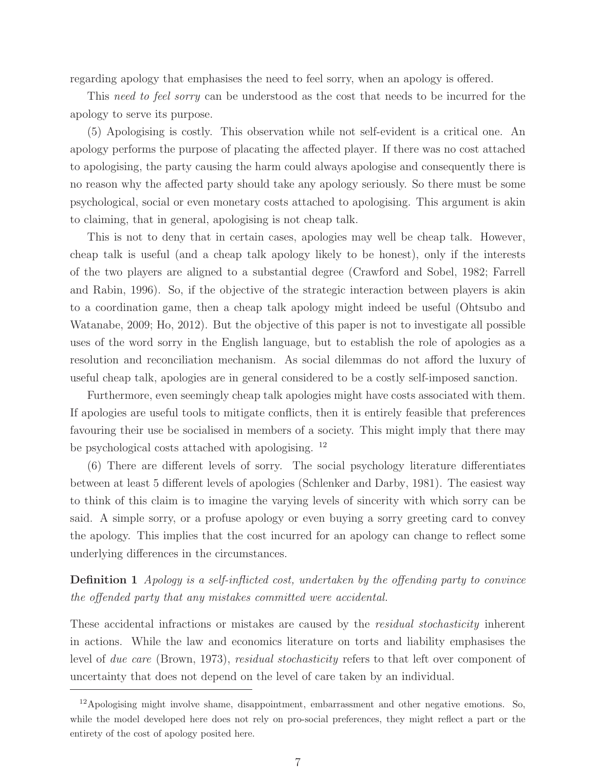regarding apology that emphasises the need to feel sorry, when an apology is offered.

This *need to feel sorry* can be understood as the cost that needs to be incurred for the apology to serve its purpose.

(5) Apologising is costly. This observation while not self-evident is a critical one. An apology performs the purpose of placating the affected player. If there was no cost attached to apologising, the party causing the harm could always apologise and consequently there is no reason why the affected party should take any apology seriously. So there must be some psychological, social or even monetary costs attached to apologising. This argument is akin to claiming, that in general, apologising is not cheap talk.

This is not to deny that in certain cases, apologies may well be cheap talk. However, cheap talk is useful (and a cheap talk apology likely to be honest), only if the interests of the two players are aligned to a substantial degree (Crawford and Sobel, 1982; Farrell and Rabin, 1996). So, if the objective of the strategic interaction between players is akin to a coordination game, then a cheap talk apology might indeed be useful (Ohtsubo and Watanabe, 2009; Ho, 2012). But the objective of this paper is not to investigate all possible uses of the word sorry in the English language, but to establish the role of apologies as a resolution and reconciliation mechanism. As social dilemmas do not afford the luxury of useful cheap talk, apologies are in general considered to be a costly self-imposed sanction.

Furthermore, even seemingly cheap talk apologies might have costs associated with them. If apologies are useful tools to mitigate conflicts, then it is entirely feasible that preferences favouring their use be socialised in members of a society. This might imply that there may be psychological costs attached with apologising. [12]

(6) There are different levels of sorry. The social psychology literature differentiates between at least 5 different levels of apologies (Schlenker and Darby, 1981). The easiest way to think of this claim is to imagine the varying levels of sincerity with which sorry can be said. A simple sorry, or a profuse apology or even buying a sorry greeting card to convey the apology. This implies that the cost incurred for an apology can change to reflect some underlying differences in the circumstances.

**Definition 1** *Apology is a self-inflicted cost, undertaken by the offending party to convince the offended party that any mistakes committed were accidental.*

These accidental infractions or mistakes are caused by the *residual stochasticity* inherent in actions. While the law and economics literature on torts and liability emphasises the level of *due care* (Brown, 1973), *residual stochasticity* refers to that left over component of uncertainty that does not depend on the level of care taken by an individual.

[12] Apologising might involve shame, disappointment, embarrassment and other negative emotions. So, while the model developed here does not rely on pro-social preferences, they might reflect a part or the entirety of the cost of apology posited here.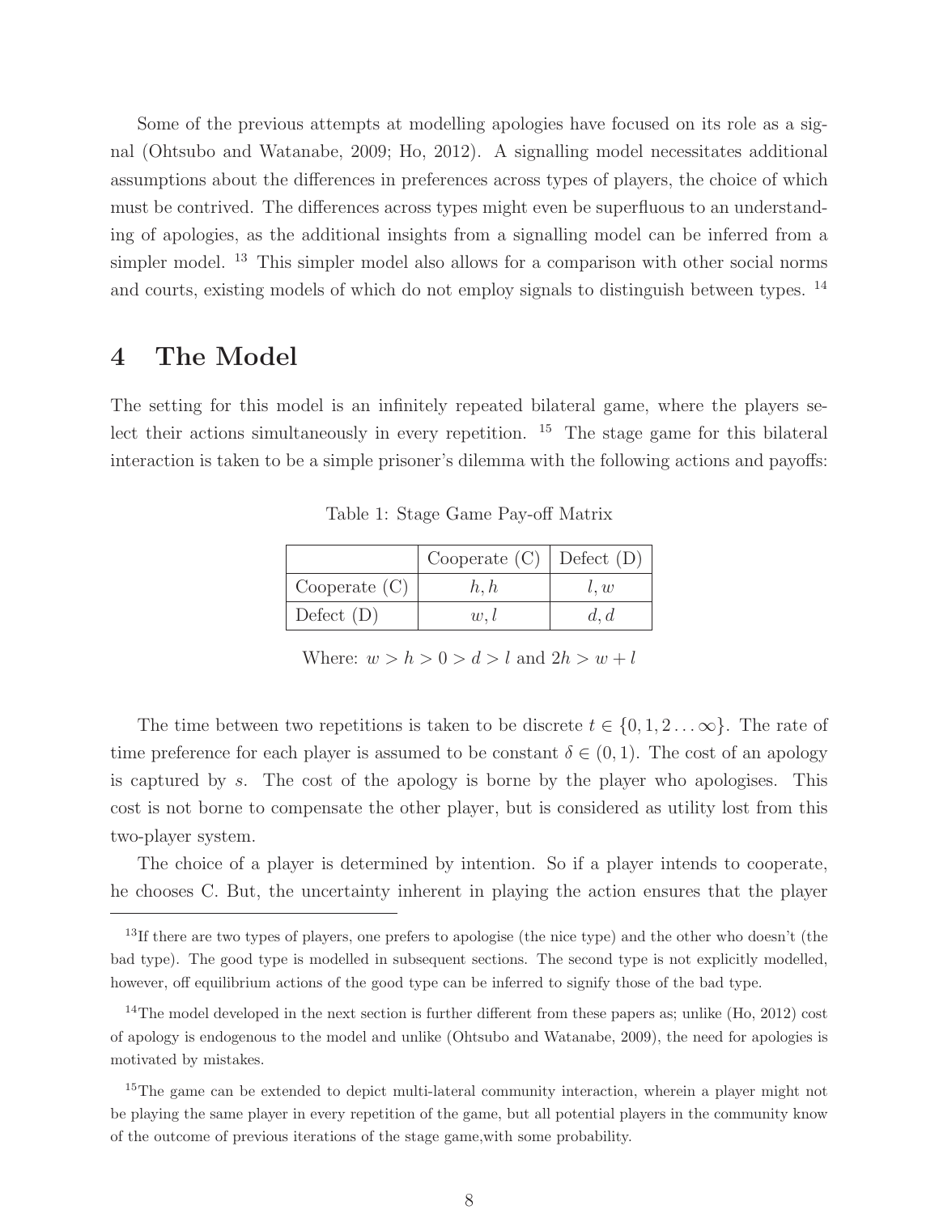Some of the previous attempts at modelling apologies have focused on its role as a signal (Ohtsubo and Watanabe, 2009; Ho, 2012). A signalling model necessitates additional assumptions about the differences in preferences across types of players, the choice of which must be contrived. The differences across types might even be superfluous to an understanding of apologies, as the additional insights from a signalling model can be inferred from a simpler model. [13] This simpler model also allows for a comparison with other social norms and courts, existing models of which do not employ signals to distinguish between types. [14]

# 4 The Model

The setting for this model is an infinitely repeated bilateral game, where the players select their actions simultaneously in every repetition. [15] The stage game for this bilateral interaction is taken to be a simple prisoner's dilemma with the following actions and payoffs:

Table 1: Stage Game Pay-off Matrix

| | Cooperate (C) | Defect (D) |
|---|---|---|
| Cooperate (C) | $h, h$ | $l, w$ |
| Defect (D) | $w, l$ | $d, d$ |

Where: $w > h > 0 > d > l$ and $2h > w + l$

The time between two repetitions is taken to be discrete $t \in \{0, 1, 2 \ldots \infty\}$. The rate of time preference for each player is assumed to be constant $\delta \in (0, 1)$. The cost of an apology is captured by $s$. The cost of the apology is borne by the player who apologises. This cost is not borne to compensate the other player, but is considered as utility lost from this two-player system.

The choice of a player is determined by intention. So if a player intends to cooperate, he chooses C. But, the uncertainty inherent in playing the action ensures that the player

[13] If there are two types of players, one prefers to apologise (the nice type) and the other who doesn't (the bad type). The good type is modelled in subsequent sections. The second type is not explicitly modelled, however, off equilibrium actions of the good type can be inferred to signify those of the bad type.

[14] The model developed in the next section is further different from these papers as; unlike (Ho, 2012) cost of apology is endogenous to the model and unlike (Ohtsubo and Watanabe, 2009), the need for apologies is motivated by mistakes.

[15] The game can be extended to depict multi-lateral community interaction, wherein a player might not be playing the same player in every repetition of the game, but all potential players in the community know of the outcome of previous iterations of the stage game,with some probability.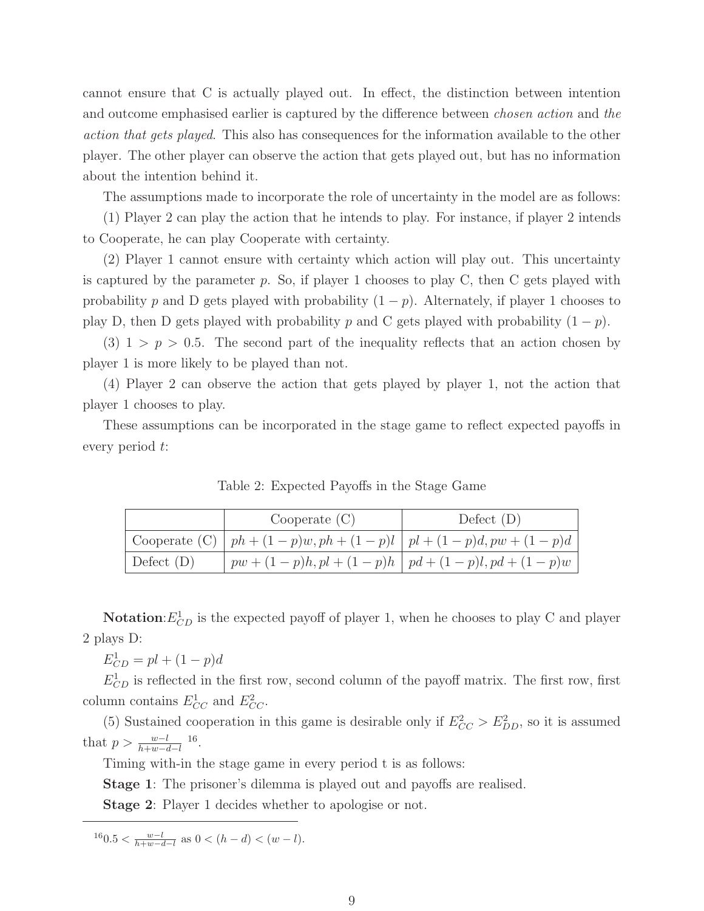cannot ensure that C is actually played out. In effect, the distinction between intention and outcome emphasised earlier is captured by the difference between *chosen action* and *the action that gets played*. This also has consequences for the information available to the other player. The other player can observe the action that gets played out, but has no information about the intention behind it.

The assumptions made to incorporate the role of uncertainty in the model are as follows:

(1) Player 2 can play the action that he intends to play. For instance, if player 2 intends to Cooperate, he can play Cooperate with certainty.

(2) Player 1 cannot ensure with certainty which action will play out. This uncertainty is captured by the parameter $p$. So, if player 1 chooses to play C, then C gets played with probability $p$ and D gets played with probability $(1 - p)$. Alternately, if player 1 chooses to play D, then D gets played with probability $p$ and C gets played with probability $(1 - p)$.

(3) $1 > p > 0.5$. The second part of the inequality reflects that an action chosen by player 1 is more likely to be played than not.

(4) Player 2 can observe the action that gets played by player 1, not the action that player 1 chooses to play.

These assumptions can be incorporated in the stage game to reflect expected payoffs in every period $t$:

Table 2: Expected Payoffs in the Stage Game

| | Cooperate (C) | Defect (D) |
|---|---|---|
| Cooperate (C) | $ph + (1-p)w, ph + (1-p)l$ | $pl + (1-p)d, pw + (1-p)d$ |
| Defect (D) | $pw + (1-p)h, pl + (1-p)h$ | $pd + (1-p)l, pd + (1-p)w$ |

**Notation**: $E^1_{CD}$ is the expected payoff of player 1, when he chooses to play C and player 2 plays D:

$E^1_{CD} = pl + (1-p)d$

$E^1_{CD}$ is reflected in the first row, second column of the payoff matrix. The first row, first column contains $E^1_{CC}$ and $E^2_{CC}$.

(5) Sustained cooperation in this game is desirable only if $E^2_{CC} > E^2_{DD}$, so it is assumed that $p > \frac{w-l}{h+w-d-l}$ [16].

Timing with-in the stage game in every period t is as follows:

**Stage 1**: The prisoner's dilemma is played out and payoffs are realised.

**Stage 2**: Player 1 decides whether to apologise or not.

[16] $0.5 < \frac{w-l}{h+w-d-l}$ as $0 < (h-d) < (w-l)$.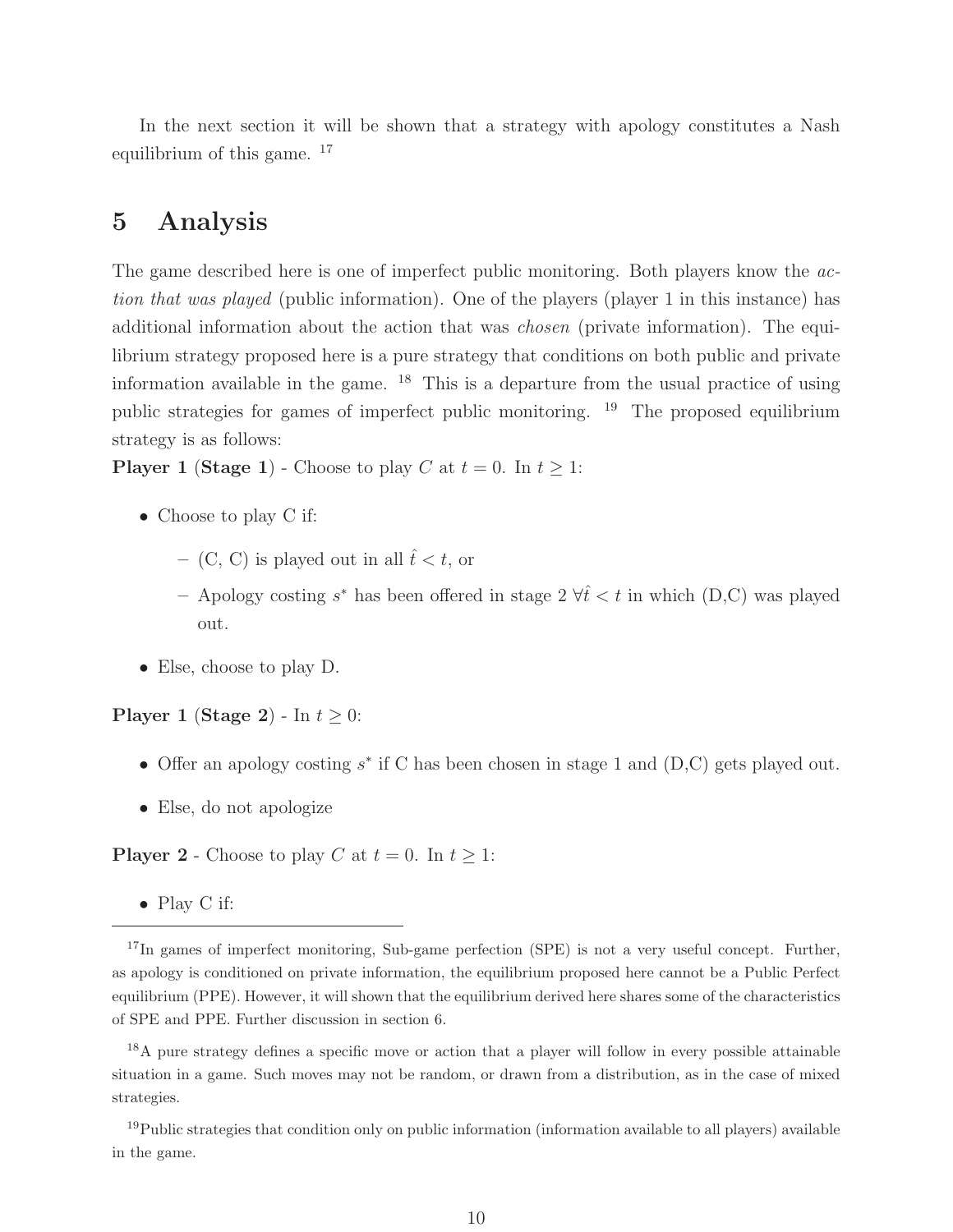In the next section it will be shown that a strategy with apology constitutes a Nash equilibrium of this game. [17]

## 5 Analysis

The game described here is one of imperfect public monitoring. Both players know the *action that was played* (public information). One of the players (player 1 in this instance) has additional information about the action that was *chosen* (private information). The equilibrium strategy proposed here is a pure strategy that conditions on both public and private information available in the game. [18] This is a departure from the usual practice of using public strategies for games of imperfect public monitoring. [19] The proposed equilibrium strategy is as follows:

**Player 1** (**Stage 1**) - Choose to play $C$ at $t = 0$. In $t \geq 1$:

- Choose to play C if:
  - (C, C) is played out in all $\hat{t} < t$, or
  - Apology costing $s^*$ has been offered in stage 2 $\forall \hat{t} < t$ in which (D,C) was played out.
- Else, choose to play D.

**Player 1** (**Stage 2**) - In $t \geq 0$:

- Offer an apology costing $s^*$ if C has been chosen in stage 1 and (D,C) gets played out.
- Else, do not apologize

**Player 2** - Choose to play $C$ at $t = 0$. In $t \geq 1$:

- Play C if:

---

[17] In games of imperfect monitoring, Sub-game perfection (SPE) is not a very useful concept. Further, as apology is conditioned on private information, the equilibrium proposed here cannot be a Public Perfect equilibrium (PPE). However, it will shown that the equilibrium derived here shares some of the characteristics of SPE and PPE. Further discussion in section 6.

[18] A pure strategy defines a specific move or action that a player will follow in every possible attainable situation in a game. Such moves may not be random, or drawn from a distribution, as in the case of mixed strategies.

[19] Public strategies that condition only on public information (information available to all players) available in the game.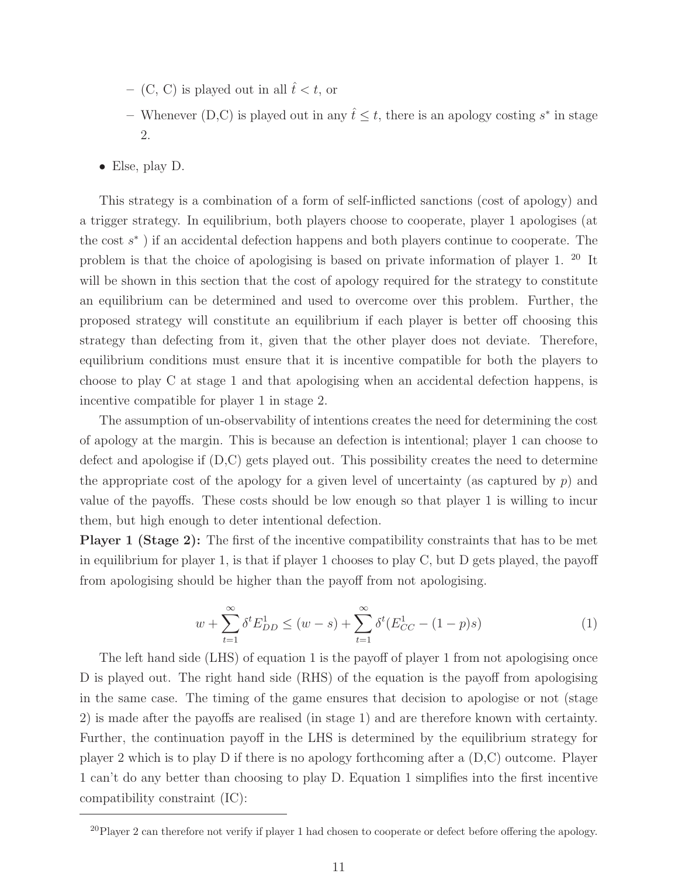- (C, C) is played out in all $\hat{t} < t$, or
  - Whenever (D,C) is played out in any $\hat{t} \leq t$, there is an apology costing $s^*$ in stage 2.

- Else, play D.

This strategy is a combination of a form of self-inflicted sanctions (cost of apology) and a trigger strategy. In equilibrium, both players choose to cooperate, player 1 apologises (at the cost $s^*$ ) if an accidental defection happens and both players continue to cooperate. The problem is that the choice of apologising is based on private information of player 1. [20] It will be shown in this section that the cost of apology required for the strategy to constitute an equilibrium can be determined and used to overcome over this problem. Further, the proposed strategy will constitute an equilibrium if each player is better off choosing this strategy than defecting from it, given that the other player does not deviate. Therefore, equilibrium conditions must ensure that it is incentive compatible for both the players to choose to play C at stage 1 and that apologising when an accidental defection happens, is incentive compatible for player 1 in stage 2.

The assumption of un-observability of intentions creates the need for determining the cost of apology at the margin. This is because an defection is intentional; player 1 can choose to defect and apologise if (D,C) gets played out. This possibility creates the need to determine the appropriate cost of the apology for a given level of uncertainty (as captured by $p$) and value of the payoffs. These costs should be low enough so that player 1 is willing to incur them, but high enough to deter intentional defection.

**Player 1 (Stage 2):** The first of the incentive compatibility constraints that has to be met in equilibrium for player 1, is that if player 1 chooses to play C, but D gets played, the payoff from apologising should be higher than the payoff from not apologising.

$$w + \sum_{t=1}^{\infty} \delta^t E_{DD}^1 \leq (w - s) + \sum_{t=1}^{\infty} \delta^t (E_{CC}^1 - (1-p)s) \tag{1}$$

The left hand side (LHS) of equation 1 is the payoff of player 1 from not apologising once D is played out. The right hand side (RHS) of the equation is the payoff from apologising in the same case. The timing of the game ensures that decision to apologise or not (stage 2) is made after the payoffs are realised (in stage 1) and are therefore known with certainty. Further, the continuation payoff in the LHS is determined by the equilibrium strategy for player 2 which is to play D if there is no apology forthcoming after a (D,C) outcome. Player 1 can't do any better than choosing to play D. Equation 1 simplifies into the first incentive compatibility constraint (IC):

[20] Player 2 can therefore not verify if player 1 had chosen to cooperate or defect before offering the apology.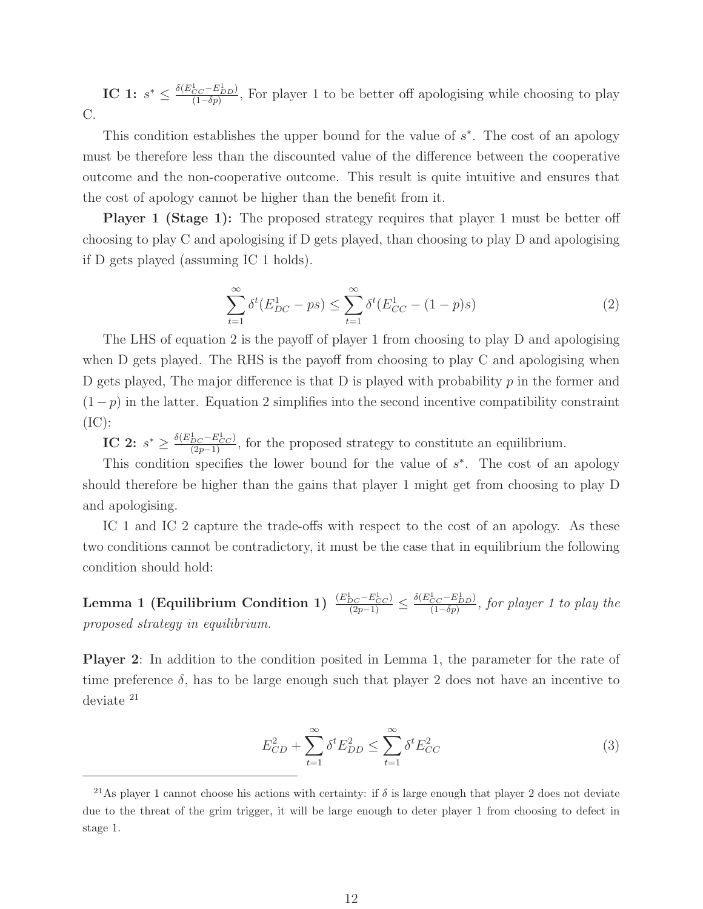**IC 1:** $s^* \leq \frac{\delta(E^1_{CC}-E^1_{DD})}{(1-\delta p)}$, For player 1 to be better off apologising while choosing to play C.

This condition establishes the upper bound for the value of $s^*$. The cost of an apology must be therefore less than the discounted value of the difference between the cooperative outcome and the non-cooperative outcome. This result is quite intuitive and ensures that the cost of apology cannot be higher than the benefit from it.

**Player 1 (Stage 1):** The proposed strategy requires that player 1 must be better off choosing to play C and apologising if D gets played, than choosing to play D and apologising if D gets played (assuming IC 1 holds).

$$\sum_{t=1}^{\infty} \delta^t (E^1_{DC} - ps) \leq \sum_{t=1}^{\infty} \delta^t (E^1_{CC} - (1-p)s) \tag{2}$$

The LHS of equation 2 is the payoff of player 1 from choosing to play D and apologising when D gets played. The RHS is the payoff from choosing to play C and apologising when D gets played, The major difference is that D is played with probability $p$ in the former and $(1-p)$ in the latter. Equation 2 simplifies into the second incentive compatibility constraint (IC):

**IC 2:** $s^* \geq \frac{\delta(E^1_{DC}-E^1_{CC})}{(2p-1)}$, for the proposed strategy to constitute an equilibrium.

This condition specifies the lower bound for the value of $s^*$. The cost of an apology should therefore be higher than the gains that player 1 might get from choosing to play D and apologising.

IC 1 and IC 2 capture the trade-offs with respect to the cost of an apology. As these two conditions cannot be contradictory, it must be the case that in equilibrium the following condition should hold:

**Lemma 1 (Equilibrium Condition 1)** $\frac{(E^1_{DC}-E^1_{CC})}{(2p-1)} \leq \frac{\delta(E^1_{CC}-E^1_{DD})}{(1-\delta p)}$, *for player 1 to play the proposed strategy in equilibrium.*

**Player 2**: In addition to the condition posited in Lemma 1, the parameter for the rate of time preference $\delta$, has to be large enough such that player 2 does not have an incentive to deviate [21]

$$E^2_{CD} + \sum_{t=1}^{\infty} \delta^t E^2_{DD} \leq \sum_{t=1}^{\infty} \delta^t E^2_{CC} \tag{3}$$

[21] As player 1 cannot choose his actions with certainty: if $\delta$ is large enough that player 2 does not deviate due to the threat of the grim trigger, it will be large enough to deter player 1 from choosing to defect in stage 1.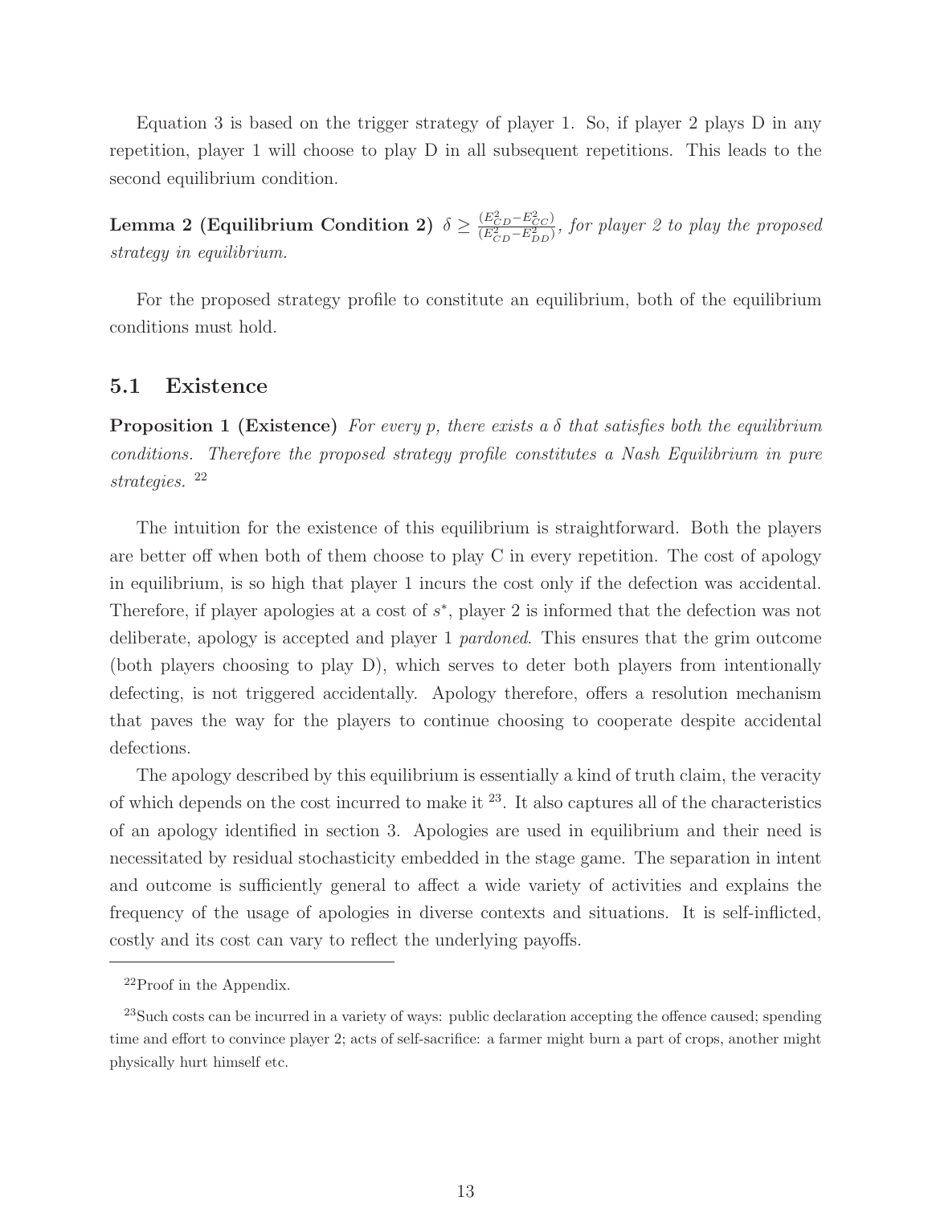Equation 3 is based on the trigger strategy of player 1. So, if player 2 plays D in any repetition, player 1 will choose to play D in all subsequent repetitions. This leads to the second equilibrium condition.

**Lemma 2 (Equilibrium Condition 2)** $\delta \geq \frac{(E^2_{CD} - E^2_{CC})}{(E^2_{CD} - E^2_{DD})}$*, for player 2 to play the proposed strategy in equilibrium.*

For the proposed strategy profile to constitute an equilibrium, both of the equilibrium conditions must hold.

## 5.1 Existence

**Proposition 1 (Existence)** *For every p, there exists a $\delta$ that satisfies both the equilibrium conditions. Therefore the proposed strategy profile constitutes a Nash Equilibrium in pure strategies.* [22]

The intuition for the existence of this equilibrium is straightforward. Both the players are better off when both of them choose to play C in every repetition. The cost of apology in equilibrium, is so high that player 1 incurs the cost only if the defection was accidental. Therefore, if player apologies at a cost of $s^*$, player 2 is informed that the defection was not deliberate, apology is accepted and player 1 *pardoned*. This ensures that the grim outcome (both players choosing to play D), which serves to deter both players from intentionally defecting, is not triggered accidentally. Apology therefore, offers a resolution mechanism that paves the way for the players to continue choosing to cooperate despite accidental defections.

The apology described by this equilibrium is essentially a kind of truth claim, the veracity of which depends on the cost incurred to make it [23]. It also captures all of the characteristics of an apology identified in section 3. Apologies are used in equilibrium and their need is necessitated by residual stochasticity embedded in the stage game. The separation in intent and outcome is sufficiently general to affect a wide variety of activities and explains the frequency of the usage of apologies in diverse contexts and situations. It is self-inflicted, costly and its cost can vary to reflect the underlying payoffs.

[22] Proof in the Appendix.

[23] Such costs can be incurred in a variety of ways: public declaration accepting the offence caused; spending time and effort to convince player 2; acts of self-sacrifice: a farmer might burn a part of crops, another might physically hurt himself etc.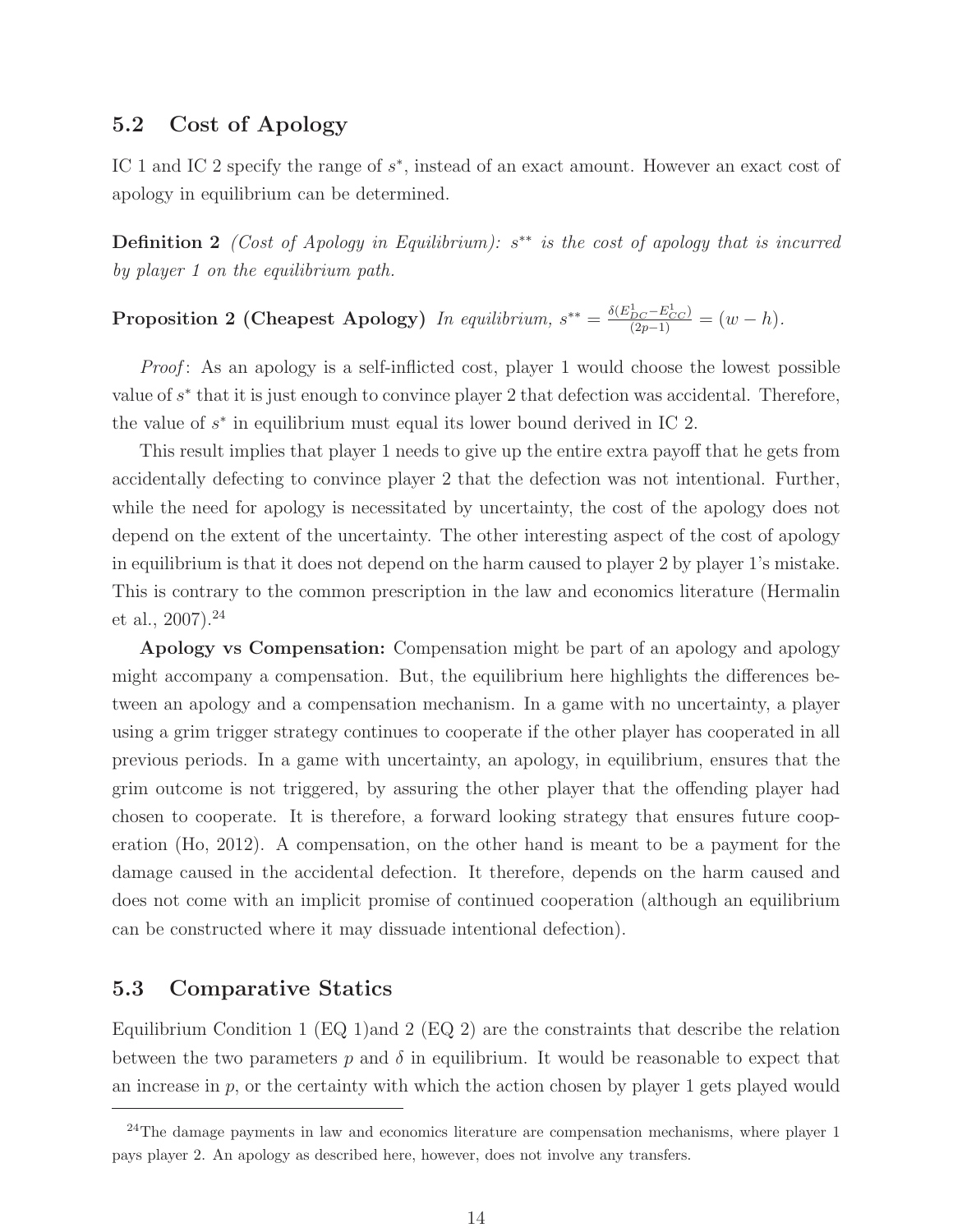## 5.2 Cost of Apology

IC 1 and IC 2 specify the range of $s^*$, instead of an exact amount. However an exact cost of apology in equilibrium can be determined.

**Definition 2** *(Cost of Apology in Equilibrium): $s^{**}$ is the cost of apology that is incurred by player 1 on the equilibrium path.*

**Proposition 2 (Cheapest Apology)** *In equilibrium, $s^{**} = \frac{\delta(E^1_{DC} - E^1_{CC})}{(2p-1)} = (w-h)$.*

*Proof*: As an apology is a self-inflicted cost, player 1 would choose the lowest possible value of $s^*$ that it is just enough to convince player 2 that defection was accidental. Therefore, the value of $s^*$ in equilibrium must equal its lower bound derived in IC 2.

This result implies that player 1 needs to give up the entire extra payoff that he gets from accidentally defecting to convince player 2 that the defection was not intentional. Further, while the need for apology is necessitated by uncertainty, the cost of the apology does not depend on the extent of the uncertainty. The other interesting aspect of the cost of apology in equilibrium is that it does not depend on the harm caused to player 2 by player 1's mistake. This is contrary to the common prescription in the law and economics literature (Hermalin et al., 2007).[24]

**Apology vs Compensation:** Compensation might be part of an apology and apology might accompany a compensation. But, the equilibrium here highlights the differences between an apology and a compensation mechanism. In a game with no uncertainty, a player using a grim trigger strategy continues to cooperate if the other player has cooperated in all previous periods. In a game with uncertainty, an apology, in equilibrium, ensures that the grim outcome is not triggered, by assuring the other player that the offending player had chosen to cooperate. It is therefore, a forward looking strategy that ensures future cooperation (Ho, 2012). A compensation, on the other hand is meant to be a payment for the damage caused in the accidental defection. It therefore, depends on the harm caused and does not come with an implicit promise of continued cooperation (although an equilibrium can be constructed where it may dissuade intentional defection).

## 5.3 Comparative Statics

Equilibrium Condition 1 (EQ 1)and 2 (EQ 2) are the constraints that describe the relation between the two parameters $p$ and $\delta$ in equilibrium. It would be reasonable to expect that an increase in $p$, or the certainty with which the action chosen by player 1 gets played would

[24]The damage payments in law and economics literature are compensation mechanisms, where player 1 pays player 2. An apology as described here, however, does not involve any transfers.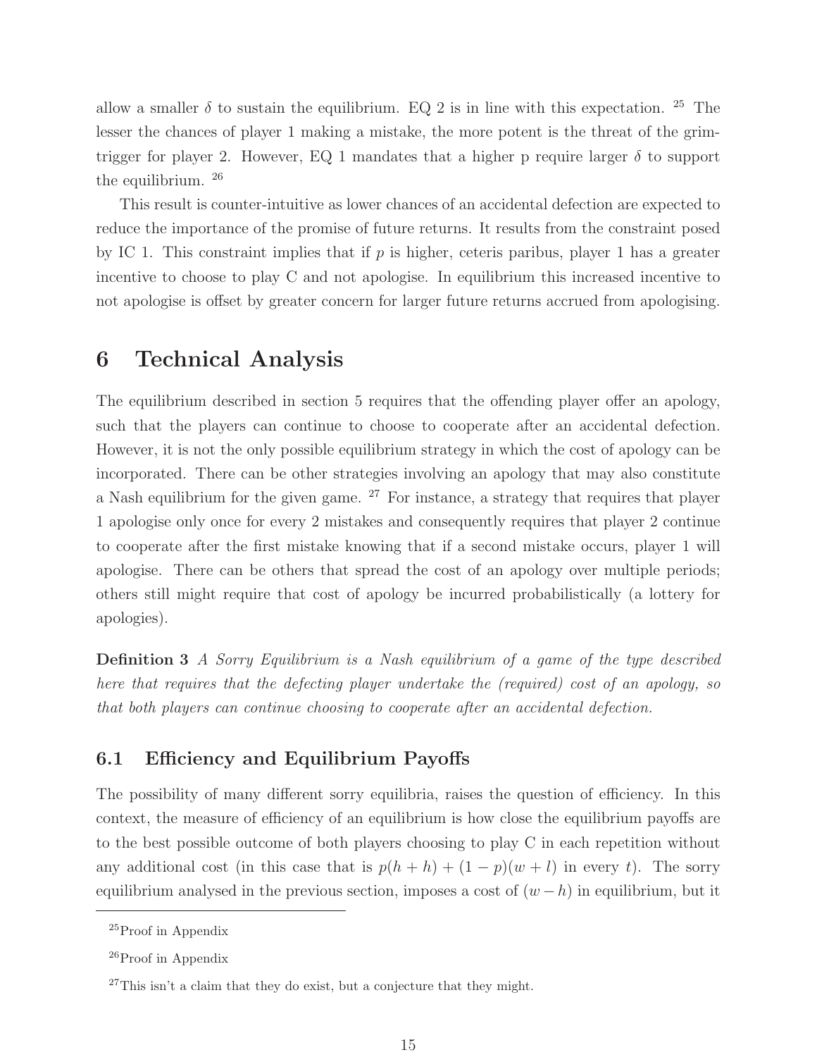allow a smaller $\delta$ to sustain the equilibrium. EQ 2 is in line with this expectation. [25] The lesser the chances of player 1 making a mistake, the more potent is the threat of the grim-trigger for player 2. However, EQ 1 mandates that a higher p require larger $\delta$ to support the equilibrium. [26]

This result is counter-intuitive as lower chances of an accidental defection are expected to reduce the importance of the promise of future returns. It results from the constraint posed by IC 1. This constraint implies that if $p$ is higher, ceteris paribus, player 1 has a greater incentive to choose to play C and not apologise. In equilibrium this increased incentive to not apologise is offset by greater concern for larger future returns accrued from apologising.

# 6 Technical Analysis

The equilibrium described in section 5 requires that the offending player offer an apology, such that the players can continue to choose to cooperate after an accidental defection. However, it is not the only possible equilibrium strategy in which the cost of apology can be incorporated. There can be other strategies involving an apology that may also constitute a Nash equilibrium for the given game. [27] For instance, a strategy that requires that player 1 apologise only once for every 2 mistakes and consequently requires that player 2 continue to cooperate after the first mistake knowing that if a second mistake occurs, player 1 will apologise. There can be others that spread the cost of an apology over multiple periods; others still might require that cost of apology be incurred probabilistically (a lottery for apologies).

**Definition 3** *A Sorry Equilibrium is a Nash equilibrium of a game of the type described here that requires that the defecting player undertake the (required) cost of an apology, so that both players can continue choosing to cooperate after an accidental defection.*

## 6.1 Efficiency and Equilibrium Payoffs

The possibility of many different sorry equilibria, raises the question of efficiency. In this context, the measure of efficiency of an equilibrium is how close the equilibrium payoffs are to the best possible outcome of both players choosing to play C in each repetition without any additional cost (in this case that is $p(h + h) + (1 - p)(w + l)$ in every $t$). The sorry equilibrium analysed in the previous section, imposes a cost of $(w - h)$ in equilibrium, but it

[25] Proof in Appendix

[26] Proof in Appendix

[27] This isn't a claim that they do exist, but a conjecture that they might.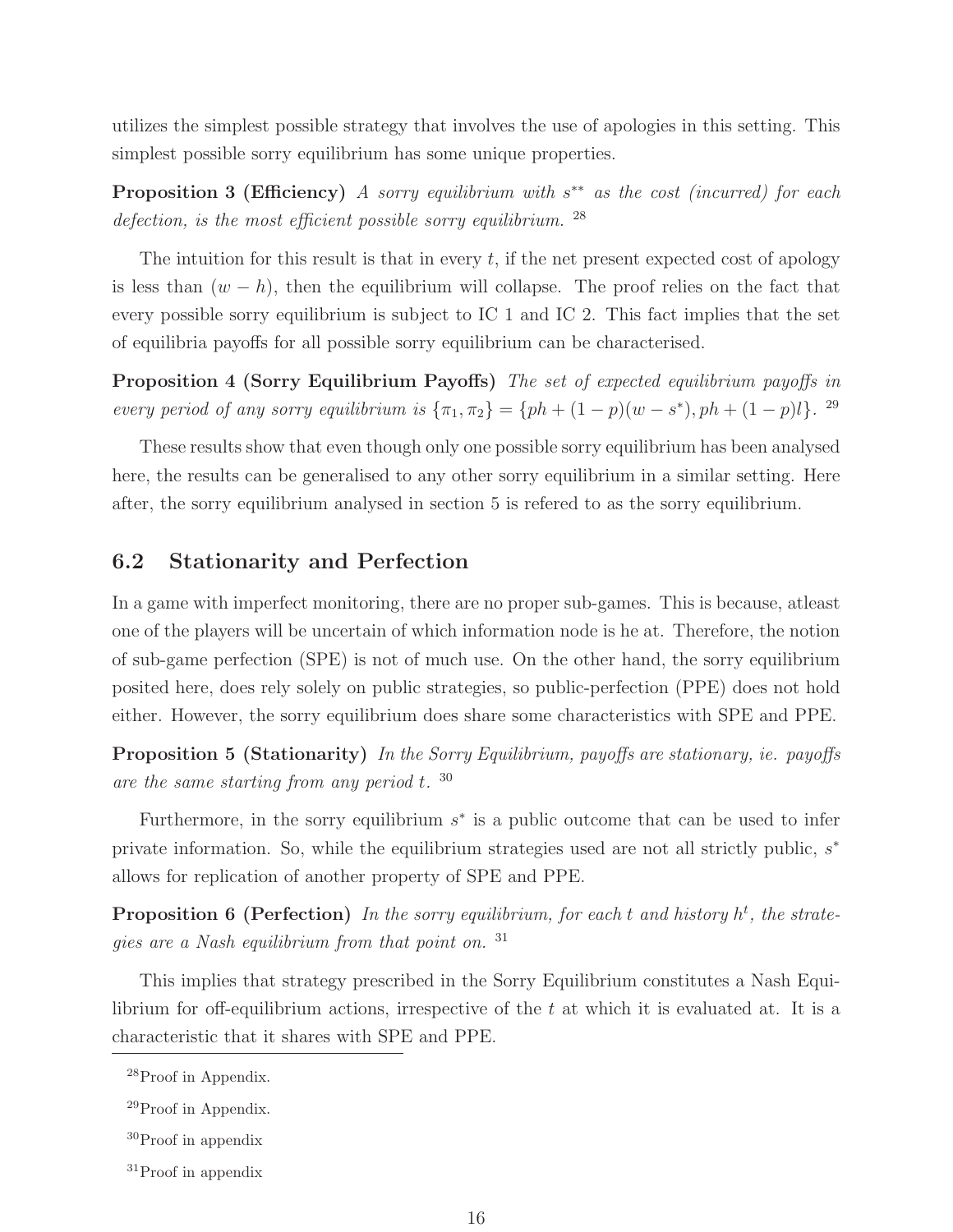utilizes the simplest possible strategy that involves the use of apologies in this setting. This simplest possible sorry equilibrium has some unique properties.

**Proposition 3 (Efficiency)** *A sorry equilibrium with $s^{**}$ as the cost (incurred) for each defection, is the most efficient possible sorry equilibrium.* [28]

The intuition for this result is that in every $t$, if the net present expected cost of apology is less than $(w - h)$, then the equilibrium will collapse. The proof relies on the fact that every possible sorry equilibrium is subject to IC 1 and IC 2. This fact implies that the set of equilibria payoffs for all possible sorry equilibrium can be characterised.

**Proposition 4 (Sorry Equilibrium Payoffs)** *The set of expected equilibrium payoffs in every period of any sorry equilibrium is $\{\pi_1, \pi_2\} = \{ph + (1-p)(w - s^*), ph + (1-p)l\}$.* [29]

These results show that even though only one possible sorry equilibrium has been analysed here, the results can be generalised to any other sorry equilibrium in a similar setting. Here after, the sorry equilibrium analysed in section 5 is refered to as the sorry equilibrium.

## 6.2 Stationarity and Perfection

In a game with imperfect monitoring, there are no proper sub-games. This is because, atleast one of the players will be uncertain of which information node is he at. Therefore, the notion of sub-game perfection (SPE) is not of much use. On the other hand, the sorry equilibrium posited here, does rely solely on public strategies, so public-perfection (PPE) does not hold either. However, the sorry equilibrium does share some characteristics with SPE and PPE.

**Proposition 5 (Stationarity)** *In the Sorry Equilibrium, payoffs are stationary, ie. payoffs are the same starting from any period $t$.* [30]

Furthermore, in the sorry equilibrium $s^*$ is a public outcome that can be used to infer private information. So, while the equilibrium strategies used are not all strictly public, $s^*$ allows for replication of another property of SPE and PPE.

**Proposition 6 (Perfection)** *In the sorry equilibrium, for each $t$ and history $h^t$, the strategies are a Nash equilibrium from that point on.* [31]

This implies that strategy prescribed in the Sorry Equilibrium constitutes a Nash Equilibrium for off-equilibrium actions, irrespective of the $t$ at which it is evaluated at. It is a characteristic that it shares with SPE and PPE.

---

[28] Proof in Appendix.

[29] Proof in Appendix.

[30] Proof in appendix

[31] Proof in appendix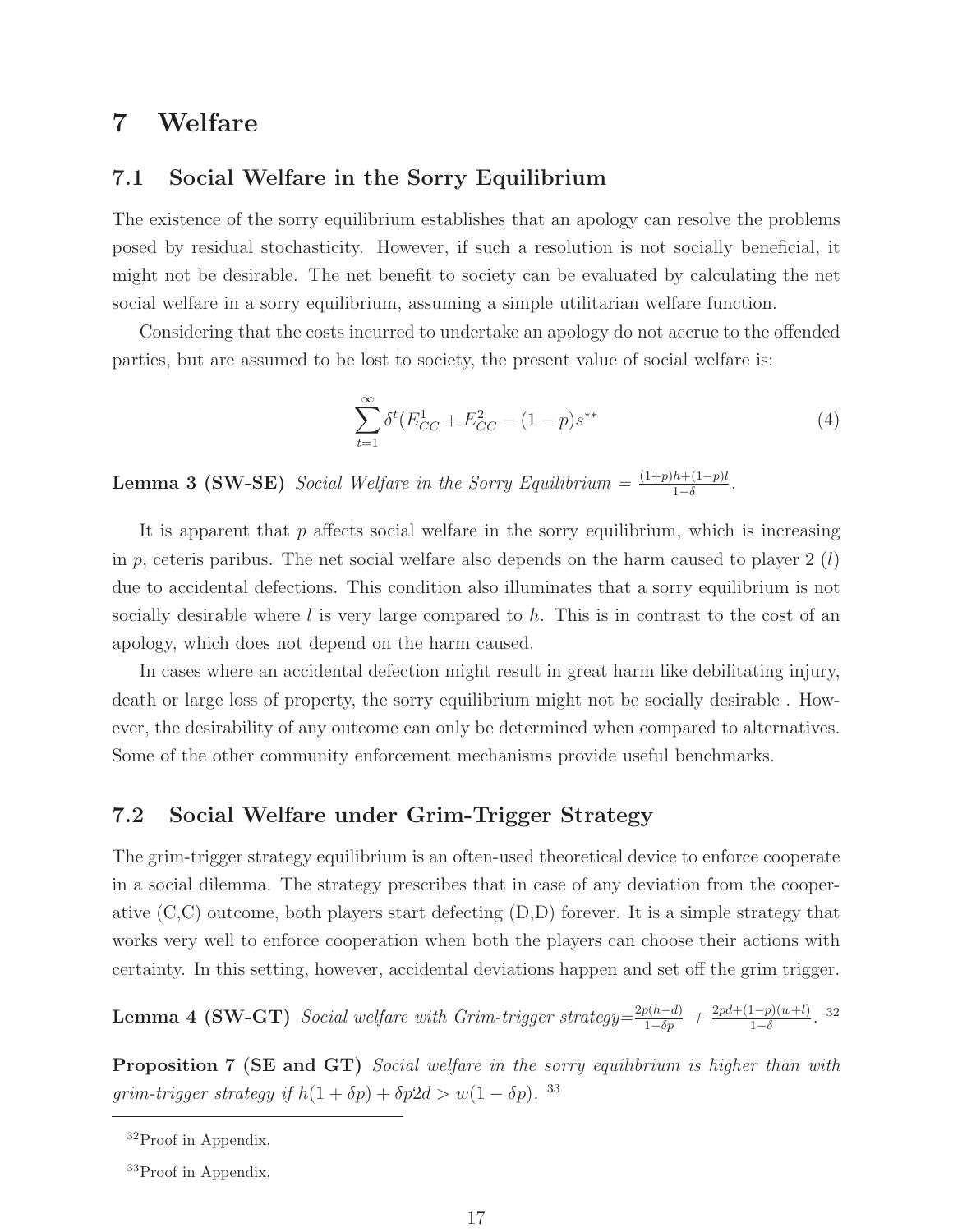# 7 Welfare

## 7.1 Social Welfare in the Sorry Equilibrium

The existence of the sorry equilibrium establishes that an apology can resolve the problems posed by residual stochasticity. However, if such a resolution is not socially beneficial, it might not be desirable. The net benefit to society can be evaluated by calculating the net social welfare in a sorry equilibrium, assuming a simple utilitarian welfare function.

Considering that the costs incurred to undertake an apology do not accrue to the offended parties, but are assumed to be lost to society, the present value of social welfare is:

$$\sum_{t=1}^{\infty} \delta^t (E^1_{CC} + E^2_{CC} - (1-p)s^{**} \tag{4}$$

**Lemma 3 (SW-SE)** *Social Welfare in the Sorry Equilibrium* $= \frac{(1+p)h+(1-p)l}{1-\delta}$.

It is apparent that $p$ affects social welfare in the sorry equilibrium, which is increasing in $p$, ceteris paribus. The net social welfare also depends on the harm caused to player 2 ($l$) due to accidental defections. This condition also illuminates that a sorry equilibrium is not socially desirable where $l$ is very large compared to $h$. This is in contrast to the cost of an apology, which does not depend on the harm caused.

In cases where an accidental defection might result in great harm like debilitating injury, death or large loss of property, the sorry equilibrium might not be socially desirable . However, the desirability of any outcome can only be determined when compared to alternatives. Some of the other community enforcement mechanisms provide useful benchmarks.

## 7.2 Social Welfare under Grim-Trigger Strategy

The grim-trigger strategy equilibrium is an often-used theoretical device to enforce cooperate in a social dilemma. The strategy prescribes that in case of any deviation from the cooperative (C,C) outcome, both players start defecting (D,D) forever. It is a simple strategy that works very well to enforce cooperation when both the players can choose their actions with certainty. In this setting, however, accidental deviations happen and set off the grim trigger.

**Lemma 4 (SW-GT)** *Social welfare with Grim-trigger strategy*$=\frac{2p(h-d)}{1-\delta p} + \frac{2pd+(1-p)(w+l)}{1-\delta}$. [32]

**Proposition 7 (SE and GT)** *Social welfare in the sorry equilibrium is higher than with grim-trigger strategy if* $h(1+\delta p) + \delta p 2d > w(1-\delta p)$. [33]

---

[32] Proof in Appendix.

[33] Proof in Appendix.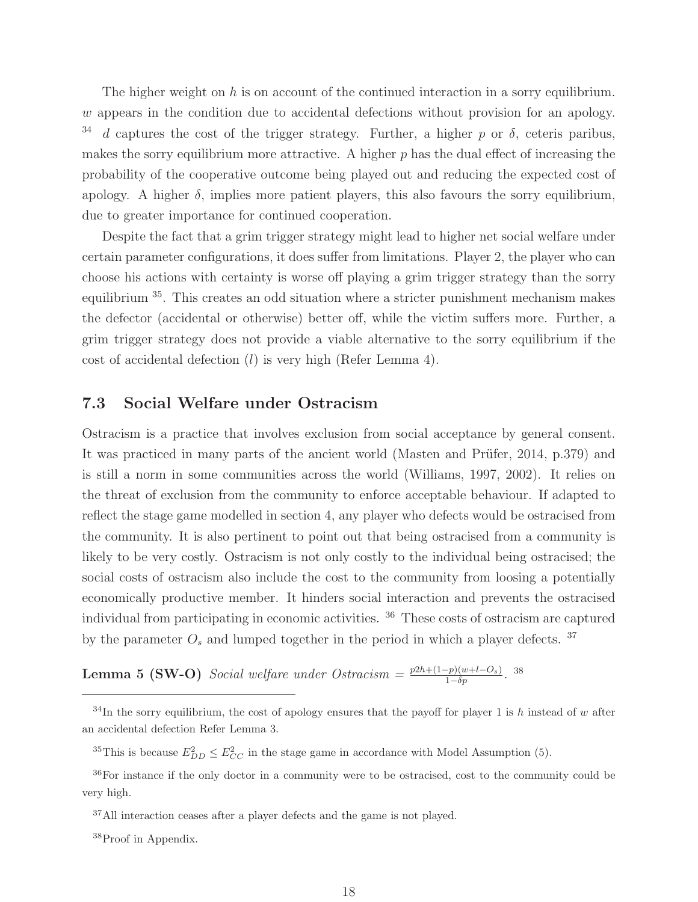The higher weight on $h$ is on account of the continued interaction in a sorry equilibrium. $w$ appears in the condition due to accidental defections without provision for an apology. [34] $d$ captures the cost of the trigger strategy. Further, a higher $p$ or $\delta$, ceteris paribus, makes the sorry equilibrium more attractive. A higher $p$ has the dual effect of increasing the probability of the cooperative outcome being played out and reducing the expected cost of apology. A higher $\delta$, implies more patient players, this also favours the sorry equilibrium, due to greater importance for continued cooperation.

Despite the fact that a grim trigger strategy might lead to higher net social welfare under certain parameter configurations, it does suffer from limitations. Player 2, the player who can choose his actions with certainty is worse off playing a grim trigger strategy than the sorry equilibrium [35]. This creates an odd situation where a stricter punishment mechanism makes the defector (accidental or otherwise) better off, while the victim suffers more. Further, a grim trigger strategy does not provide a viable alternative to the sorry equilibrium if the cost of accidental defection ($l$) is very high (Refer Lemma 4).

### 7.3 Social Welfare under Ostracism

Ostracism is a practice that involves exclusion from social acceptance by general consent. It was practiced in many parts of the ancient world (Masten and Prüfer, 2014, p.379) and is still a norm in some communities across the world (Williams, 1997, 2002). It relies on the threat of exclusion from the community to enforce acceptable behaviour. If adapted to reflect the stage game modelled in section 4, any player who defects would be ostracised from the community. It is also pertinent to point out that being ostracised from a community is likely to be very costly. Ostracism is not only costly to the individual being ostracised; the social costs of ostracism also include the cost to the community from loosing a potentially economically productive member. It hinders social interaction and prevents the ostracised individual from participating in economic activities. [36] These costs of ostracism are captured by the parameter $O_s$ and lumped together in the period in which a player defects. [37]

**Lemma 5 (SW-O)** *Social welfare under Ostracism* $= \frac{p2h+(1-p)(w+l-O_s)}{1-\delta p}$. [38]

---

[34] In the sorry equilibrium, the cost of apology ensures that the payoff for player 1 is $h$ instead of $w$ after an accidental defection Refer Lemma 3.

[35] This is because $E^2_{DD} \leq E^2_{CC}$ in the stage game in accordance with Model Assumption (5).

[36] For instance if the only doctor in a community were to be ostracised, cost to the community could be very high.

[37] All interaction ceases after a player defects and the game is not played.

[38] Proof in Appendix.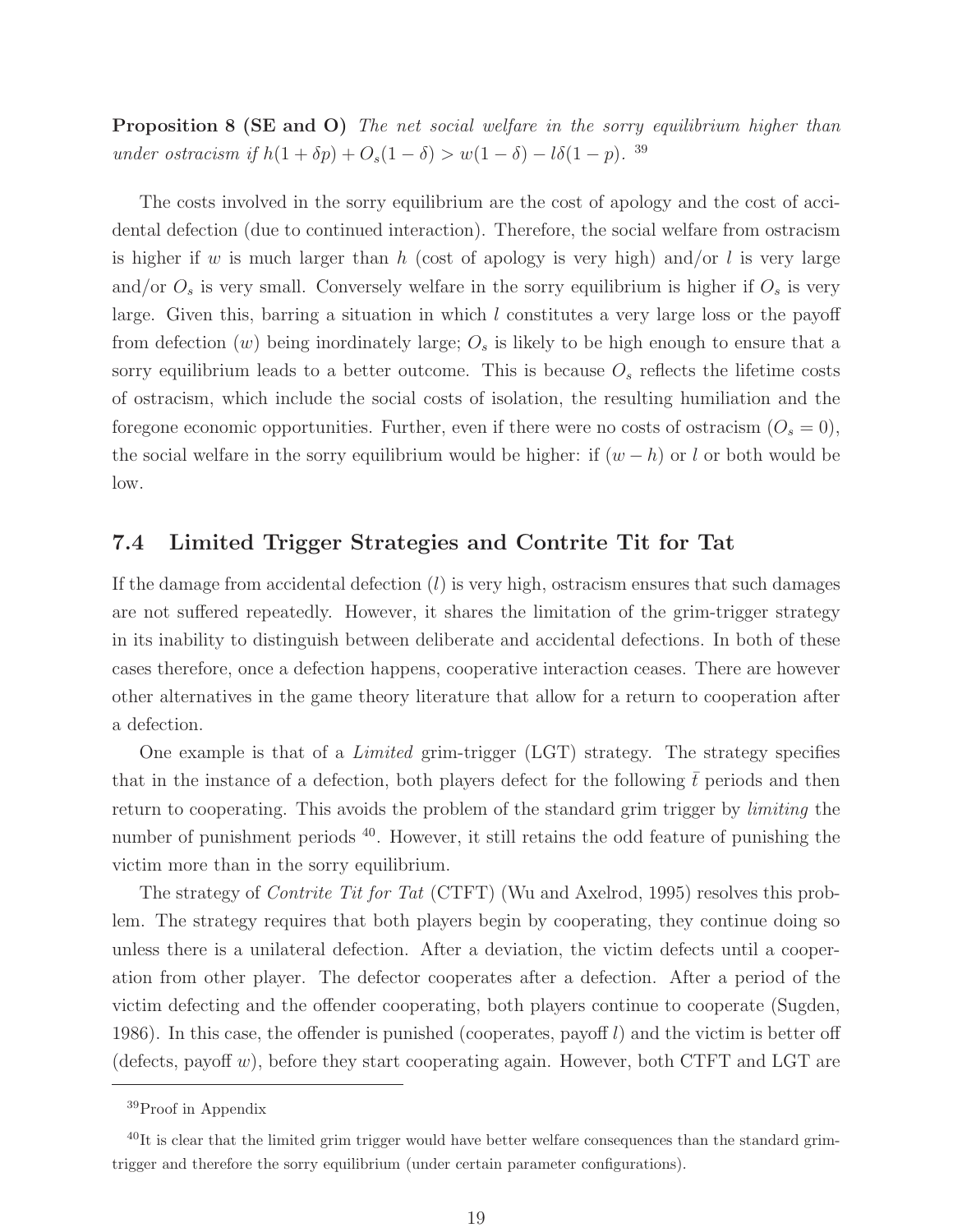**Proposition 8 (SE and O)** *The net social welfare in the sorry equilibrium higher than under ostracism if $h(1+\delta p) + O_s(1-\delta) > w(1-\delta) - l\delta(1-p)$.* [39]

The costs involved in the sorry equilibrium are the cost of apology and the cost of accidental defection (due to continued interaction). Therefore, the social welfare from ostracism is higher if $w$ is much larger than $h$ (cost of apology is very high) and/or $l$ is very large and/or $O_s$ is very small. Conversely welfare in the sorry equilibrium is higher if $O_s$ is very large. Given this, barring a situation in which $l$ constitutes a very large loss or the payoff from defection ($w$) being inordinately large; $O_s$ is likely to be high enough to ensure that a sorry equilibrium leads to a better outcome. This is because $O_s$ reflects the lifetime costs of ostracism, which include the social costs of isolation, the resulting humiliation and the foregone economic opportunities. Further, even if there were no costs of ostracism ($O_s = 0$), the social welfare in the sorry equilibrium would be higher: if $(w-h)$ or $l$ or both would be low.

### 7.4 Limited Trigger Strategies and Contrite Tit for Tat

If the damage from accidental defection ($l$) is very high, ostracism ensures that such damages are not suffered repeatedly. However, it shares the limitation of the grim-trigger strategy in its inability to distinguish between deliberate and accidental defections. In both of these cases therefore, once a defection happens, cooperative interaction ceases. There are however other alternatives in the game theory literature that allow for a return to cooperation after a defection.

One example is that of a *Limited* grim-trigger (LGT) strategy. The strategy specifies that in the instance of a defection, both players defect for the following $\bar{t}$ periods and then return to cooperating. This avoids the problem of the standard grim trigger by *limiting* the number of punishment periods [40]. However, it still retains the odd feature of punishing the victim more than in the sorry equilibrium.

The strategy of *Contrite Tit for Tat* (CTFT) (Wu and Axelrod, 1995) resolves this problem. The strategy requires that both players begin by cooperating, they continue doing so unless there is a unilateral defection. After a deviation, the victim defects until a cooperation from other player. The defector cooperates after a defection. After a period of the victim defecting and the offender cooperating, both players continue to cooperate (Sugden, 1986). In this case, the offender is punished (cooperates, payoff $l$) and the victim is better off (defects, payoff $w$), before they start cooperating again. However, both CTFT and LGT are

---

[39] Proof in Appendix

[40] It is clear that the limited grim trigger would have better welfare consequences than the standard grim-trigger and therefore the sorry equilibrium (under certain parameter configurations).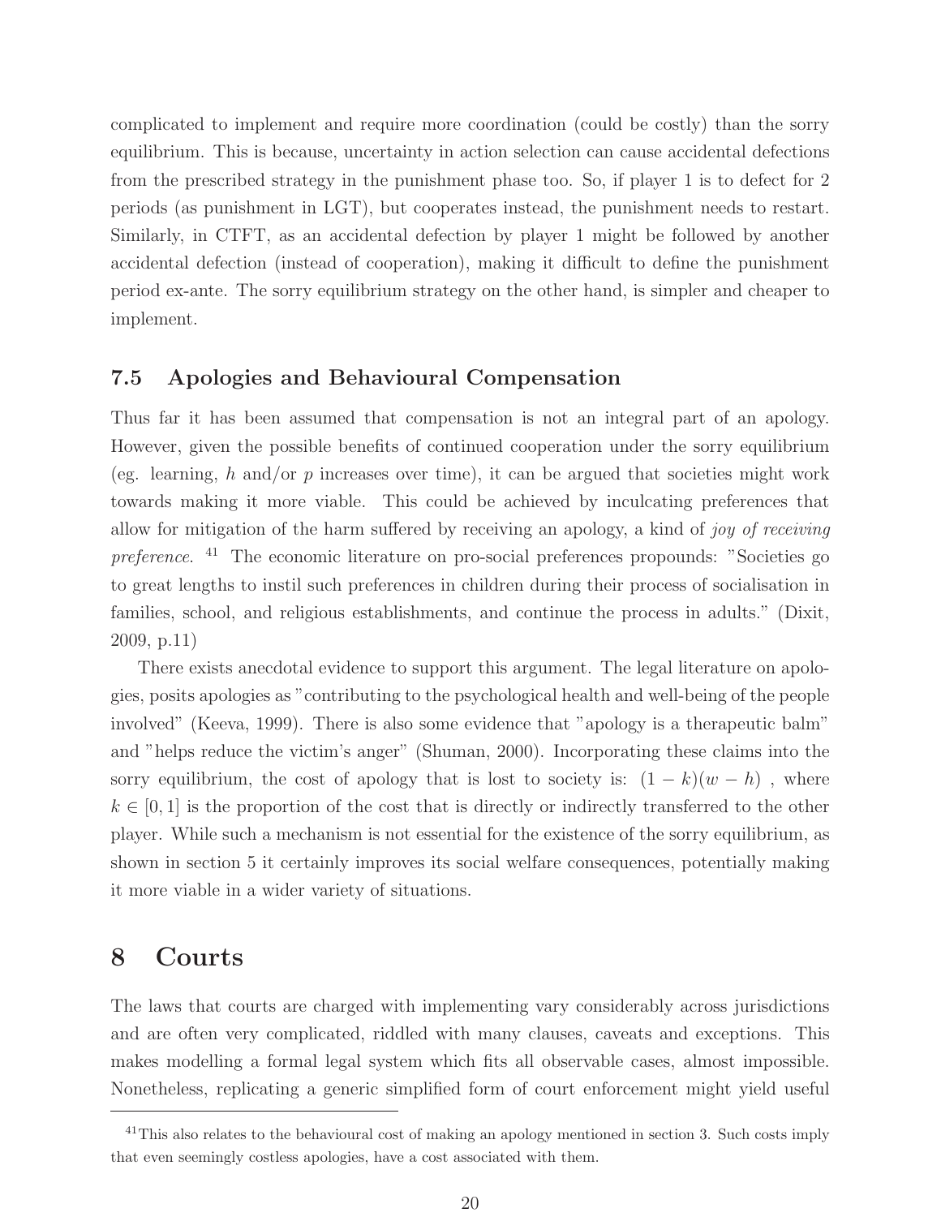complicated to implement and require more coordination (could be costly) than the sorry equilibrium. This is because, uncertainty in action selection can cause accidental defections from the prescribed strategy in the punishment phase too. So, if player 1 is to defect for 2 periods (as punishment in LGT), but cooperates instead, the punishment needs to restart. Similarly, in CTFT, as an accidental defection by player 1 might be followed by another accidental defection (instead of cooperation), making it difficult to define the punishment period ex-ante. The sorry equilibrium strategy on the other hand, is simpler and cheaper to implement.

### 7.5 Apologies and Behavioural Compensation

Thus far it has been assumed that compensation is not an integral part of an apology. However, given the possible benefits of continued cooperation under the sorry equilibrium (eg. learning, $h$ and/or $p$ increases over time), it can be argued that societies might work towards making it more viable. This could be achieved by inculcating preferences that allow for mitigation of the harm suffered by receiving an apology, a kind of *joy of receiving preference*. [41] The economic literature on pro-social preferences propounds: "Societies go to great lengths to instil such preferences in children during their process of socialisation in families, school, and religious establishments, and continue the process in adults." (Dixit, 2009, p.11)

There exists anecdotal evidence to support this argument. The legal literature on apologies, posits apologies as "contributing to the psychological health and well-being of the people involved" (Keeva, 1999). There is also some evidence that "apology is a therapeutic balm" and "helps reduce the victim's anger" (Shuman, 2000). Incorporating these claims into the sorry equilibrium, the cost of apology that is lost to society is: $(1-k)(w-h)$ , where $k \in [0,1]$ is the proportion of the cost that is directly or indirectly transferred to the other player. While such a mechanism is not essential for the existence of the sorry equilibrium, as shown in section 5 it certainly improves its social welfare consequences, potentially making it more viable in a wider variety of situations.

## 8 Courts

The laws that courts are charged with implementing vary considerably across jurisdictions and are often very complicated, riddled with many clauses, caveats and exceptions. This makes modelling a formal legal system which fits all observable cases, almost impossible. Nonetheless, replicating a generic simplified form of court enforcement might yield useful

[41] This also relates to the behavioural cost of making an apology mentioned in section 3. Such costs imply that even seemingly costless apologies, have a cost associated with them.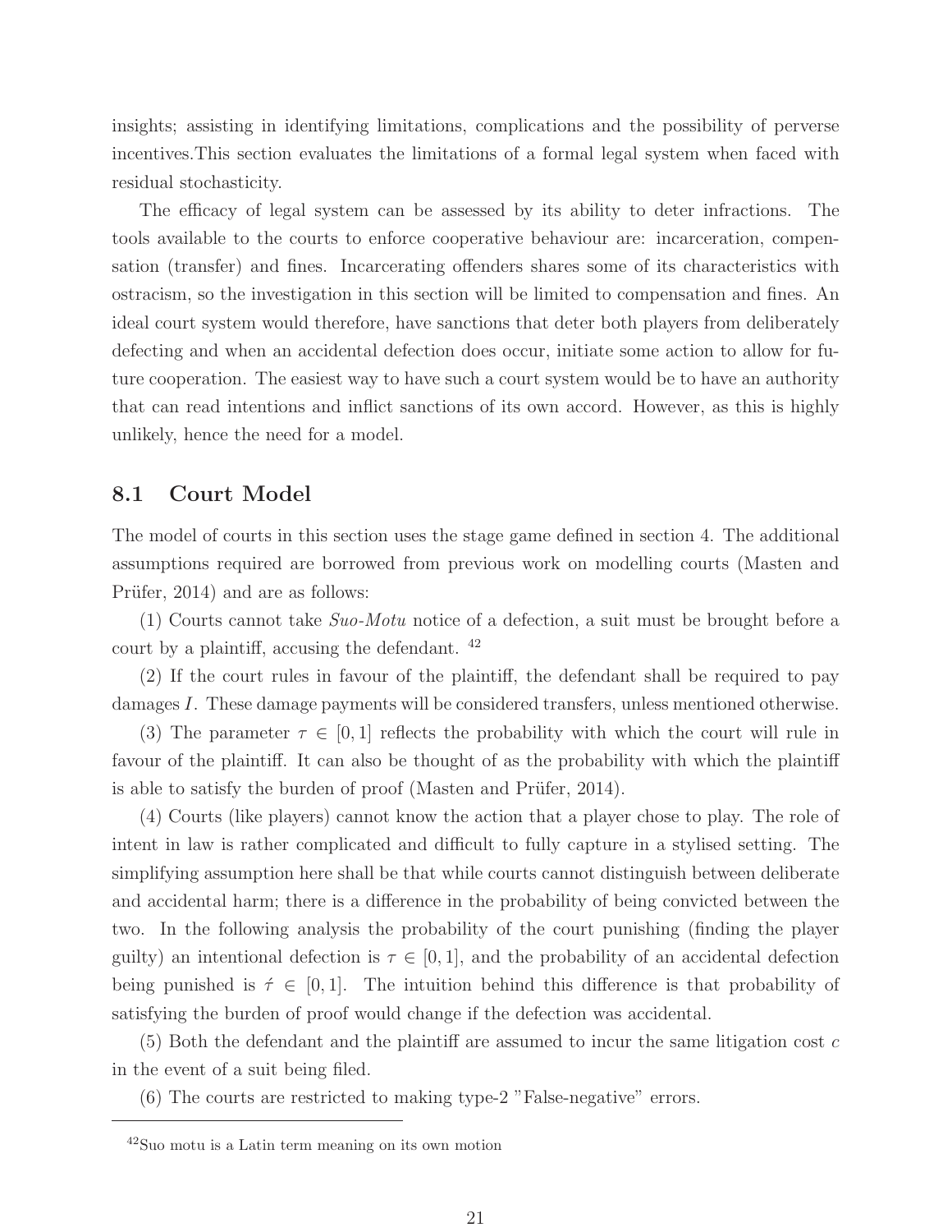insights; assisting in identifying limitations, complications and the possibility of perverse incentives.This section evaluates the limitations of a formal legal system when faced with residual stochasticity.

The efficacy of legal system can be assessed by its ability to deter infractions. The tools available to the courts to enforce cooperative behaviour are: incarceration, compensation (transfer) and fines. Incarcerating offenders shares some of its characteristics with ostracism, so the investigation in this section will be limited to compensation and fines. An ideal court system would therefore, have sanctions that deter both players from deliberately defecting and when an accidental defection does occur, initiate some action to allow for future cooperation. The easiest way to have such a court system would be to have an authority that can read intentions and inflict sanctions of its own accord. However, as this is highly unlikely, hence the need for a model.

## 8.1 Court Model

The model of courts in this section uses the stage game defined in section 4. The additional assumptions required are borrowed from previous work on modelling courts (Masten and Prüfer, 2014) and are as follows:

(1) Courts cannot take *Suo-Motu* notice of a defection, a suit must be brought before a court by a plaintiff, accusing the defendant. [42]

(2) If the court rules in favour of the plaintiff, the defendant shall be required to pay damages $I$. These damage payments will be considered transfers, unless mentioned otherwise.

(3) The parameter $\tau \in [0, 1]$ reflects the probability with which the court will rule in favour of the plaintiff. It can also be thought of as the probability with which the plaintiff is able to satisfy the burden of proof (Masten and Prüfer, 2014).

(4) Courts (like players) cannot know the action that a player chose to play. The role of intent in law is rather complicated and difficult to fully capture in a stylised setting. The simplifying assumption here shall be that while courts cannot distinguish between deliberate and accidental harm; there is a difference in the probability of being convicted between the two. In the following analysis the probability of the court punishing (finding the player guilty) an intentional defection is $\tau \in [0, 1]$, and the probability of an accidental defection being punished is $\acute{\tau} \in [0, 1]$. The intuition behind this difference is that probability of satisfying the burden of proof would change if the defection was accidental.

(5) Both the defendant and the plaintiff are assumed to incur the same litigation cost $c$ in the event of a suit being filed.

(6) The courts are restricted to making type-2 "False-negative" errors.

[42] Suo motu is a Latin term meaning on its own motion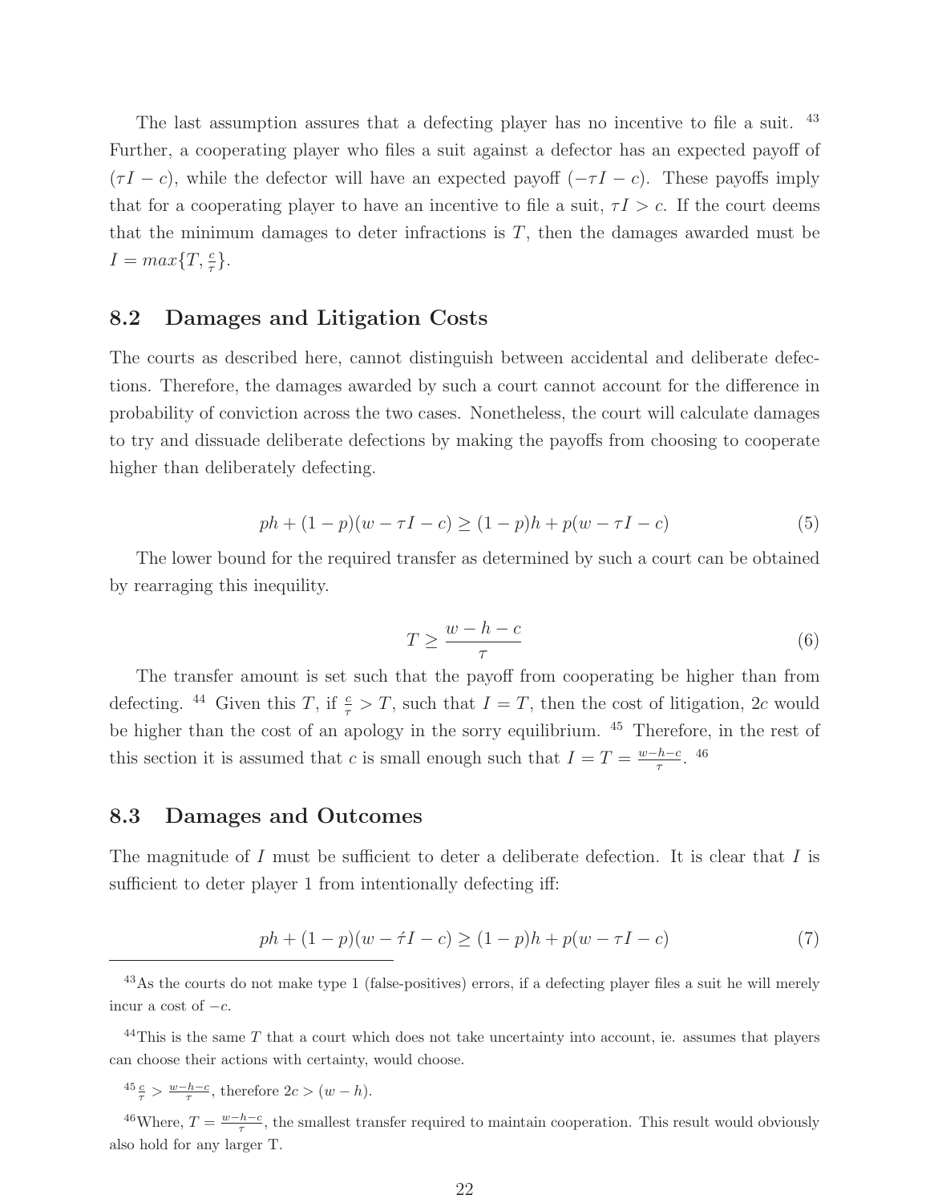The last assumption assures that a defecting player has no incentive to file a suit. [43] Further, a cooperating player who files a suit against a defector has an expected payoff of $(\tau I - c)$, while the defector will have an expected payoff $(-\tau I - c)$. These payoffs imply that for a cooperating player to have an incentive to file a suit, $\tau I > c$. If the court deems that the minimum damages to deter infractions is $T$, then the damages awarded must be $I = max\{T, \frac{c}{\tau}\}$.

## 8.2 Damages and Litigation Costs

The courts as described here, cannot distinguish between accidental and deliberate defections. Therefore, the damages awarded by such a court cannot account for the difference in probability of conviction across the two cases. Nonetheless, the court will calculate damages to try and dissuade deliberate defections by making the payoffs from choosing to cooperate higher than deliberately defecting.

$$ph + (1-p)(w - \tau I - c) \geq (1-p)h + p(w - \tau I - c) \tag{5}$$

The lower bound for the required transfer as determined by such a court can be obtained by rearraging this inequility.

$$T \geq \frac{w - h - c}{\tau} \tag{6}$$

The transfer amount is set such that the payoff from cooperating be higher than from defecting. [44] Given this $T$, if $\frac{c}{\tau} > T$, such that $I = T$, then the cost of litigation, $2c$ would be higher than the cost of an apology in the sorry equilibrium. [45] Therefore, in the rest of this section it is assumed that $c$ is small enough such that $I = T = \frac{w-h-c}{\tau}$. [46]

## 8.3 Damages and Outcomes

The magnitude of $I$ must be sufficient to deter a deliberate defection. It is clear that $I$ is sufficient to deter player 1 from intentionally defecting iff:

$$ph + (1-p)(w - \acute{\tau} I - c) \geq (1-p)h + p(w - \tau I - c) \tag{7}$$

---

[43] As the courts do not make type 1 (false-positives) errors, if a defecting player files a suit he will merely incur a cost of $-c$.

[44] This is the same $T$ that a court which does not take uncertainty into account, ie. assumes that players can choose their actions with certainty, would choose.

[45] $\frac{c}{\tau} > \frac{w-h-c}{\tau}$, therefore $2c > (w - h)$.

[46] Where, $T = \frac{w-h-c}{\tau}$, the smallest transfer required to maintain cooperation. This result would obviously also hold for any larger T.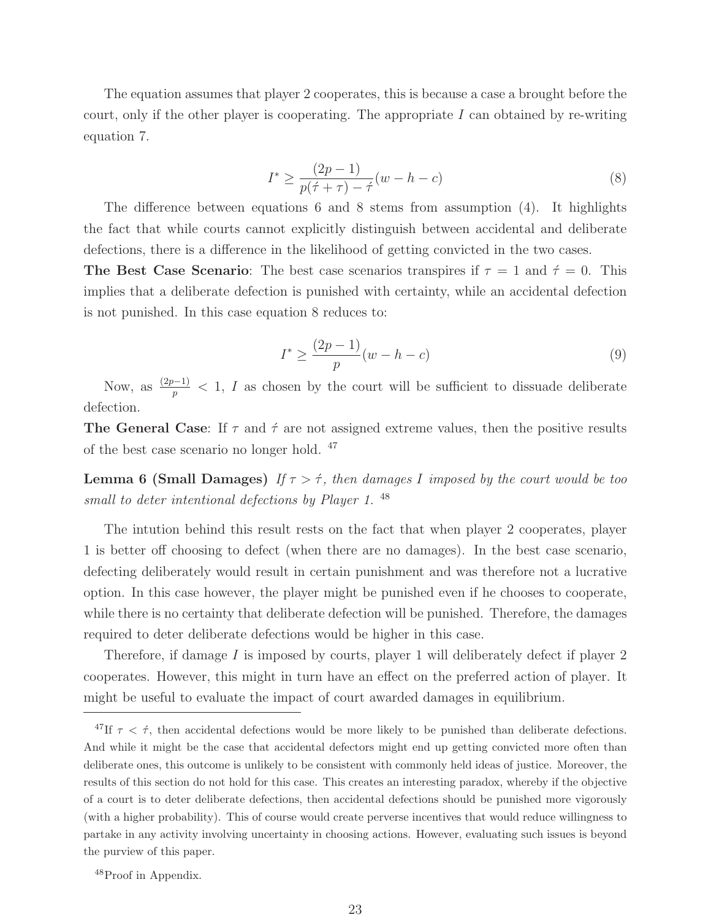The equation assumes that player 2 cooperates, this is because a case a brought before the court, only if the other player is cooperating. The appropriate $I$ can obtained by re-writing equation 7.

$$I^* \geq \frac{(2p-1)}{p(\acute{\tau}+\tau)-\acute{\tau}}(w-h-c) \tag{8}$$

The difference between equations 6 and 8 stems from assumption (4). It highlights the fact that while courts cannot explicitly distinguish between accidental and deliberate defections, there is a difference in the likelihood of getting convicted in the two cases.

**The Best Case Scenario**: The best case scenarios transpires if $\tau = 1$ and $\acute{\tau} = 0$. This implies that a deliberate defection is punished with certainty, while an accidental defection is not punished. In this case equation 8 reduces to:

$$I^* \geq \frac{(2p-1)}{p}(w-h-c) \tag{9}$$

Now, as $\frac{(2p-1)}{p} < 1$, $I$ as chosen by the court will be sufficient to dissuade deliberate defection.

**The General Case**: If $\tau$ and $\acute{\tau}$ are not assigned extreme values, then the positive results of the best case scenario no longer hold. [47]

**Lemma 6 (Small Damages)** *If $\tau > \acute{\tau}$, then damages $I$ imposed by the court would be too small to deter intentional defections by Player 1.* [48]

The intution behind this result rests on the fact that when player 2 cooperates, player 1 is better off choosing to defect (when there are no damages). In the best case scenario, defecting deliberately would result in certain punishment and was therefore not a lucrative option. In this case however, the player might be punished even if he chooses to cooperate, while there is no certainty that deliberate defection will be punished. Therefore, the damages required to deter deliberate defections would be higher in this case.

Therefore, if damage $I$ is imposed by courts, player 1 will deliberately defect if player 2 cooperates. However, this might in turn have an effect on the preferred action of player. It might be useful to evaluate the impact of court awarded damages in equilibrium.

---

[47] If $\tau < \acute{\tau}$, then accidental defections would be more likely to be punished than deliberate defections. And while it might be the case that accidental defectors might end up getting convicted more often than deliberate ones, this outcome is unlikely to be consistent with commonly held ideas of justice. Moreover, the results of this section do not hold for this case. This creates an interesting paradox, whereby if the objective of a court is to deter deliberate defections, then accidental defections should be punished more vigorously (with a higher probability). This of course would create perverse incentives that would reduce willingness to partake in any activity involving uncertainty in choosing actions. However, evaluating such issues is beyond the purview of this paper.

[48] Proof in Appendix.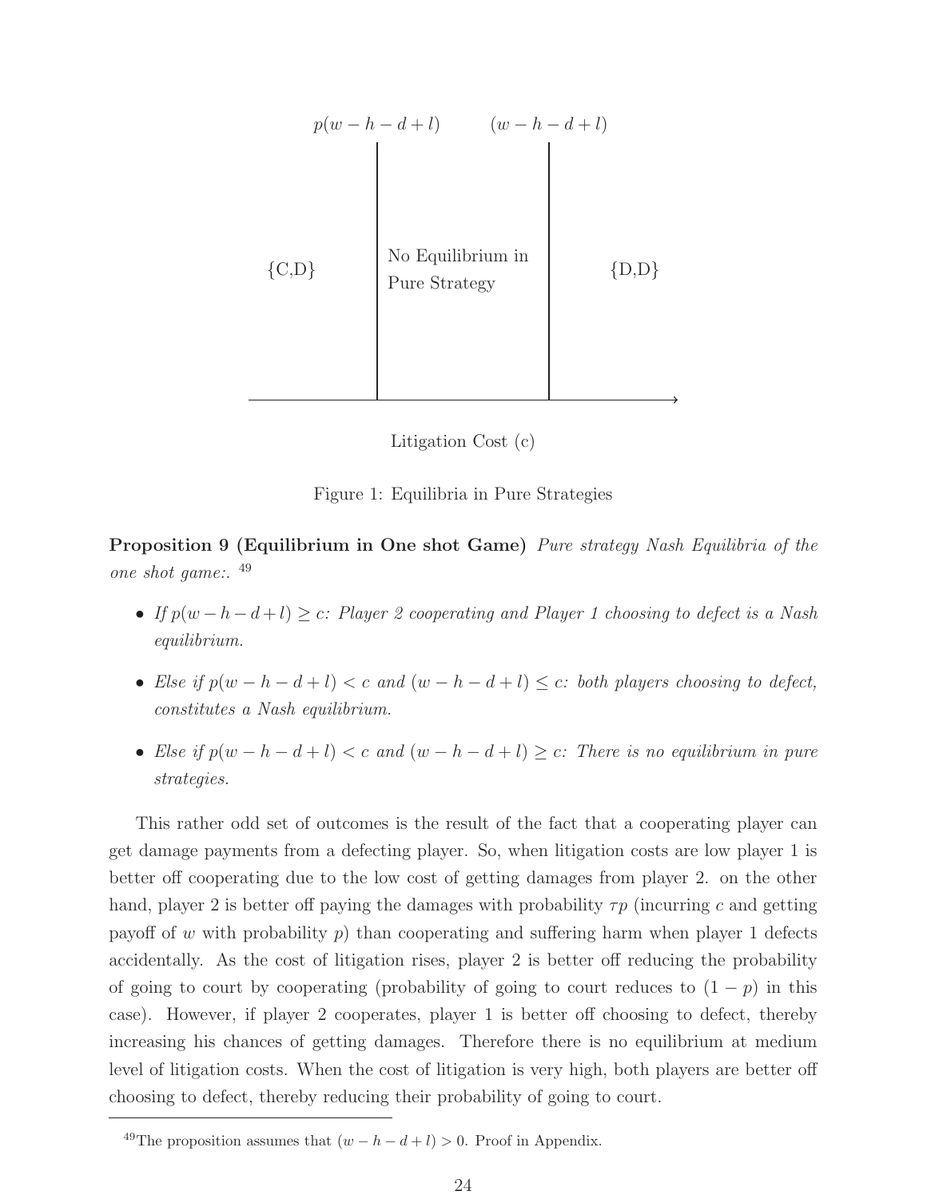$p(w-h-d+l)$ $(w-h-d+l)$

{C,D} | No Equilibrium in Pure Strategy | {D,D}

Litigation Cost (c)

Figure 1: Equilibria in Pure Strategies

**Proposition 9 (Equilibrium in One shot Game)** *Pure strategy Nash Equilibria of the one shot game:.* [49]

- *If $p(w-h-d+l) \geq c$: Player 2 cooperating and Player 1 choosing to defect is a Nash equilibrium.*
- *Else if $p(w-h-d+l) < c$ and $(w-h-d+l) \leq c$: both players choosing to defect, constitutes a Nash equilibrium.*
- *Else if $p(w-h-d+l) < c$ and $(w-h-d+l) \geq c$: There is no equilibrium in pure strategies.*

This rather odd set of outcomes is the result of the fact that a cooperating player can get damage payments from a defecting player. So, when litigation costs are low player 1 is better off cooperating due to the low cost of getting damages from player 2. on the other hand, player 2 is better off paying the damages with probability $\tau p$ (incurring $c$ and getting payoff of $w$ with probability $p$) than cooperating and suffering harm when player 1 defects accidentally. As the cost of litigation rises, player 2 is better off reducing the probability of going to court by cooperating (probability of going to court reduces to $(1-p)$ in this case). However, if player 2 cooperates, player 1 is better off choosing to defect, thereby increasing his chances of getting damages. Therefore there is no equilibrium at medium level of litigation costs. When the cost of litigation is very high, both players are better off choosing to defect, thereby reducing their probability of going to court.

[49] The proposition assumes that $(w-h-d+l) > 0$. Proof in Appendix.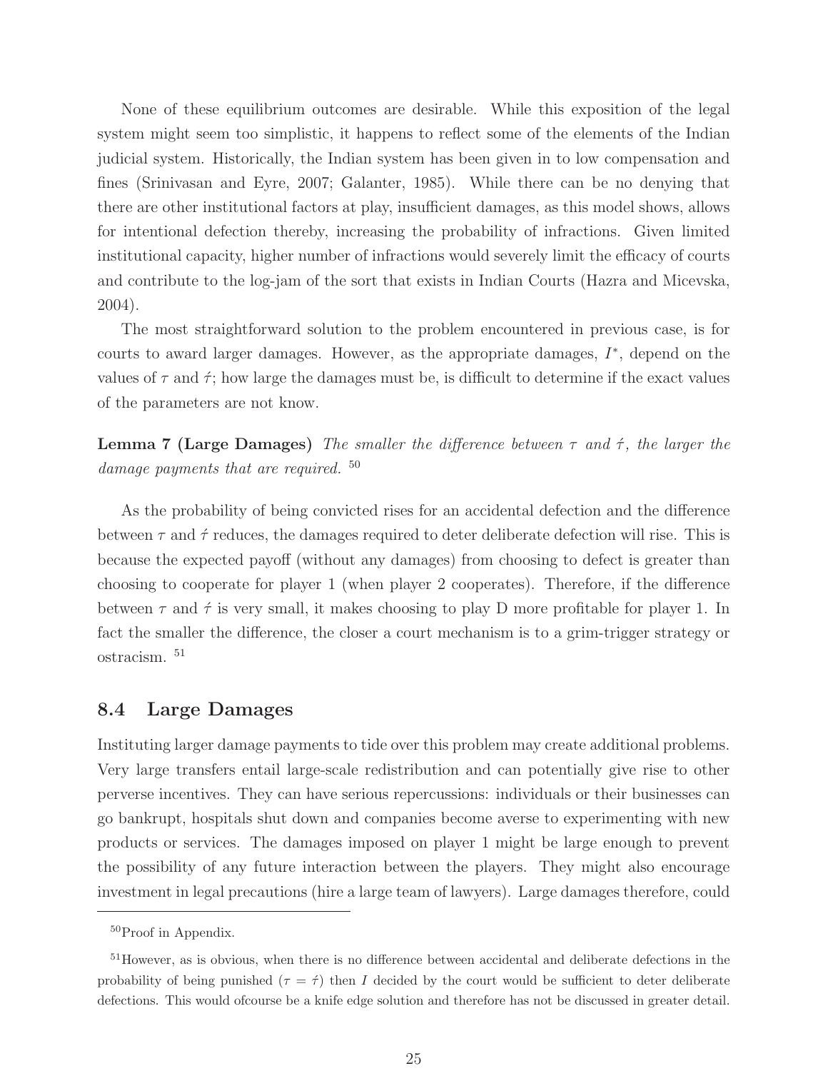None of these equilibrium outcomes are desirable. While this exposition of the legal system might seem too simplistic, it happens to reflect some of the elements of the Indian judicial system. Historically, the Indian system has been given in to low compensation and fines (Srinivasan and Eyre, 2007; Galanter, 1985). While there can be no denying that there are other institutional factors at play, insufficient damages, as this model shows, allows for intentional defection thereby, increasing the probability of infractions. Given limited institutional capacity, higher number of infractions would severely limit the efficacy of courts and contribute to the log-jam of the sort that exists in Indian Courts (Hazra and Micevska, 2004).

The most straightforward solution to the problem encountered in previous case, is for courts to award larger damages. However, as the appropriate damages, $I^*$, depend on the values of $\tau$ and $\acute{\tau}$; how large the damages must be, is difficult to determine if the exact values of the parameters are not know.

**Lemma 7 (Large Damages)** *The smaller the difference between $\tau$ and $\acute{\tau}$, the larger the damage payments that are required.* [50]

As the probability of being convicted rises for an accidental defection and the difference between $\tau$ and $\acute{\tau}$ reduces, the damages required to deter deliberate defection will rise. This is because the expected payoff (without any damages) from choosing to defect is greater than choosing to cooperate for player 1 (when player 2 cooperates). Therefore, if the difference between $\tau$ and $\acute{\tau}$ is very small, it makes choosing to play D more profitable for player 1. In fact the smaller the difference, the closer a court mechanism is to a grim-trigger strategy or ostracism. [51]

## 8.4 Large Damages

Instituting larger damage payments to tide over this problem may create additional problems. Very large transfers entail large-scale redistribution and can potentially give rise to other perverse incentives. They can have serious repercussions: individuals or their businesses can go bankrupt, hospitals shut down and companies become averse to experimenting with new products or services. The damages imposed on player 1 might be large enough to prevent the possibility of any future interaction between the players. They might also encourage investment in legal precautions (hire a large team of lawyers). Large damages therefore, could

---

[50] Proof in Appendix.

[51] However, as is obvious, when there is no difference between accidental and deliberate defections in the probability of being punished ($\tau = \acute{\tau}$) then $I$ decided by the court would be sufficient to deter deliberate defections. This would ofcourse be a knife edge solution and therefore has not be discussed in greater detail.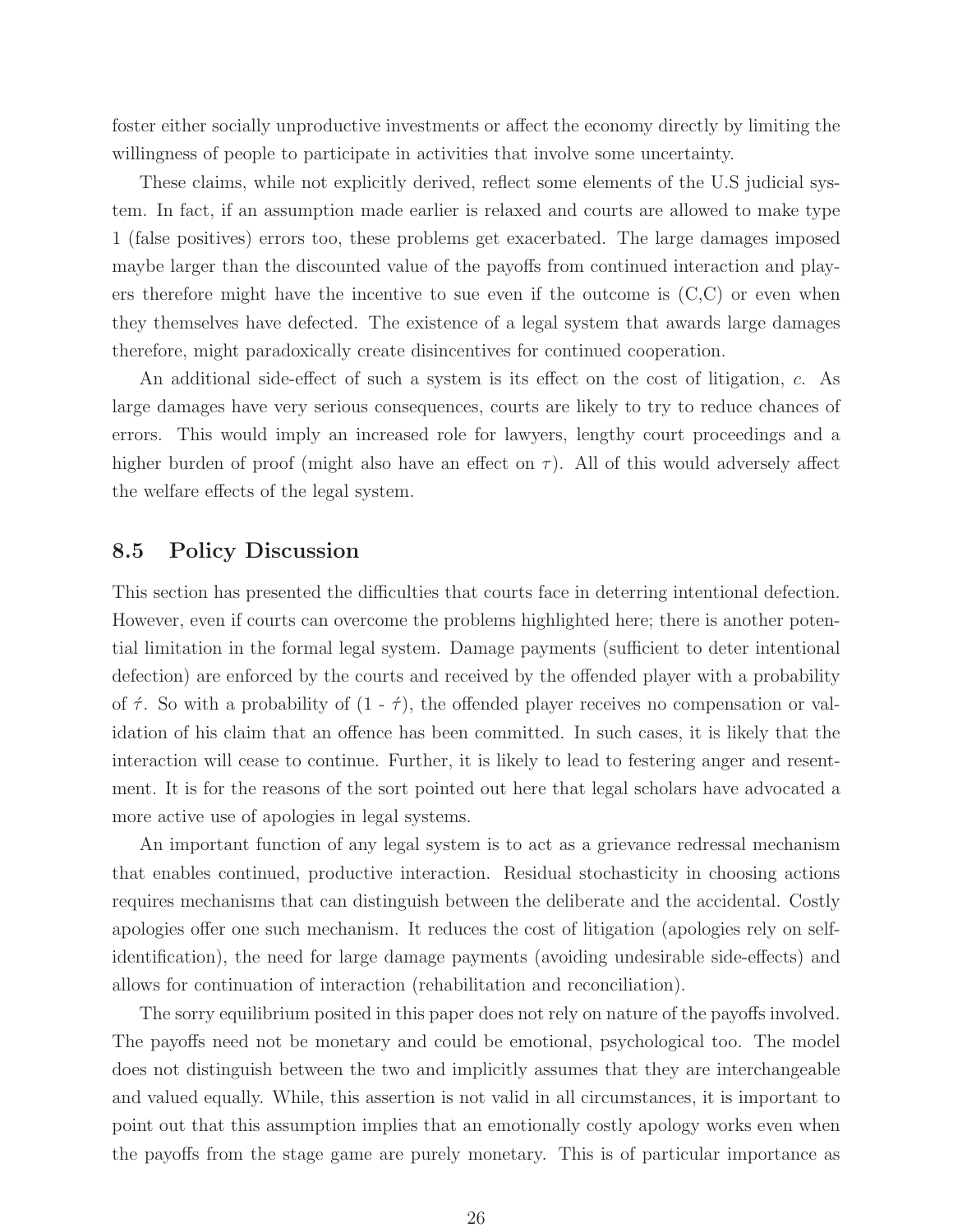foster either socially unproductive investments or affect the economy directly by limiting the willingness of people to participate in activities that involve some uncertainty.

These claims, while not explicitly derived, reflect some elements of the U.S judicial system. In fact, if an assumption made earlier is relaxed and courts are allowed to make type 1 (false positives) errors too, these problems get exacerbated. The large damages imposed maybe larger than the discounted value of the payoffs from continued interaction and players therefore might have the incentive to sue even if the outcome is (C,C) or even when they themselves have defected. The existence of a legal system that awards large damages therefore, might paradoxically create disincentives for continued cooperation.

An additional side-effect of such a system is its effect on the cost of litigation, $c$. As large damages have very serious consequences, courts are likely to try to reduce chances of errors. This would imply an increased role for lawyers, lengthy court proceedings and a higher burden of proof (might also have an effect on $\tau$). All of this would adversely affect the welfare effects of the legal system.

## 8.5 Policy Discussion

This section has presented the difficulties that courts face in deterring intentional defection. However, even if courts can overcome the problems highlighted here; there is another potential limitation in the formal legal system. Damage payments (sufficient to deter intentional defection) are enforced by the courts and received by the offended player with a probability of $\acute{\tau}$. So with a probability of (1 - $\acute{\tau}$), the offended player receives no compensation or validation of his claim that an offence has been committed. In such cases, it is likely that the interaction will cease to continue. Further, it is likely to lead to festering anger and resentment. It is for the reasons of the sort pointed out here that legal scholars have advocated a more active use of apologies in legal systems.

An important function of any legal system is to act as a grievance redressal mechanism that enables continued, productive interaction. Residual stochasticity in choosing actions requires mechanisms that can distinguish between the deliberate and the accidental. Costly apologies offer one such mechanism. It reduces the cost of litigation (apologies rely on self-identification), the need for large damage payments (avoiding undesirable side-effects) and allows for continuation of interaction (rehabilitation and reconciliation).

The sorry equilibrium posited in this paper does not rely on nature of the payoffs involved. The payoffs need not be monetary and could be emotional, psychological too. The model does not distinguish between the two and implicitly assumes that they are interchangeable and valued equally. While, this assertion is not valid in all circumstances, it is important to point out that this assumption implies that an emotionally costly apology works even when the payoffs from the stage game are purely monetary. This is of particular importance as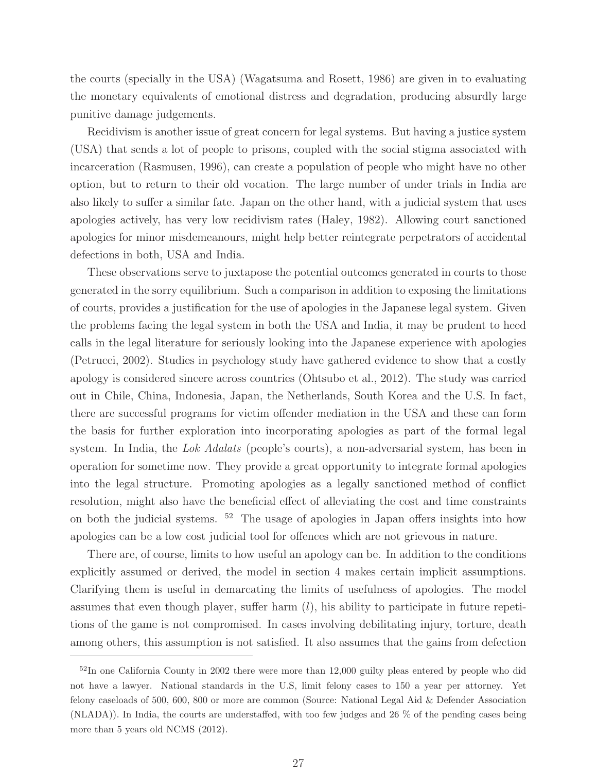the courts (specially in the USA) (Wagatsuma and Rosett, 1986) are given in to evaluating the monetary equivalents of emotional distress and degradation, producing absurdly large punitive damage judgements.

Recidivism is another issue of great concern for legal systems. But having a justice system (USA) that sends a lot of people to prisons, coupled with the social stigma associated with incarceration (Rasmusen, 1996), can create a population of people who might have no other option, but to return to their old vocation. The large number of under trials in India are also likely to suffer a similar fate. Japan on the other hand, with a judicial system that uses apologies actively, has very low recidivism rates (Haley, 1982). Allowing court sanctioned apologies for minor misdemeanours, might help better reintegrate perpetrators of accidental defections in both, USA and India.

These observations serve to juxtapose the potential outcomes generated in courts to those generated in the sorry equilibrium. Such a comparison in addition to exposing the limitations of courts, provides a justification for the use of apologies in the Japanese legal system. Given the problems facing the legal system in both the USA and India, it may be prudent to heed calls in the legal literature for seriously looking into the Japanese experience with apologies (Petrucci, 2002). Studies in psychology study have gathered evidence to show that a costly apology is considered sincere across countries (Ohtsubo et al., 2012). The study was carried out in Chile, China, Indonesia, Japan, the Netherlands, South Korea and the U.S. In fact, there are successful programs for victim offender mediation in the USA and these can form the basis for further exploration into incorporating apologies as part of the formal legal system. In India, the *Lok Adalats* (people's courts), a non-adversarial system, has been in operation for sometime now. They provide a great opportunity to integrate formal apologies into the legal structure. Promoting apologies as a legally sanctioned method of conflict resolution, might also have the beneficial effect of alleviating the cost and time constraints on both the judicial systems. [52] The usage of apologies in Japan offers insights into how apologies can be a low cost judicial tool for offences which are not grievous in nature.

There are, of course, limits to how useful an apology can be. In addition to the conditions explicitly assumed or derived, the model in section 4 makes certain implicit assumptions. Clarifying them is useful in demarcating the limits of usefulness of apologies. The model assumes that even though player, suffer harm ($l$), his ability to participate in future repetitions of the game is not compromised. In cases involving debilitating injury, torture, death among others, this assumption is not satisfied. It also assumes that the gains from defection

[52] In one California County in 2002 there were more than 12,000 guilty pleas entered by people who did not have a lawyer. National standards in the U.S, limit felony cases to 150 a year per attorney. Yet felony caseloads of 500, 600, 800 or more are common (Source: National Legal Aid & Defender Association (NLADA)). In India, the courts are understaffed, with too few judges and 26 % of the pending cases being more than 5 years old NCMS (2012).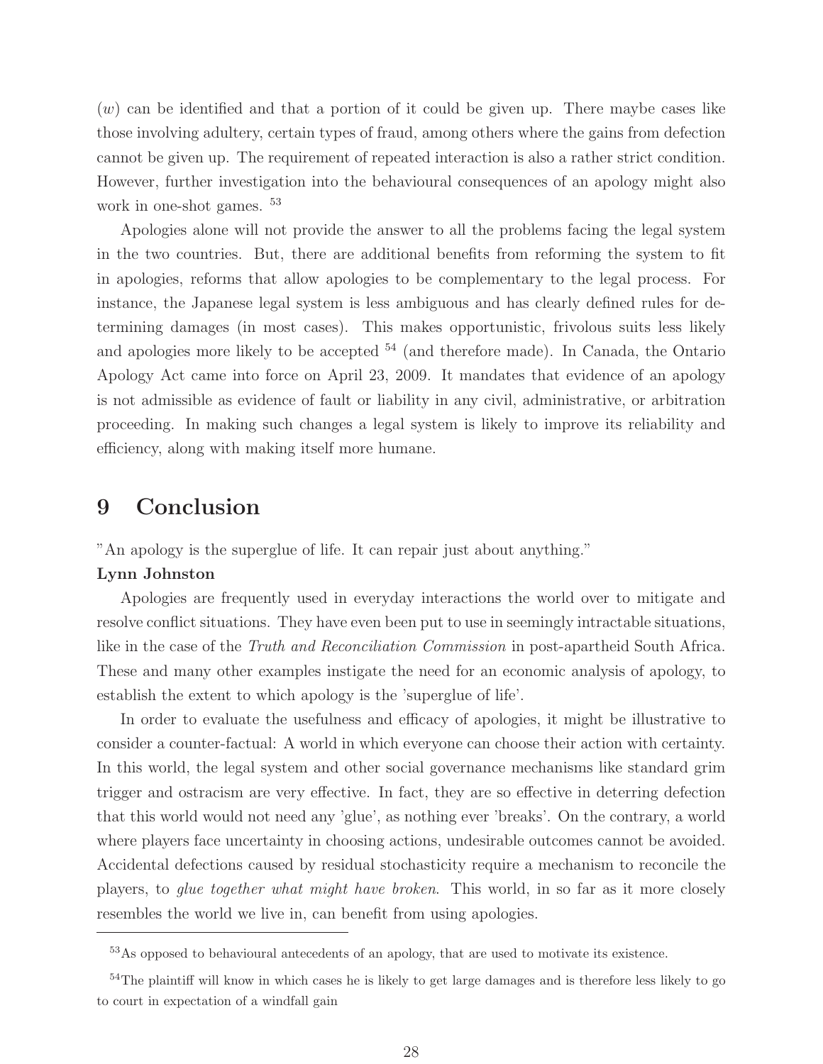($w$) can be identified and that a portion of it could be given up. There maybe cases like those involving adultery, certain types of fraud, among others where the gains from defection cannot be given up. The requirement of repeated interaction is also a rather strict condition. However, further investigation into the behavioural consequences of an apology might also work in one-shot games. [53]

Apologies alone will not provide the answer to all the problems facing the legal system in the two countries. But, there are additional benefits from reforming the system to fit in apologies, reforms that allow apologies to be complementary to the legal process. For instance, the Japanese legal system is less ambiguous and has clearly defined rules for determining damages (in most cases). This makes opportunistic, frivolous suits less likely and apologies more likely to be accepted [54] (and therefore made). In Canada, the Ontario Apology Act came into force on April 23, 2009. It mandates that evidence of an apology is not admissible as evidence of fault or liability in any civil, administrative, or arbitration proceeding. In making such changes a legal system is likely to improve its reliability and efficiency, along with making itself more humane.

# 9 Conclusion

"An apology is the superglue of life. It can repair just about anything."

**Lynn Johnston**

Apologies are frequently used in everyday interactions the world over to mitigate and resolve conflict situations. They have even been put to use in seemingly intractable situations, like in the case of the *Truth and Reconciliation Commission* in post-apartheid South Africa. These and many other examples instigate the need for an economic analysis of apology, to establish the extent to which apology is the 'superglue of life'.

In order to evaluate the usefulness and efficacy of apologies, it might be illustrative to consider a counter-factual: A world in which everyone can choose their action with certainty. In this world, the legal system and other social governance mechanisms like standard grim trigger and ostracism are very effective. In fact, they are so effective in deterring defection that this world would not need any 'glue', as nothing ever 'breaks'. On the contrary, a world where players face uncertainty in choosing actions, undesirable outcomes cannot be avoided. Accidental defections caused by residual stochasticity require a mechanism to reconcile the players, to *glue together what might have broken*. This world, in so far as it more closely resembles the world we live in, can benefit from using apologies.

[53] As opposed to behavioural antecedents of an apology, that are used to motivate its existence.

[54] The plaintiff will know in which cases he is likely to get large damages and is therefore less likely to go to court in expectation of a windfall gain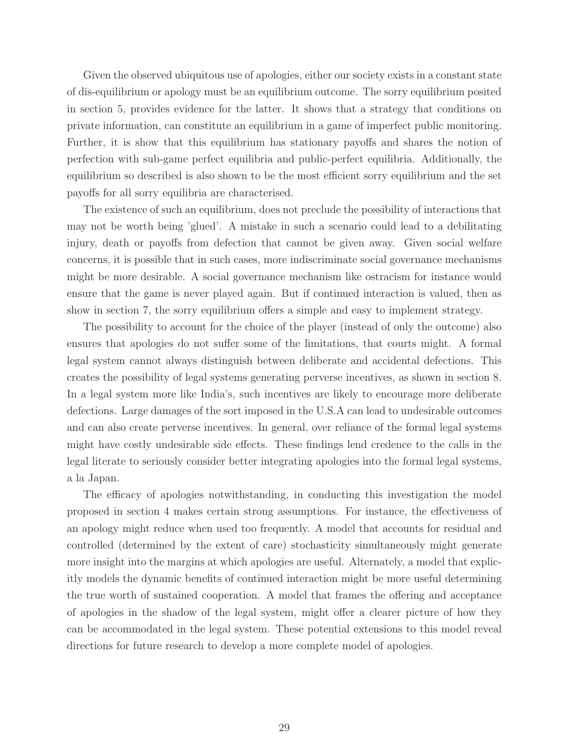Given the observed ubiquitous use of apologies, either our society exists in a constant state of dis-equilibrium or apology must be an equilibrium outcome. The sorry equilibrium posited in section 5, provides evidence for the latter. It shows that a strategy that conditions on private information, can constitute an equilibrium in a game of imperfect public monitoring. Further, it is show that this equilibrium has stationary payoffs and shares the notion of perfection with sub-game perfect equilibria and public-perfect equilibria. Additionally, the equilibrium so described is also shown to be the most efficient sorry equilibrium and the set payoffs for all sorry equilibria are characterised.

The existence of such an equilibrium, does not preclude the possibility of interactions that may not be worth being 'glued'. A mistake in such a scenario could lead to a debilitating injury, death or payoffs from defection that cannot be given away. Given social welfare concerns, it is possible that in such cases, more indiscriminate social governance mechanisms might be more desirable. A social governance mechanism like ostracism for instance would ensure that the game is never played again. But if continued interaction is valued, then as show in section 7, the sorry equilibrium offers a simple and easy to implement strategy.

The possibility to account for the choice of the player (instead of only the outcome) also ensures that apologies do not suffer some of the limitations, that courts might. A formal legal system cannot always distinguish between deliberate and accidental defections. This creates the possibility of legal systems generating perverse incentives, as shown in section 8. In a legal system more like India's, such incentives are likely to encourage more deliberate defections. Large damages of the sort imposed in the U.S.A can lead to undesirable outcomes and can also create perverse incentives. In general, over reliance of the formal legal systems might have costly undesirable side effects. These findings lend credence to the calls in the legal literate to seriously consider better integrating apologies into the formal legal systems, a la Japan.

The efficacy of apologies notwithstanding, in conducting this investigation the model proposed in section 4 makes certain strong assumptions. For instance, the effectiveness of an apology might reduce when used too frequently. A model that accounts for residual and controlled (determined by the extent of care) stochasticity simultaneously might generate more insight into the margins at which apologies are useful. Alternately, a model that explicitly models the dynamic benefits of continued interaction might be more useful determining the true worth of sustained cooperation. A model that frames the offering and acceptance of apologies in the shadow of the legal system, might offer a clearer picture of how they can be accommodated in the legal system. These potential extensions to this model reveal directions for future research to develop a more complete model of apologies.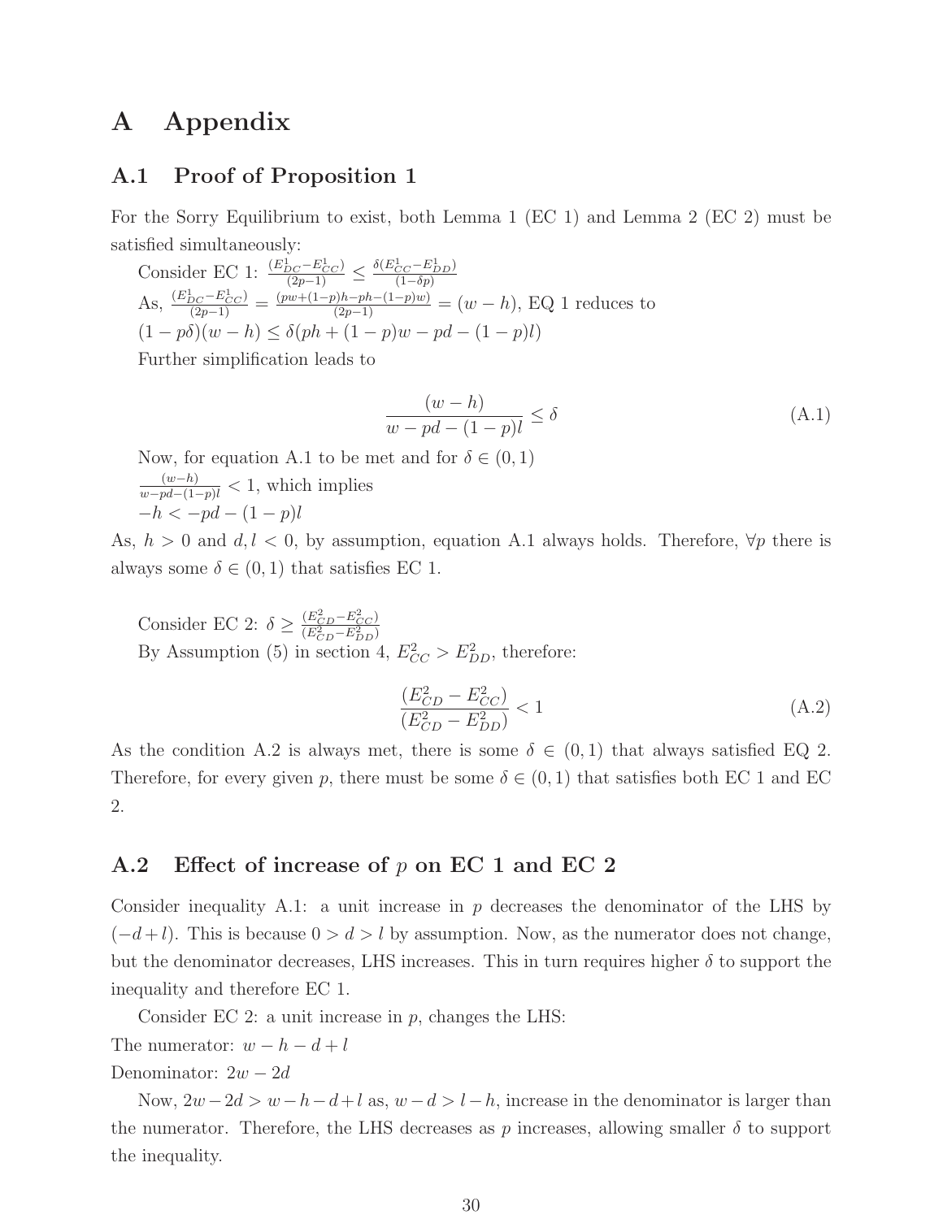# A Appendix

## A.1 Proof of Proposition 1

For the Sorry Equilibrium to exist, both Lemma 1 (EC 1) and Lemma 2 (EC 2) must be satisfied simultaneously:

Consider EC 1: $\frac{(E^1_{DC} - E^1_{CC})}{(2p-1)} \leq \frac{\delta(E^1_{CC} - E^1_{DD})}{(1-\delta p)}$

As, $\frac{(E^1_{DC} - E^1_{CC})}{(2p-1)} = \frac{(pw+(1-p)h-ph-(1-p)w)}{(2p-1)} = (w-h)$, EQ 1 reduces to

$(1-p\delta)(w-h) \leq \delta(ph+(1-p)w - pd - (1-p)l)$

Further simplification leads to

$$\frac{(w-h)}{w-pd-(1-p)l} \leq \delta \tag{A.1}$$

Now, for equation A.1 to be met and for $\delta \in (0,1)$

$\frac{(w-h)}{w-pd-(1-p)l} < 1$, which implies

$-h < -pd - (1-p)l$

As, $h > 0$ and $d, l < 0$, by assumption, equation A.1 always holds. Therefore, $\forall p$ there is always some $\delta \in (0,1)$ that satisfies EC 1.

Consider EC 2: $\delta \geq \frac{(E^2_{CD} - E^2_{CC})}{(E^2_{CD} - E^2_{DD})}$

By Assumption (5) in section 4, $E^2_{CC} > E^2_{DD}$, therefore:

$$\frac{(E^2_{CD} - E^2_{CC})}{(E^2_{CD} - E^2_{DD})} < 1 \tag{A.2}$$

As the condition A.2 is always met, there is some $\delta \in (0,1)$ that always satisfied EQ 2. Therefore, for every given $p$, there must be some $\delta \in (0,1)$ that satisfies both EC 1 and EC 2.

## A.2 Effect of increase of $p$ on EC 1 and EC 2

Consider inequality A.1: a unit increase in $p$ decreases the denominator of the LHS by $(-d+l)$. This is because $0 > d > l$ by assumption. Now, as the numerator does not change, but the denominator decreases, LHS increases. This in turn requires higher $\delta$ to support the inequality and therefore EC 1.

Consider EC 2: a unit increase in $p$, changes the LHS:

The numerator: $w - h - d + l$

Denominator: $2w - 2d$

Now, $2w - 2d > w - h - d + l$ as, $w - d > l - h$, increase in the denominator is larger than the numerator. Therefore, the LHS decreases as $p$ increases, allowing smaller $\delta$ to support the inequality.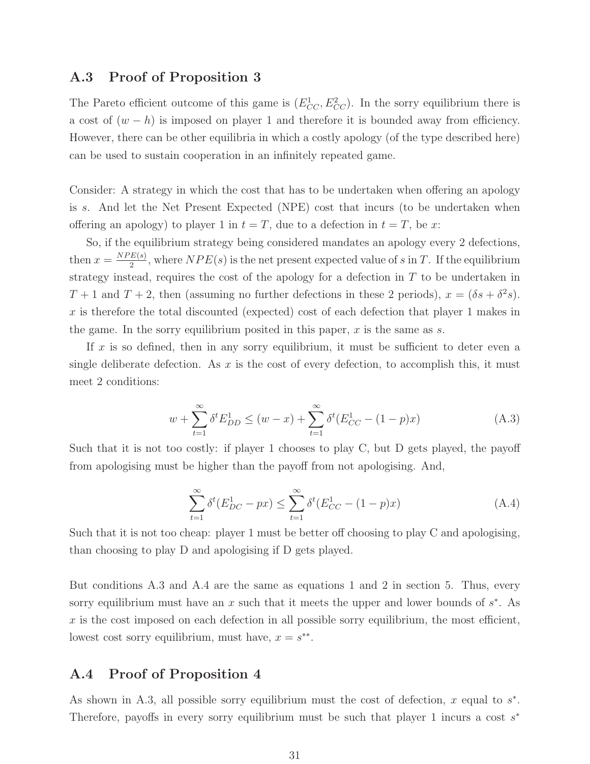## A.3 Proof of Proposition 3

The Pareto efficient outcome of this game is $(E^1_{CC}, E^2_{CC})$. In the sorry equilibrium there is a cost of $(w - h)$ is imposed on player 1 and therefore it is bounded away from efficiency. However, there can be other equilibria in which a costly apology (of the type described here) can be used to sustain cooperation in an infinitely repeated game.

Consider: A strategy in which the cost that has to be undertaken when offering an apology is $s$. And let the Net Present Expected (NPE) cost that incurs (to be undertaken when offering an apology) to player 1 in $t = T$, due to a defection in $t = T$, be $x$:

So, if the equilibrium strategy being considered mandates an apology every 2 defections, then $x = \frac{NPE(s)}{2}$, where $NPE(s)$ is the net present expected value of $s$ in $T$. If the equilibrium strategy instead, requires the cost of the apology for a defection in $T$ to be undertaken in $T+1$ and $T+2$, then (assuming no further defections in these 2 periods), $x = (\delta s + \delta^2 s)$. $x$ is therefore the total discounted (expected) cost of each defection that player 1 makes in the game. In the sorry equilibrium posited in this paper, $x$ is the same as $s$.

If $x$ is so defined, then in any sorry equilibrium, it must be sufficient to deter even a single deliberate defection. As $x$ is the cost of every defection, to accomplish this, it must meet 2 conditions:

$$w + \sum_{t=1}^{\infty} \delta^t E^1_{DD} \leq (w - x) + \sum_{t=1}^{\infty} \delta^t (E^1_{CC} - (1-p)x) \tag{A.3}$$

Such that it is not too costly: if player 1 chooses to play C, but D gets played, the payoff from apologising must be higher than the payoff from not apologising. And,

$$\sum_{t=1}^{\infty} \delta^t (E^1_{DC} - px) \leq \sum_{t=1}^{\infty} \delta^t (E^1_{CC} - (1-p)x) \tag{A.4}$$

Such that it is not too cheap: player 1 must be better off choosing to play C and apologising, than choosing to play D and apologising if D gets played.

But conditions A.3 and A.4 are the same as equations 1 and 2 in section 5. Thus, every sorry equilibrium must have an $x$ such that it meets the upper and lower bounds of $s^*$. As $x$ is the cost imposed on each defection in all possible sorry equilibrium, the most efficient, lowest cost sorry equilibrium, must have, $x = s^{**}$.

## A.4 Proof of Proposition 4

As shown in A.3, all possible sorry equilibrium must the cost of defection, $x$ equal to $s^*$. Therefore, payoffs in every sorry equilibrium must be such that player 1 incurs a cost $s^*$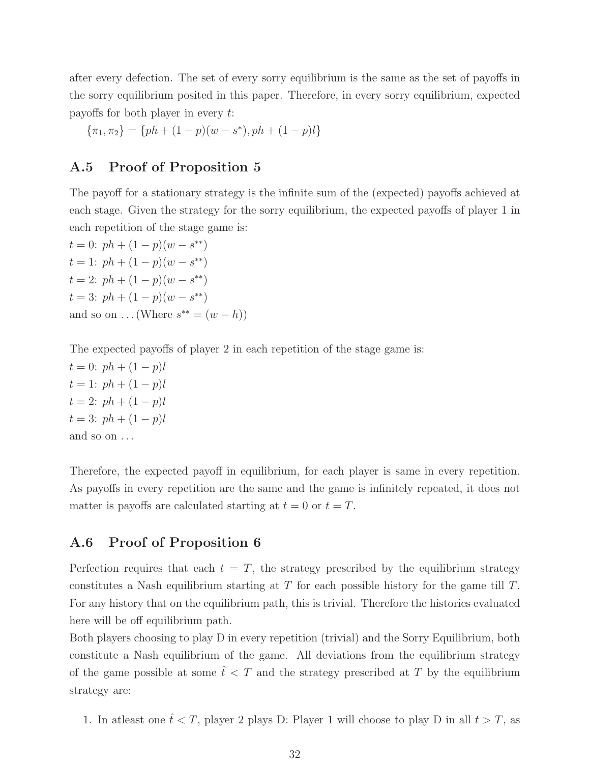after every defection. The set of every sorry equilibrium is the same as the set of payoffs in the sorry equilibrium posited in this paper. Therefore, in every sorry equilibrium, expected payoffs for both player in every $t$:

$\{\pi_1, \pi_2\} = \{ph + (1-p)(w - s^*), ph + (1-p)l\}$

## A.5 Proof of Proposition 5

The payoff for a stationary strategy is the infinite sum of the (expected) payoffs achieved at each stage. Given the strategy for the sorry equilibrium, the expected payoffs of player 1 in each repetition of the stage game is:

$t = 0$: $ph + (1-p)(w - s^{**})$
$t = 1$: $ph + (1-p)(w - s^{**})$
$t = 2$: $ph + (1-p)(w - s^{**})$
$t = 3$: $ph + (1-p)(w - s^{**})$
and so on ... (Where $s^{**} = (w - h)$)

The expected payoffs of player 2 in each repetition of the stage game is:
$t = 0$: $ph + (1-p)l$
$t = 1$: $ph + (1-p)l$
$t = 2$: $ph + (1-p)l$
$t = 3$: $ph + (1-p)l$
and so on ...

Therefore, the expected payoff in equilibrium, for each player is same in every repetition. As payoffs in every repetition are the same and the game is infinitely repeated, it does not matter is payoffs are calculated starting at $t = 0$ or $t = T$.

## A.6 Proof of Proposition 6

Perfection requires that each $t = T$, the strategy prescribed by the equilibrium strategy constitutes a Nash equilibrium starting at $T$ for each possible history for the game till $T$. For any history that on the equilibrium path, this is trivial. Therefore the histories evaluated here will be off equilibrium path.

Both players choosing to play D in every repetition (trivial) and the Sorry Equilibrium, both constitute a Nash equilibrium of the game. All deviations from the equilibrium strategy of the game possible at some $\hat{t} < T$ and the strategy prescribed at $T$ by the equilibrium strategy are:

1. In atleast one $\hat{t} < T$, player 2 plays D: Player 1 will choose to play D in all $t > T$, as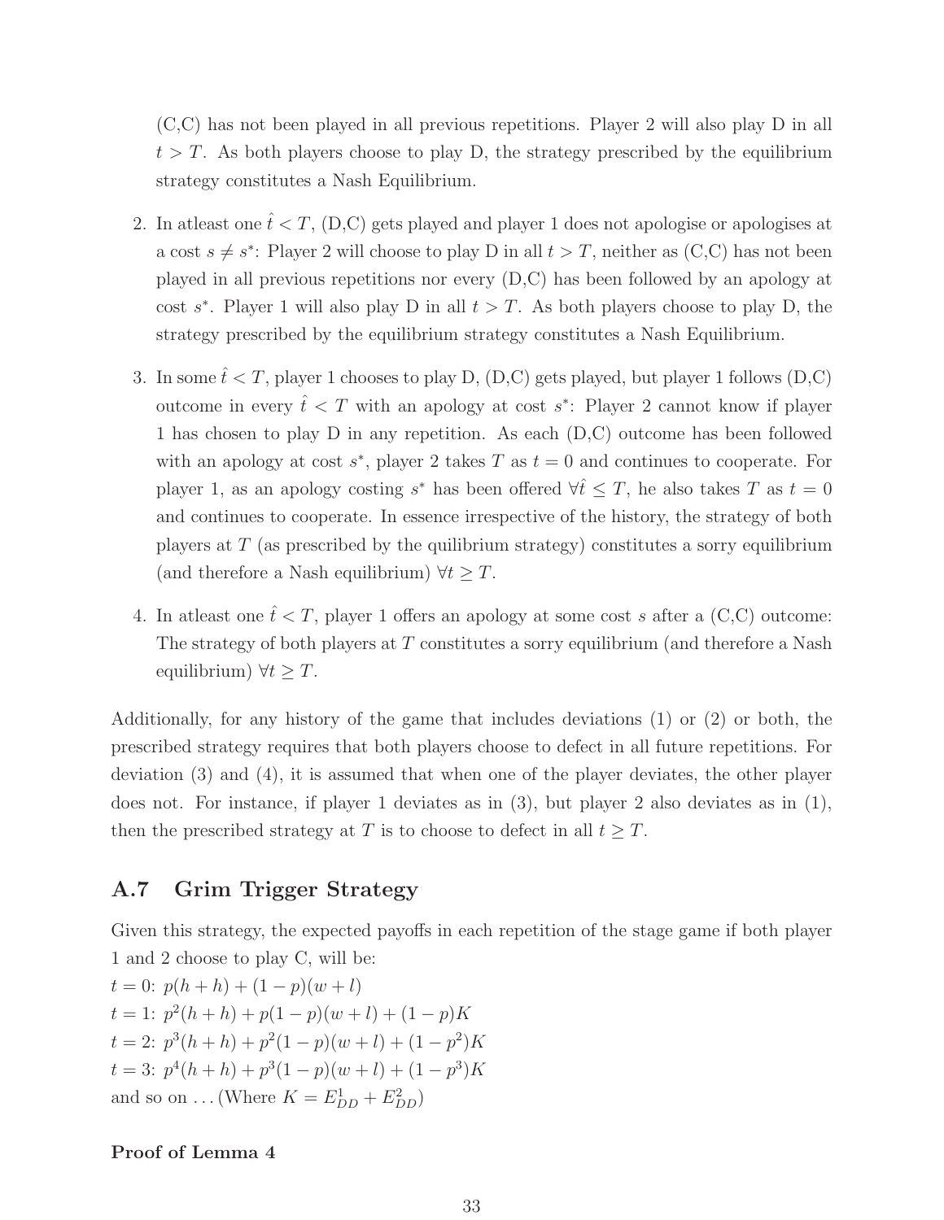(C,C) has not been played in all previous repetitions. Player 2 will also play D in all $t > T$. As both players choose to play D, the strategy prescribed by the equilibrium strategy constitutes a Nash Equilibrium.

2. In atleast one $\hat{t} < T$, (D,C) gets played and player 1 does not apologise or apologises at a cost $s \neq s^*$: Player 2 will choose to play D in all $t > T$, neither as (C,C) has not been played in all previous repetitions nor every (D,C) has been followed by an apology at cost $s^*$. Player 1 will also play D in all $t > T$. As both players choose to play D, the strategy prescribed by the equilibrium strategy constitutes a Nash Equilibrium.

3. In some $\hat{t} < T$, player 1 chooses to play D, (D,C) gets played, but player 1 follows (D,C) outcome in every $\hat{t} < T$ with an apology at cost $s^*$: Player 2 cannot know if player 1 has chosen to play D in any repetition. As each (D,C) outcome has been followed with an apology at cost $s^*$, player 2 takes $T$ as $t = 0$ and continues to cooperate. For player 1, as an apology costing $s^*$ has been offered $\forall \hat{t} \leq T$, he also takes $T$ as $t = 0$ and continues to cooperate. In essence irrespective of the history, the strategy of both players at $T$ (as prescribed by the quilibrium strategy) constitutes a sorry equilibrium (and therefore a Nash equilibrium) $\forall t \geq T$.

4. In atleast one $\hat{t} < T$, player 1 offers an apology at some cost $s$ after a (C,C) outcome: The strategy of both players at $T$ constitutes a sorry equilibrium (and therefore a Nash equilibrium) $\forall t \geq T$.

Additionally, for any history of the game that includes deviations (1) or (2) or both, the prescribed strategy requires that both players choose to defect in all future repetitions. For deviation (3) and (4), it is assumed that when one of the player deviates, the other player does not. For instance, if player 1 deviates as in (3), but player 2 also deviates as in (1), then the prescribed strategy at $T$ is to choose to defect in all $t \geq T$.

## A.7 Grim Trigger Strategy

Given this strategy, the expected payoffs in each repetition of the stage game if both player 1 and 2 choose to play C, will be:

$t = 0$: $p(h + h) + (1 - p)(w + l)$

$t = 1$: $p^2(h + h) + p(1 - p)(w + l) + (1 - p)K$

$t = 2$: $p^3(h + h) + p^2(1 - p)(w + l) + (1 - p^2)K$

$t = 3$: $p^4(h + h) + p^3(1 - p)(w + l) + (1 - p^3)K$

and so on ... (Where $K = E^1_{DD} + E^2_{DD}$)

**Proof of Lemma 4**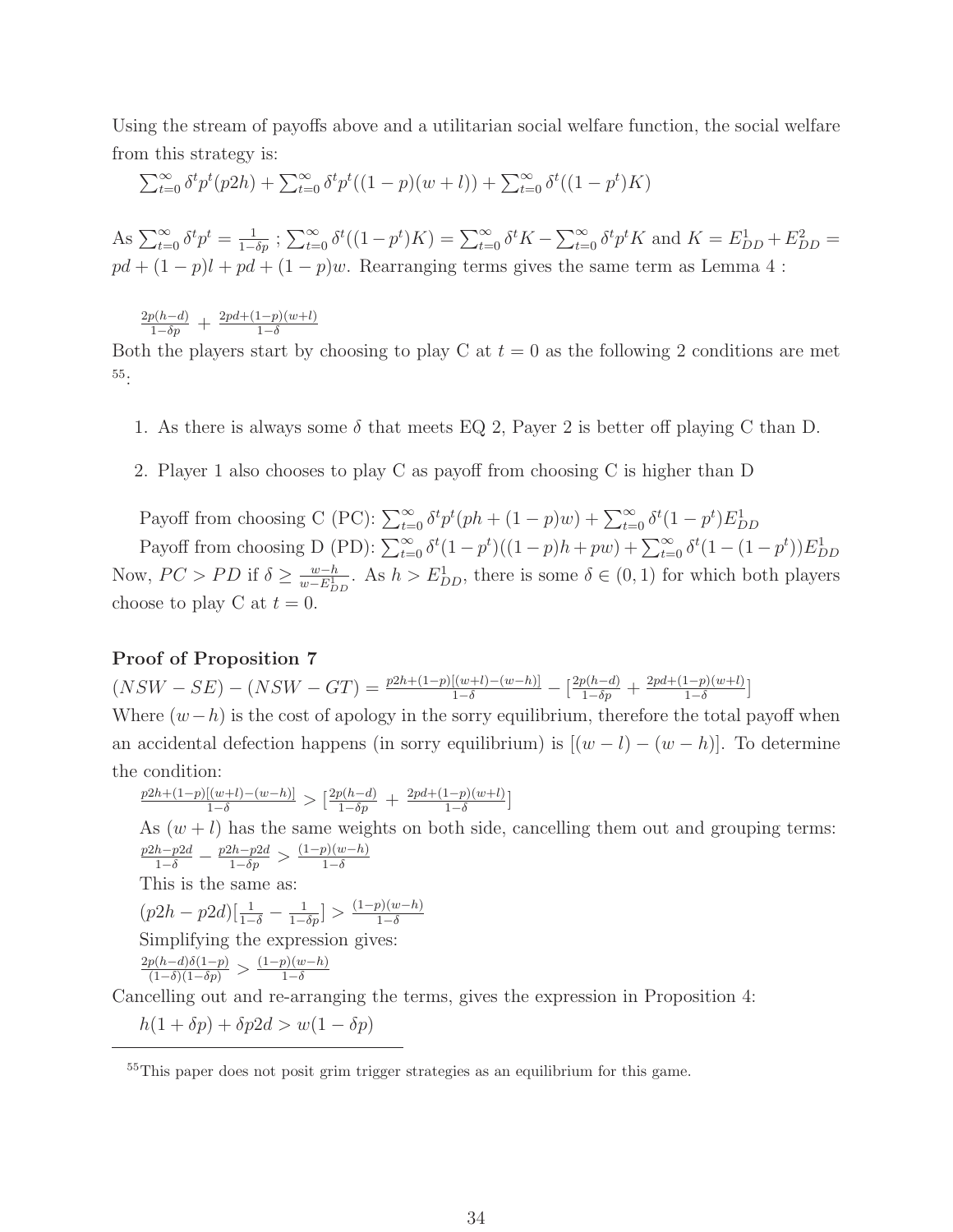Using the stream of payoffs above and a utilitarian social welfare function, the social welfare from this strategy is:

$\sum_{t=0}^{\infty} \delta^t p^t (p2h) + \sum_{t=0}^{\infty} \delta^t p^t ((1-p)(w+l)) + \sum_{t=0}^{\infty} \delta^t ((1-p^t)K)$

As $\sum_{t=0}^{\infty} \delta^t p^t = \frac{1}{1-\delta p}$ ; $\sum_{t=0}^{\infty} \delta^t ((1-p^t)K) = \sum_{t=0}^{\infty} \delta^t K - \sum_{t=0}^{\infty} \delta^t p^t K$ and $K = E^1_{DD} + E^2_{DD} = pd + (1-p)l + pd + (1-p)w$. Rearranging terms gives the same term as Lemma 4 :

$\frac{2p(h-d)}{1-\delta p} + \frac{2pd+(1-p)(w+l)}{1-\delta}$

Both the players start by choosing to play C at $t = 0$ as the following 2 conditions are met [55]:

1. As there is always some $\delta$ that meets EQ 2, Payer 2 is better off playing C than D.
2. Player 1 also chooses to play C as payoff from choosing C is higher than D

Payoff from choosing C (PC): $\sum_{t=0}^{\infty} \delta^t p^t (ph + (1-p)w) + \sum_{t=0}^{\infty} \delta^t (1-p^t) E^1_{DD}$

Payoff from choosing D (PD): $\sum_{t=0}^{\infty} \delta^t (1-p^t)((1-p)h + pw) + \sum_{t=0}^{\infty} \delta^t (1-(1-p^t)) E^1_{DD}$

Now, $PC > PD$ if $\delta \geq \frac{w-h}{w-E^1_{DD}}$. As $h > E^1_{DD}$, there is some $\delta \in (0,1)$ for which both players choose to play C at $t = 0$.

**Proof of Proposition 7**

$(NSW - SE) - (NSW - GT) = \frac{p2h+(1-p)[(w+l)-(w-h)]}{1-\delta} - [\frac{2p(h-d)}{1-\delta p} + \frac{2pd+(1-p)(w+l)}{1-\delta}]$

Where $(w-h)$ is the cost of apology in the sorry equilibrium, therefore the total payoff when an accidental defection happens (in sorry equilibrium) is $[(w-l)-(w-h)]$. To determine the condition:

$\frac{p2h+(1-p)[(w+l)-(w-h)]}{1-\delta} > [\frac{2p(h-d)}{1-\delta p} + \frac{2pd+(1-p)(w+l)}{1-\delta}]$

As $(w+l)$ has the same weights on both side, cancelling them out and grouping terms:

$\frac{p2h-p2d}{1-\delta} - \frac{p2h-p2d}{1-\delta p} > \frac{(1-p)(w-h)}{1-\delta}$

This is the same as:

$(p2h - p2d)[\frac{1}{1-\delta} - \frac{1}{1-\delta p}] > \frac{(1-p)(w-h)}{1-\delta}$

Simplifying the expression gives:

$\frac{2p(h-d)\delta(1-p)}{(1-\delta)(1-\delta p)} > \frac{(1-p)(w-h)}{1-\delta}$

Cancelling out and re-arranging the terms, gives the expression in Proposition 4:

$h(1+\delta p) + \delta p2d > w(1-\delta p)$

[55] This paper does not posit grim trigger strategies as an equilibrium for this game.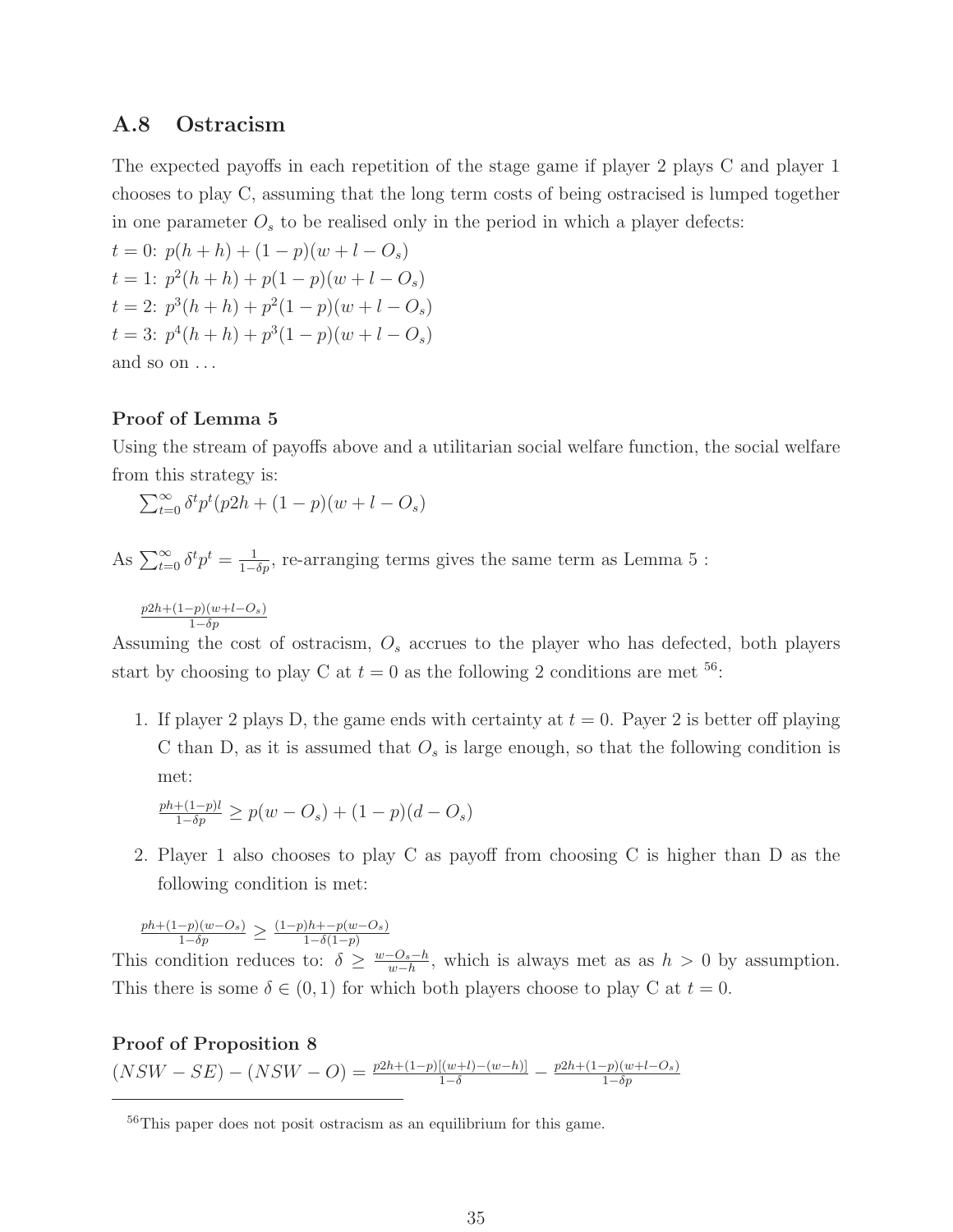## A.8 Ostracism

The expected payoffs in each repetition of the stage game if player 2 plays C and player 1 chooses to play C, assuming that the long term costs of being ostracised is lumped together in one parameter $O_s$ to be realised only in the period in which a player defects:

$t = 0$: $p(h + h) + (1 - p)(w + l - O_s)$
$t = 1$: $p^2(h + h) + p(1 - p)(w + l - O_s)$
$t = 2$: $p^3(h + h) + p^2(1 - p)(w + l - O_s)$
$t = 3$: $p^4(h + h) + p^3(1 - p)(w + l - O_s)$
and so on ...

**Proof of Lemma 5**

Using the stream of payoffs above and a utilitarian social welfare function, the social welfare from this strategy is:

$$\sum_{t=0}^{\infty} \delta^t p^t (p2h + (1 - p)(w + l - O_s)$$

As $\sum_{t=0}^{\infty} \delta^t p^t = \frac{1}{1-\delta p}$, re-arranging terms gives the same term as Lemma 5 :

$$\frac{p2h+(1-p)(w+l-O_s)}{1-\delta p}$$

Assuming the cost of ostracism, $O_s$ accrues to the player who has defected, both players start by choosing to play C at $t = 0$ as the following 2 conditions are met [56]:

1. If player 2 plays D, the game ends with certainty at $t = 0$. Payer 2 is better off playing C than D, as it is assumed that $O_s$ is large enough, so that the following condition is met:

   $$\frac{ph+(1-p)l}{1-\delta p} \geq p(w - O_s) + (1 - p)(d - O_s)$$

2. Player 1 also chooses to play C as payoff from choosing C is higher than D as the following condition is met:

$$\frac{ph+(1-p)(w-O_s)}{1-\delta p} \geq \frac{(1-p)h+-p(w-O_s)}{1-\delta(1-p)}$$

This condition reduces to: $\delta \geq \frac{w-O_s-h}{w-h}$, which is always met as as $h > 0$ by assumption. This there is some $\delta \in (0, 1)$ for which both players choose to play C at $t = 0$.

**Proof of Proposition 8**

$$(NSW - SE) - (NSW - O) = \frac{p2h+(1-p)[(w+l)-(w-h)]}{1-\delta} - \frac{p2h+(1-p)(w+l-O_s)}{1-\delta p}$$

[56] This paper does not posit ostracism as an equilibrium for this game.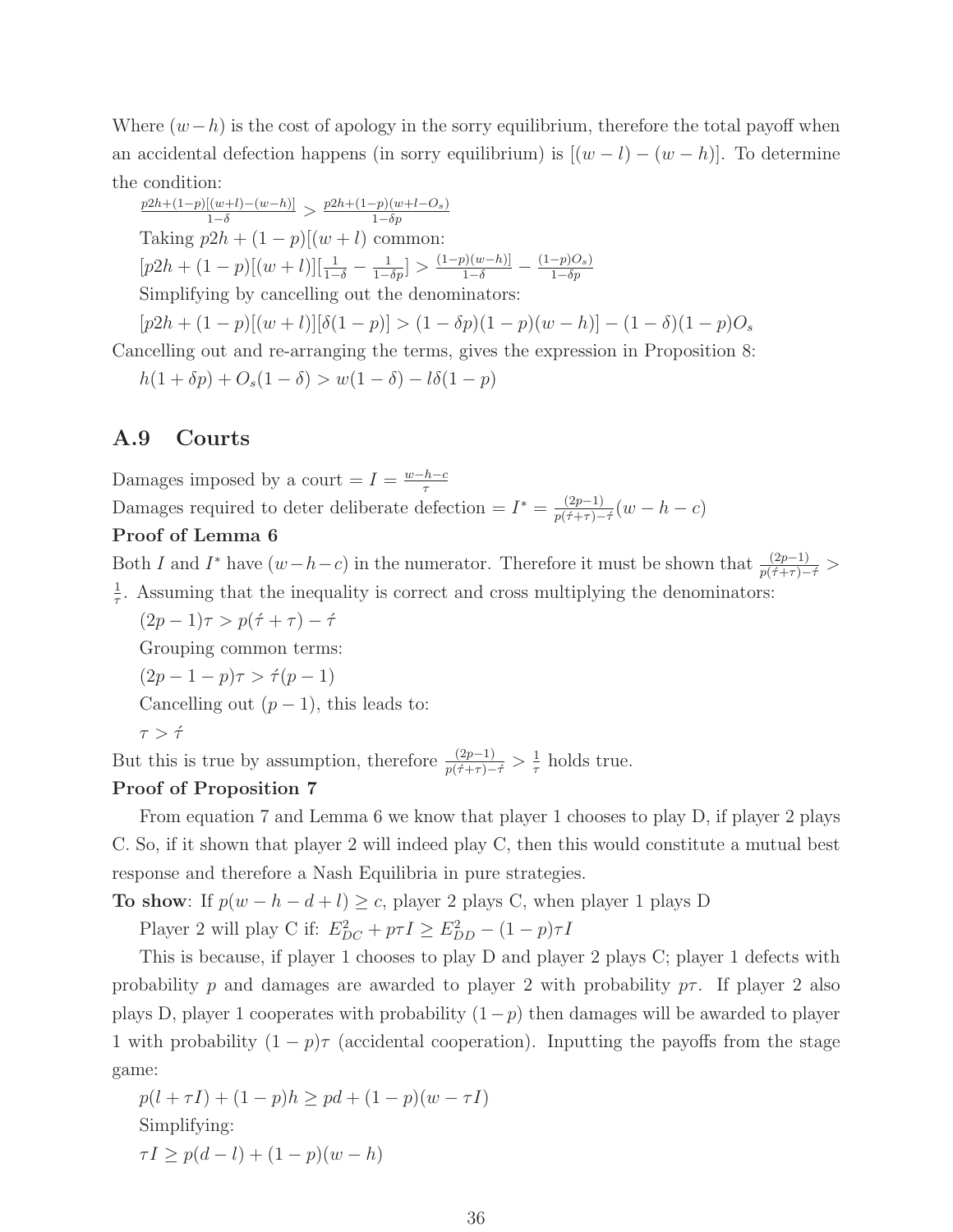Where $(w-h)$ is the cost of apology in the sorry equilibrium, therefore the total payoff when an accidental defection happens (in sorry equilibrium) is $[(w-l)-(w-h)]$. To determine the condition:

$$\frac{p2h+(1-p)[(w+l)-(w-h)]}{1-\delta} > \frac{p2h+(1-p)(w+l-O_s)}{1-\delta p}$$

Taking $p2h+(1-p)[(w+l)$ common:

$$[p2h+(1-p)[(w+l)][\frac{1}{1-\delta}-\frac{1}{1-\delta p}] > \frac{(1-p)(w-h)]}{1-\delta} - \frac{(1-p)O_s)}{1-\delta p}$$

Simplifying by cancelling out the denominators:

$$[p2h+(1-p)[(w+l)][\delta(1-p)] > (1-\delta p)(1-p)(w-h)] - (1-\delta)(1-p)O_s$$

Cancelling out and re-arranging the terms, gives the expression in Proposition 8:

$$h(1+\delta p) + O_s(1-\delta) > w(1-\delta) - l\delta(1-p)$$

## A.9 Courts

Damages imposed by a court $= I = \frac{w-h-c}{\tau}$

Damages required to deter deliberate defection $= I^* = \frac{(2p-1)}{p(\acute{\tau}+\tau)-\acute{\tau}}(w-h-c)$

**Proof of Lemma 6**

Both $I$ and $I^*$ have $(w-h-c)$ in the numerator. Therefore it must be shown that $\frac{(2p-1)}{p(\acute{\tau}+\tau)-\acute{\tau}} > \frac{1}{\tau}$. Assuming that the inequality is correct and cross multiplying the denominators:

$$(2p-1)\tau > p(\acute{\tau}+\tau) - \acute{\tau}$$

Grouping common terms:

$$(2p-1-p)\tau > \acute{\tau}(p-1)$$

Cancelling out $(p-1)$, this leads to:

$$\tau > \acute{\tau}$$

But this is true by assumption, therefore $\frac{(2p-1)}{p(\acute{\tau}+\tau)-\acute{\tau}} > \frac{1}{\tau}$ holds true.

**Proof of Proposition 7**

From equation 7 and Lemma 6 we know that player 1 chooses to play D, if player 2 plays C. So, if it shown that player 2 will indeed play C, then this would constitute a mutual best response and therefore a Nash Equilibria in pure strategies.

**To show**: If $p(w-h-d+l) \geq c$, player 2 plays C, when player 1 plays D

Player 2 will play C if: $E^2_{DC} + p\tau I \geq E^2_{DD} - (1-p)\tau I$

This is because, if player 1 chooses to play D and player 2 plays C; player 1 defects with probability $p$ and damages are awarded to player 2 with probability $p\tau$. If player 2 also plays D, player 1 cooperates with probability $(1-p)$ then damages will be awarded to player 1 with probability $(1-p)\tau$ (accidental cooperation). Inputting the payoffs from the stage game:

$$p(l+\tau I) + (1-p)h \geq pd + (1-p)(w-\tau I)$$

Simplifying:

$$\tau I \geq p(d-l) + (1-p)(w-h)$$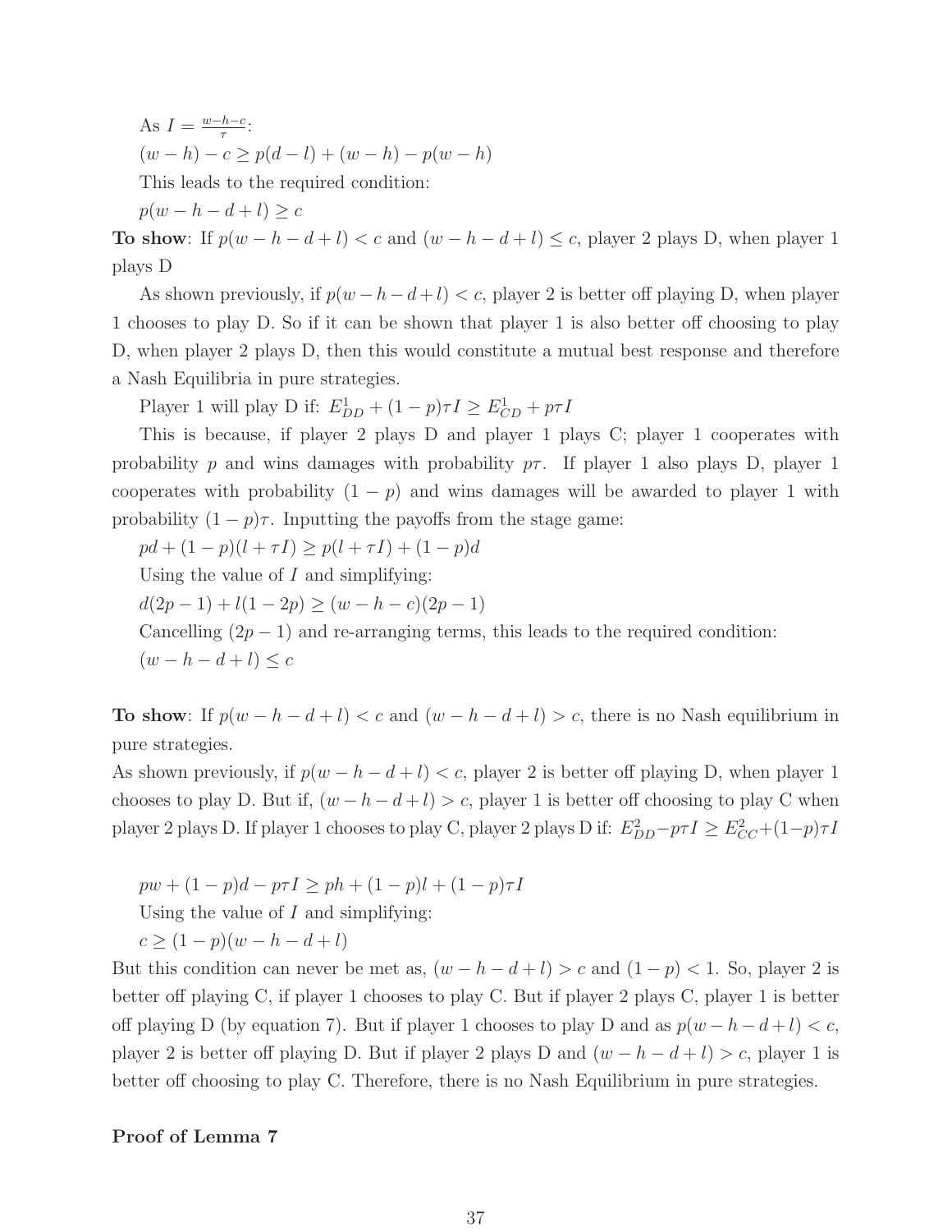As $I = \frac{w-h-c}{\tau}$:

$(w-h) - c \geq p(d-l) + (w-h) - p(w-h)$

This leads to the required condition:

$p(w-h-d+l) \geq c$

**To show**: If $p(w-h-d+l) < c$ and $(w-h-d+l) \leq c$, player 2 plays D, when player 1 plays D

As shown previously, if $p(w-h-d+l) < c$, player 2 is better off playing D, when player 1 chooses to play D. So if it can be shown that player 1 is also better off choosing to play D, when player 2 plays D, then this would constitute a mutual best response and therefore a Nash Equilibria in pure strategies.

Player 1 will play D if: $E^1_{DD} + (1-p)\tau I \geq E^1_{CD} + p\tau I$

This is because, if player 2 plays D and player 1 plays C; player 1 cooperates with probability $p$ and wins damages with probability $p\tau$. If player 1 also plays D, player 1 cooperates with probability $(1-p)$ and wins damages will be awarded to player 1 with probability $(1-p)\tau$. Inputting the payoffs from the stage game:

$pd + (1-p)(l + \tau I) \geq p(l + \tau I) + (1-p)d$

Using the value of $I$ and simplifying:

$d(2p-1) + l(1-2p) \geq (w-h-c)(2p-1)$

Cancelling $(2p-1)$ and re-arranging terms, this leads to the required condition:

$(w-h-d+l) \leq c$

**To show**: If $p(w-h-d+l) < c$ and $(w-h-d+l) > c$, there is no Nash equilibrium in pure strategies.

As shown previously, if $p(w-h-d+l) < c$, player 2 is better off playing D, when player 1 chooses to play D. But if, $(w-h-d+l) > c$, player 1 is better off choosing to play C when player 2 plays D. If player 1 chooses to play C, player 2 plays D if: $E^2_{DD} - p\tau I \geq E^2_{CC} + (1-p)\tau I$

$pw + (1-p)d - p\tau I \geq ph + (1-p)l + (1-p)\tau I$

Using the value of $I$ and simplifying:

$c \geq (1-p)(w-h-d+l)$

But this condition can never be met as, $(w-h-d+l) > c$ and $(1-p) < 1$. So, player 2 is better off playing C, if player 1 chooses to play C. But if player 2 plays C, player 1 is better off playing D (by equation 7). But if player 1 chooses to play D and as $p(w-h-d+l) < c$, player 2 is better off playing D. But if player 2 plays D and $(w-h-d+l) > c$, player 1 is better off choosing to play C. Therefore, there is no Nash Equilibrium in pure strategies.

**Proof of Lemma 7**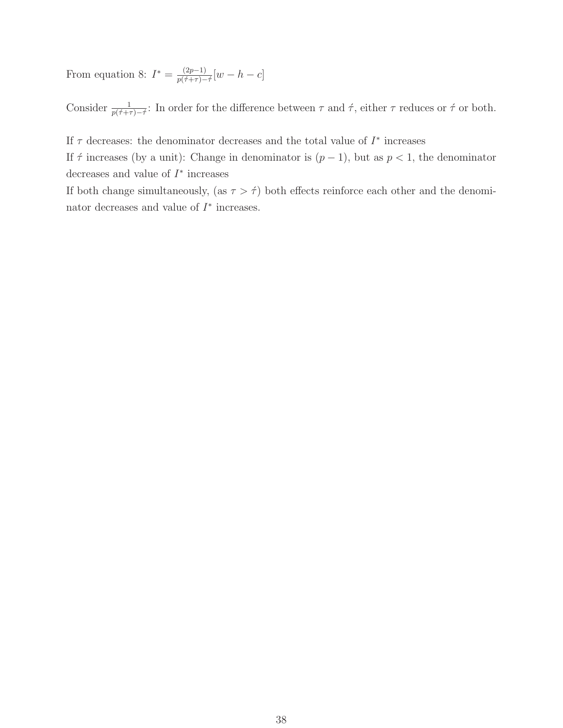From equation 8: $I^* = \frac{(2p-1)}{p(\acute{\tau}+\tau)-\acute{\tau}}[w-h-c]$

Consider $\frac{1}{p(\acute{\tau}+\tau)-\acute{\tau}}$: In order for the difference between $\tau$ and $\acute{\tau}$, either $\tau$ reduces or $\acute{\tau}$ or both.

If $\tau$ decreases: the denominator decreases and the total value of $I^*$ increases
If $\acute{\tau}$ increases (by a unit): Change in denominator is $(p-1)$, but as $p < 1$, the denominator decreases and value of $I^*$ increases
If both change simultaneously, (as $\tau > \acute{\tau}$) both effects reinforce each other and the denominator decreases and value of $I^*$ increases.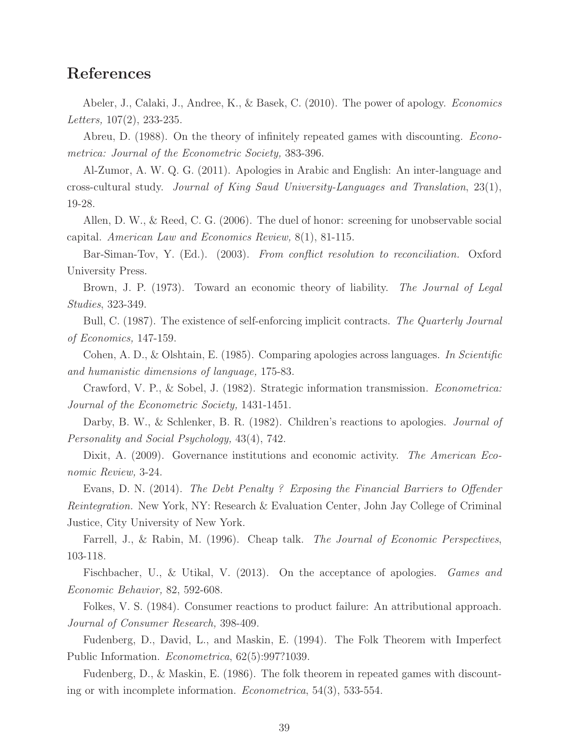## References

Abeler, J., Calaki, J., Andree, K., & Basek, C. (2010). The power of apology. *Economics Letters,* 107(2), 233-235.

Abreu, D. (1988). On the theory of infinitely repeated games with discounting. *Econometrica: Journal of the Econometric Society,* 383-396.

Al-Zumor, A. W. Q. G. (2011). Apologies in Arabic and English: An inter-language and cross-cultural study. *Journal of King Saud University-Languages and Translation*, 23(1), 19-28.

Allen, D. W., & Reed, C. G. (2006). The duel of honor: screening for unobservable social capital. *American Law and Economics Review,* 8(1), 81-115.

Bar-Siman-Tov, Y. (Ed.). (2003). *From conflict resolution to reconciliation.* Oxford University Press.

Brown, J. P. (1973). Toward an economic theory of liability. *The Journal of Legal Studies*, 323-349.

Bull, C. (1987). The existence of self-enforcing implicit contracts. *The Quarterly Journal of Economics,* 147-159.

Cohen, A. D., & Olshtain, E. (1985). Comparing apologies across languages. *In Scientific and humanistic dimensions of language,* 175-83.

Crawford, V. P., & Sobel, J. (1982). Strategic information transmission. *Econometrica: Journal of the Econometric Society,* 1431-1451.

Darby, B. W., & Schlenker, B. R. (1982). Children's reactions to apologies. *Journal of Personality and Social Psychology,* 43(4), 742.

Dixit, A. (2009). Governance institutions and economic activity. *The American Economic Review,* 3-24.

Evans, D. N. (2014). *The Debt Penalty ? Exposing the Financial Barriers to Offender Reintegration.* New York, NY: Research & Evaluation Center, John Jay College of Criminal Justice, City University of New York.

Farrell, J., & Rabin, M. (1996). Cheap talk. *The Journal of Economic Perspectives*, 103-118.

Fischbacher, U., & Utikal, V. (2013). On the acceptance of apologies. *Games and Economic Behavior,* 82, 592-608.

Folkes, V. S. (1984). Consumer reactions to product failure: An attributional approach. *Journal of Consumer Research,* 398-409.

Fudenberg, D., David, L., and Maskin, E. (1994). The Folk Theorem with Imperfect Public Information. *Econometrica*, 62(5):997?1039.

Fudenberg, D., & Maskin, E. (1986). The folk theorem in repeated games with discounting or with incomplete information. *Econometrica*, 54(3), 533-554.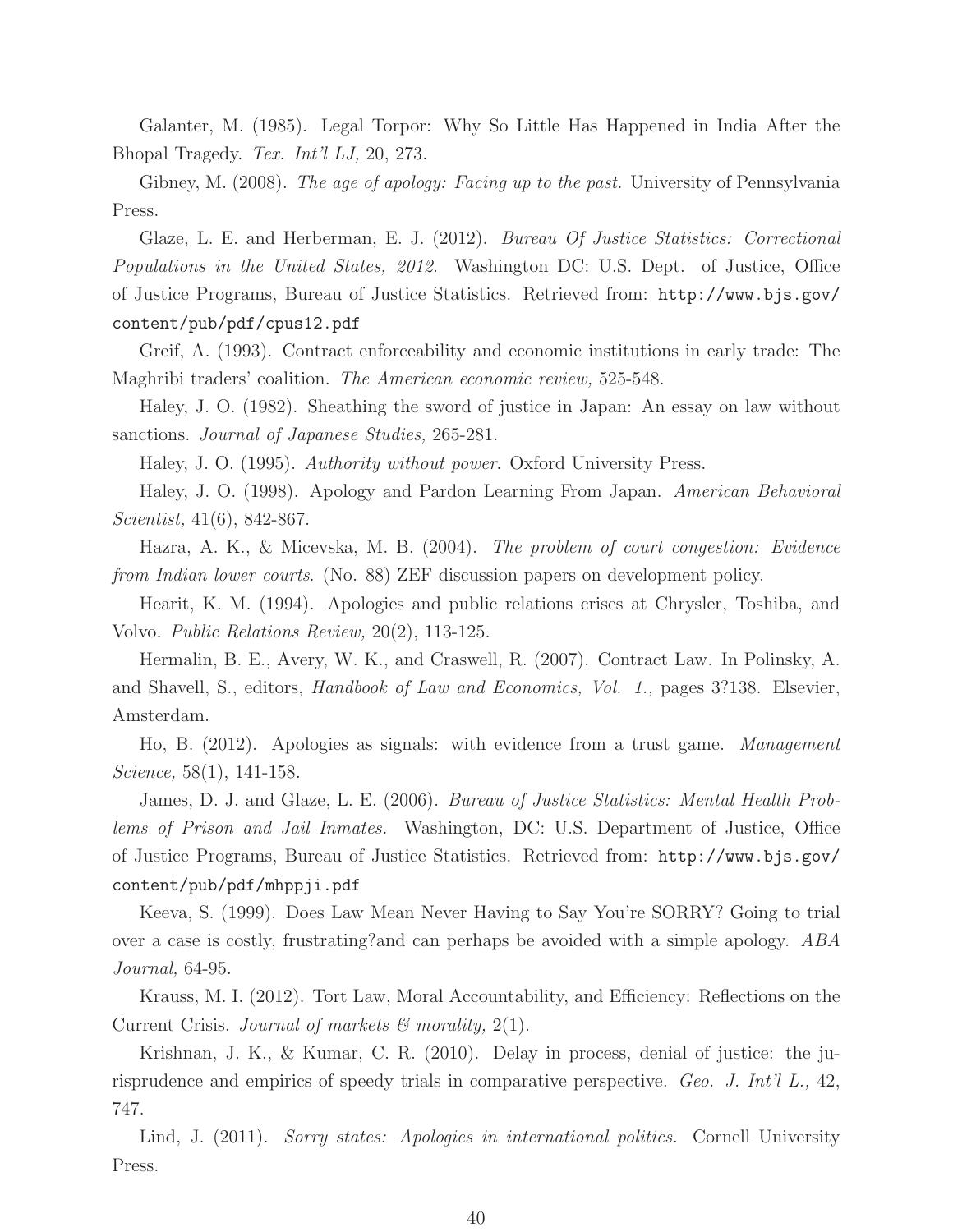Galanter, M. (1985). Legal Torpor: Why So Little Has Happened in India After the Bhopal Tragedy. *Tex. Int'l LJ,* 20, 273.

Gibney, M. (2008). *The age of apology: Facing up to the past.* University of Pennsylvania Press.

Glaze, L. E. and Herberman, E. J. (2012). *Bureau Of Justice Statistics: Correctional Populations in the United States, 2012.* Washington DC: U.S. Dept. of Justice, Office of Justice Programs, Bureau of Justice Statistics. Retrieved from: `http://www.bjs.gov/content/pub/pdf/cpus12.pdf`

Greif, A. (1993). Contract enforceability and economic institutions in early trade: The Maghribi traders' coalition. *The American economic review,* 525-548.

Haley, J. O. (1982). Sheathing the sword of justice in Japan: An essay on law without sanctions. *Journal of Japanese Studies,* 265-281.

Haley, J. O. (1995). *Authority without power.* Oxford University Press.

Haley, J. O. (1998). Apology and Pardon Learning From Japan. *American Behavioral Scientist,* 41(6), 842-867.

Hazra, A. K., & Micevska, M. B. (2004). *The problem of court congestion: Evidence from Indian lower courts.* (No. 88) ZEF discussion papers on development policy.

Hearit, K. M. (1994). Apologies and public relations crises at Chrysler, Toshiba, and Volvo. *Public Relations Review,* 20(2), 113-125.

Hermalin, B. E., Avery, W. K., and Craswell, R. (2007). Contract Law. In Polinsky, A. and Shavell, S., editors, *Handbook of Law and Economics, Vol. 1.,* pages 3?138. Elsevier, Amsterdam.

Ho, B. (2012). Apologies as signals: with evidence from a trust game. *Management Science,* 58(1), 141-158.

James, D. J. and Glaze, L. E. (2006). *Bureau of Justice Statistics: Mental Health Problems of Prison and Jail Inmates.* Washington, DC: U.S. Department of Justice, Office of Justice Programs, Bureau of Justice Statistics. Retrieved from: `http://www.bjs.gov/content/pub/pdf/mhppji.pdf`

Keeva, S. (1999). Does Law Mean Never Having to Say You're SORRY? Going to trial over a case is costly, frustrating?and can perhaps be avoided with a simple apology. *ABA Journal,* 64-95.

Krauss, M. I. (2012). Tort Law, Moral Accountability, and Efficiency: Reflections on the Current Crisis. *Journal of markets & morality,* 2(1).

Krishnan, J. K., & Kumar, C. R. (2010). Delay in process, denial of justice: the jurisprudence and empirics of speedy trials in comparative perspective. *Geo. J. Int'l L.,* 42, 747.

Lind, J. (2011). *Sorry states: Apologies in international politics.* Cornell University Press.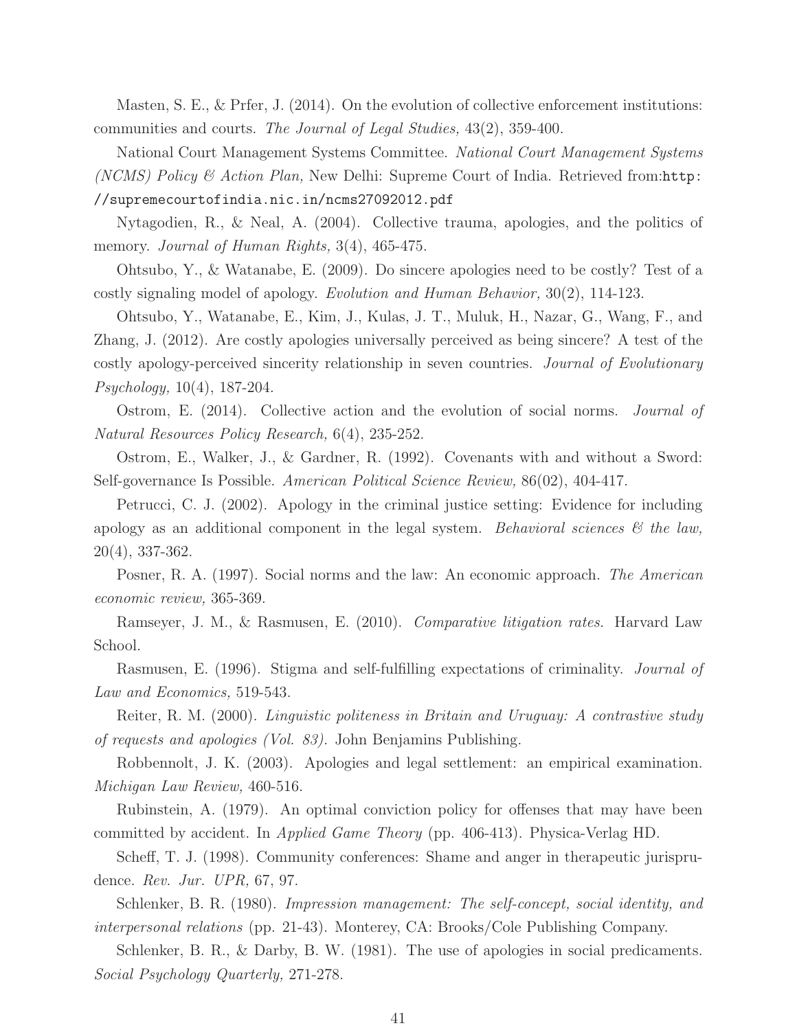Masten, S. E., & Prfer, J. (2014). On the evolution of collective enforcement institutions: communities and courts. *The Journal of Legal Studies,* 43(2), 359-400.

National Court Management Systems Committee. *National Court Management Systems (NCMS) Policy & Action Plan,* New Delhi: Supreme Court of India. Retrieved from:`http://supremecourtofindia.nic.in/ncms27092012.pdf`

Nytagodien, R., & Neal, A. (2004). Collective trauma, apologies, and the politics of memory. *Journal of Human Rights,* 3(4), 465-475.

Ohtsubo, Y., & Watanabe, E. (2009). Do sincere apologies need to be costly? Test of a costly signaling model of apology. *Evolution and Human Behavior,* 30(2), 114-123.

Ohtsubo, Y., Watanabe, E., Kim, J., Kulas, J. T., Muluk, H., Nazar, G., Wang, F., and Zhang, J. (2012). Are costly apologies universally perceived as being sincere? A test of the costly apology-perceived sincerity relationship in seven countries. *Journal of Evolutionary Psychology,* 10(4), 187-204.

Ostrom, E. (2014). Collective action and the evolution of social norms. *Journal of Natural Resources Policy Research,* 6(4), 235-252.

Ostrom, E., Walker, J., & Gardner, R. (1992). Covenants with and without a Sword: Self-governance Is Possible. *American Political Science Review,* 86(02), 404-417.

Petrucci, C. J. (2002). Apology in the criminal justice setting: Evidence for including apology as an additional component in the legal system. *Behavioral sciences & the law,* 20(4), 337-362.

Posner, R. A. (1997). Social norms and the law: An economic approach. *The American economic review,* 365-369.

Ramseyer, J. M., & Rasmusen, E. (2010). *Comparative litigation rates.* Harvard Law School.

Rasmusen, E. (1996). Stigma and self-fulfilling expectations of criminality. *Journal of Law and Economics,* 519-543.

Reiter, R. M. (2000). *Linguistic politeness in Britain and Uruguay: A contrastive study of requests and apologies (Vol. 83).* John Benjamins Publishing.

Robbennolt, J. K. (2003). Apologies and legal settlement: an empirical examination. *Michigan Law Review,* 460-516.

Rubinstein, A. (1979). An optimal conviction policy for offenses that may have been committed by accident. In *Applied Game Theory* (pp. 406-413). Physica-Verlag HD.

Scheff, T. J. (1998). Community conferences: Shame and anger in therapeutic jurisprudence. *Rev. Jur. UPR,* 67, 97.

Schlenker, B. R. (1980). *Impression management: The self-concept, social identity, and interpersonal relations* (pp. 21-43). Monterey, CA: Brooks/Cole Publishing Company.

Schlenker, B. R., & Darby, B. W. (1981). The use of apologies in social predicaments. *Social Psychology Quarterly,* 271-278.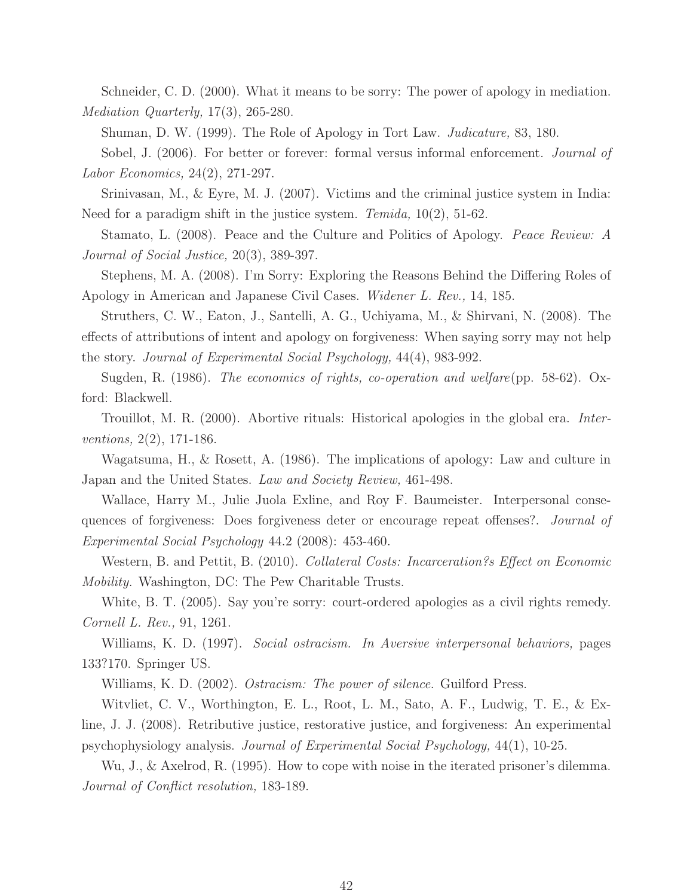Schneider, C. D. (2000). What it means to be sorry: The power of apology in mediation. *Mediation Quarterly,* 17(3), 265-280.

Shuman, D. W. (1999). The Role of Apology in Tort Law. *Judicature,* 83, 180.

Sobel, J. (2006). For better or forever: formal versus informal enforcement. *Journal of Labor Economics,* 24(2), 271-297.

Srinivasan, M., & Eyre, M. J. (2007). Victims and the criminal justice system in India: Need for a paradigm shift in the justice system. *Temida,* 10(2), 51-62.

Stamato, L. (2008). Peace and the Culture and Politics of Apology. *Peace Review: A Journal of Social Justice,* 20(3), 389-397.

Stephens, M. A. (2008). I'm Sorry: Exploring the Reasons Behind the Differing Roles of Apology in American and Japanese Civil Cases. *Widener L. Rev.,* 14, 185.

Struthers, C. W., Eaton, J., Santelli, A. G., Uchiyama, M., & Shirvani, N. (2008). The effects of attributions of intent and apology on forgiveness: When saying sorry may not help the story. *Journal of Experimental Social Psychology,* 44(4), 983-992.

Sugden, R. (1986). *The economics of rights, co-operation and welfare*(pp. 58-62). Oxford: Blackwell.

Trouillot, M. R. (2000). Abortive rituals: Historical apologies in the global era. *Interventions,* 2(2), 171-186.

Wagatsuma, H., & Rosett, A. (1986). The implications of apology: Law and culture in Japan and the United States. *Law and Society Review,* 461-498.

Wallace, Harry M., Julie Juola Exline, and Roy F. Baumeister. Interpersonal consequences of forgiveness: Does forgiveness deter or encourage repeat offenses?. *Journal of Experimental Social Psychology* 44.2 (2008): 453-460.

Western, B. and Pettit, B. (2010). *Collateral Costs: Incarceration?s Effect on Economic Mobility.* Washington, DC: The Pew Charitable Trusts.

White, B. T. (2005). Say you're sorry: court-ordered apologies as a civil rights remedy. *Cornell L. Rev.,* 91, 1261.

Williams, K. D. (1997). *Social ostracism. In Aversive interpersonal behaviors,* pages 133?170. Springer US.

Williams, K. D. (2002). *Ostracism: The power of silence.* Guilford Press.

Witvliet, C. V., Worthington, E. L., Root, L. M., Sato, A. F., Ludwig, T. E., & Exline, J. J. (2008). Retributive justice, restorative justice, and forgiveness: An experimental psychophysiology analysis. *Journal of Experimental Social Psychology,* 44(1), 10-25.

Wu, J., & Axelrod, R. (1995). How to cope with noise in the iterated prisoner's dilemma. *Journal of Conflict resolution,* 183-189.